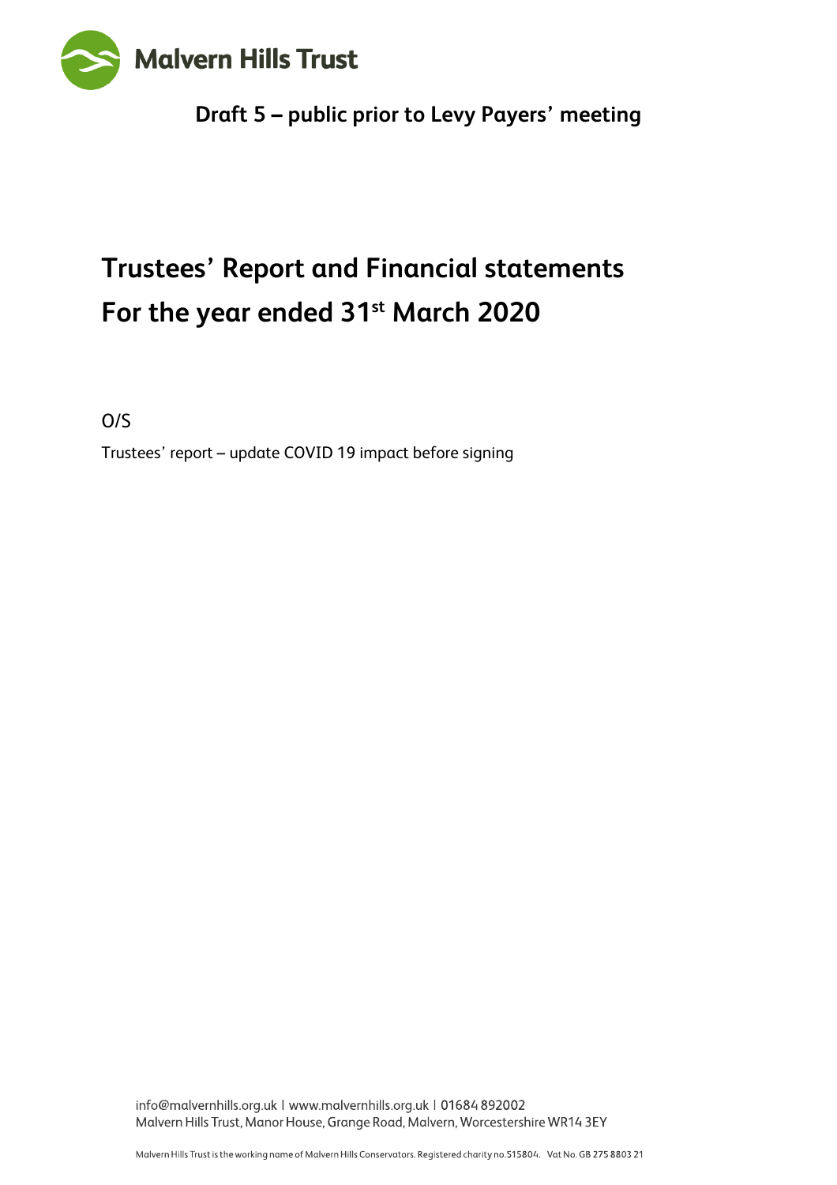Malvern Hills Trust

**Draft 5 – public prior to Levy Payers' meeting**

# Trustees' Report and Financial statements
# For the year ended 31st March 2020

O/S

Trustees' report – update COVID 19 impact before signing

info@malvernhills.org.uk | www.malvernhills.org.uk | 01684 892002
Malvern Hills Trust, Manor House, Grange Road, Malvern, Worcestershire WR14 3EY

Malvern Hills Trust is the working name of Malvern Hills Conservators. Registered charity no.515804. Vat No. GB 275 8803 21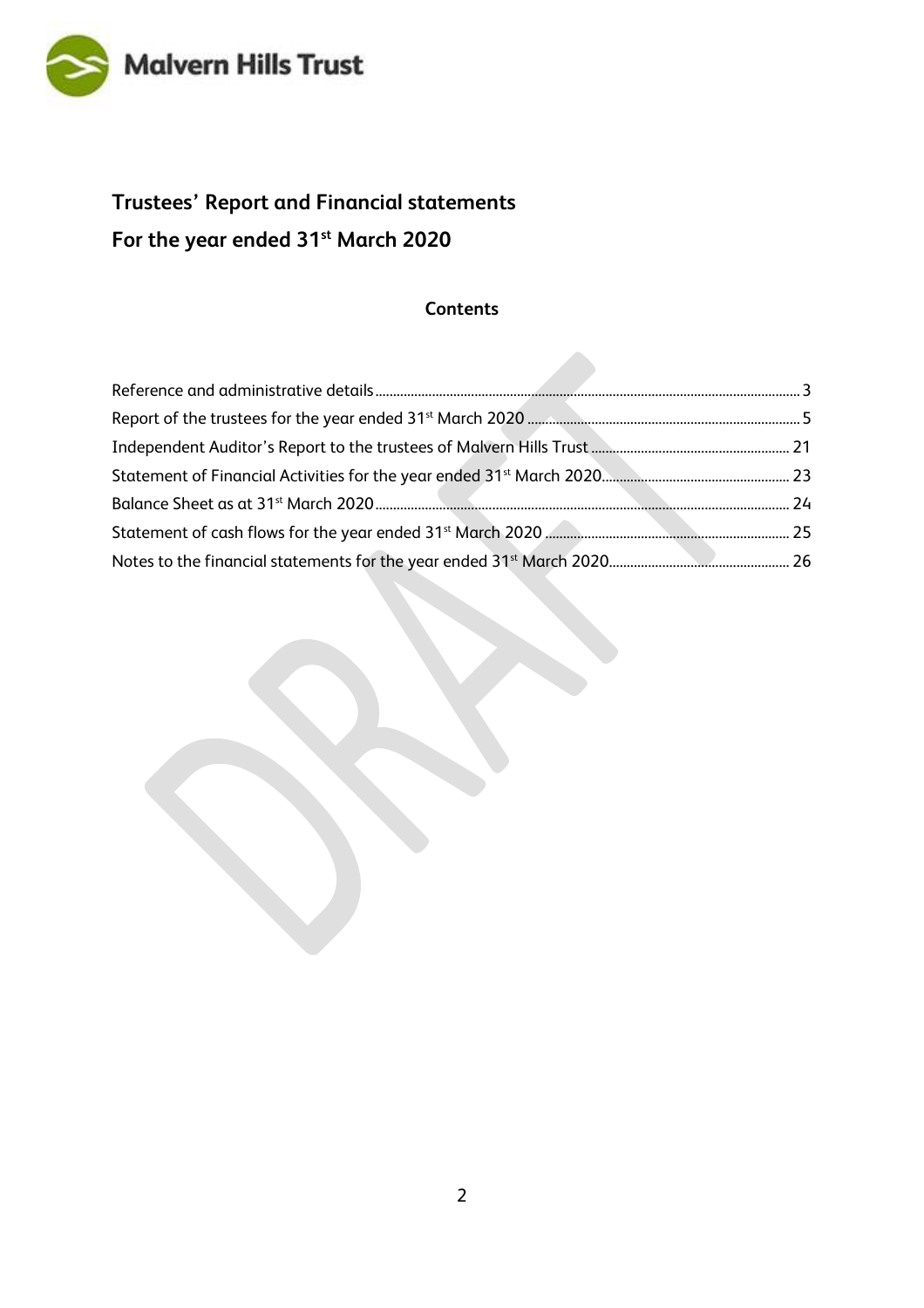Malvern Hills Trust

# Trustees' Report and Financial statements

# For the year ended 31st March 2020

## Contents

| | |
|---|---|
| Reference and administrative details | 3 |
| Report of the trustees for the year ended 31st March 2020 | 5 |
| Independent Auditor's Report to the trustees of Malvern Hills Trust | 21 |
| Statement of Financial Activities for the year ended 31st March 2020 | 23 |
| Balance Sheet as at 31st March 2020 | 24 |
| Statement of cash flows for the year ended 31st March 2020 | 25 |
| Notes to the financial statements for the year ended 31st March 2020 | 26 |

DRAFT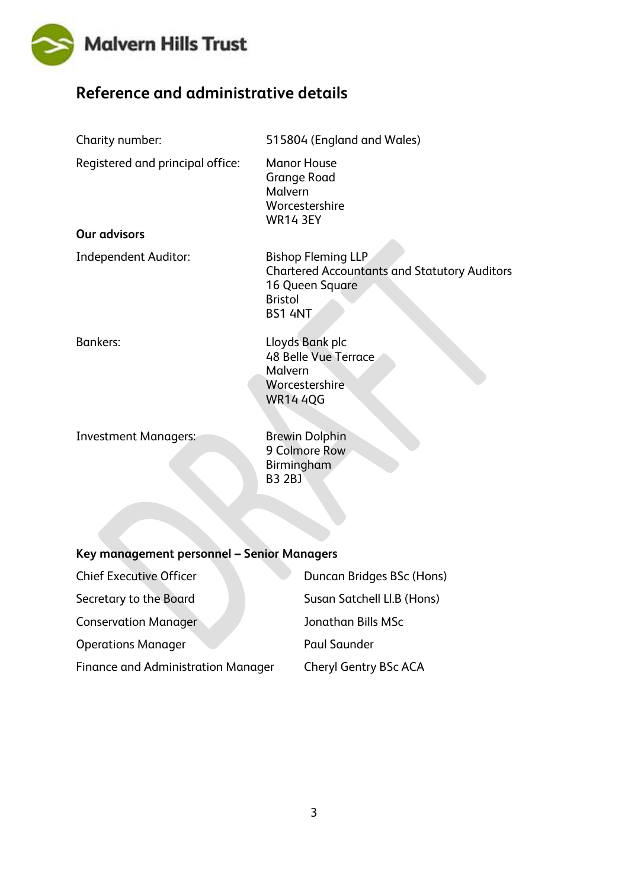## Reference and administrative details

| | |
|---|---|
| Charity number: | 515804 (England and Wales) |
| Registered and principal office: | Manor House<br>Grange Road<br>Malvern<br>Worcestershire<br>WR14 3EY |

**Our advisors**

| | |
|---|---|
| Independent Auditor: | Bishop Fleming LLP<br>Chartered Accountants and Statutory Auditors<br>16 Queen Square<br>Bristol<br>BS1 4NT |
| Bankers: | Lloyds Bank plc<br>48 Belle Vue Terrace<br>Malvern<br>Worcestershire<br>WR14 4QG |
| Investment Managers: | Brewin Dolphin<br>9 Colmore Row<br>Birmingham<br>B3 2BJ |

**Key management personnel – Senior Managers**

| | |
|---|---|
| Chief Executive Officer | Duncan Bridges BSc (Hons) |
| Secretary to the Board | Susan Satchell Ll.B (Hons) |
| Conservation Manager | Jonathan Bills MSc |
| Operations Manager | Paul Saunder |
| Finance and Administration Manager | Cheryl Gentry BSc ACA |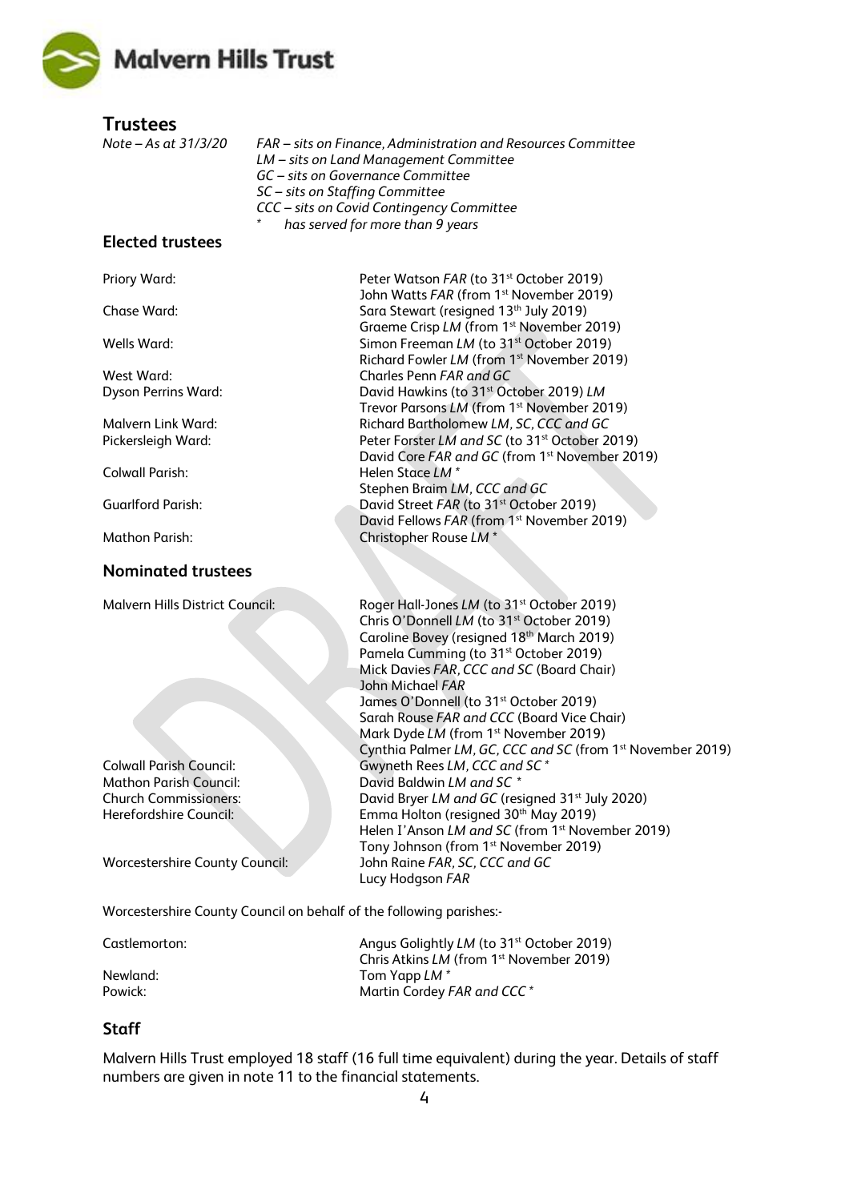## Trustees

*Note – As at 31/3/20*

*FAR – sits on Finance, Administration and Resources Committee*
*LM – sits on Land Management Committee*
*GC – sits on Governance Committee*
*SC – sits on Staffing Committee*
*CCC – sits on Covid Contingency Committee*
*\* has served for more than 9 years*

### Elected trustees

| | |
|---|---|
| Priory Ward: | Peter Watson *FAR* (to 31st October 2019) |
| | John Watts *FAR* (from 1st November 2019) |
| Chase Ward: | Sara Stewart (resigned 13th July 2019) |
| | Graeme Crisp *LM* (from 1st November 2019) |
| Wells Ward: | Simon Freeman *LM* (to 31st October 2019) |
| | Richard Fowler *LM* (from 1st November 2019) |
| West Ward: | Charles Penn *FAR and GC* |
| Dyson Perrins Ward: | David Hawkins (to 31st October 2019) *LM* |
| | Trevor Parsons *LM* (from 1st November 2019) |
| Malvern Link Ward: | Richard Bartholomew *LM, SC, CCC and GC* |
| Pickersleigh Ward: | Peter Forster *LM and SC* (to 31st October 2019) |
| | David Core *FAR and GC* (from 1st November 2019) |
| Colwall Parish: | Helen Stace *LM \** |
| | Stephen Braim *LM, CCC and GC* |
| Guarlford Parish: | David Street *FAR* (to 31st October 2019) |
| | David Fellows *FAR* (from 1st November 2019) |
| Mathon Parish: | Christopher Rouse *LM \** |

### Nominated trustees

| | |
|---|---|
| Malvern Hills District Council: | Roger Hall-Jones *LM* (to 31st October 2019) |
| | Chris O'Donnell *LM* (to 31st October 2019) |
| | Caroline Bovey (resigned 18th March 2019) |
| | Pamela Cumming (to 31st October 2019) |
| | Mick Davies *FAR, CCC and SC* (Board Chair) |
| | John Michael *FAR* |
| | James O'Donnell (to 31st October 2019) |
| | Sarah Rouse *FAR and CCC* (Board Vice Chair) |
| | Mark Dyde *LM* (from 1st November 2019) |
| | Cynthia Palmer *LM, GC, CCC and SC* (from 1st November 2019) |
| Colwall Parish Council: | Gwyneth Rees *LM, CCC and SC \** |
| Mathon Parish Council: | David Baldwin *LM and SC \** |
| Church Commissioners: | David Bryer *LM and GC* (resigned 31st July 2020) |
| Herefordshire Council: | Emma Holton (resigned 30th May 2019) |
| | Helen I'Anson *LM and SC* (from 1st November 2019) |
| | Tony Johnson (from 1st November 2019) |
| Worcestershire County Council: | John Raine *FAR, SC, CCC and GC* |
| | Lucy Hodgson *FAR* |

Worcestershire County Council on behalf of the following parishes:-

| | |
|---|---|
| Castlemorton: | Angus Golightly *LM* (to 31st October 2019) |
| | Chris Atkins *LM* (from 1st November 2019) |
| Newland: | Tom Yapp *LM \** |
| Powick: | Martin Cordey *FAR and CCC \** |

## Staff

Malvern Hills Trust employed 18 staff (16 full time equivalent) during the year. Details of staff numbers are given in note 11 to the financial statements.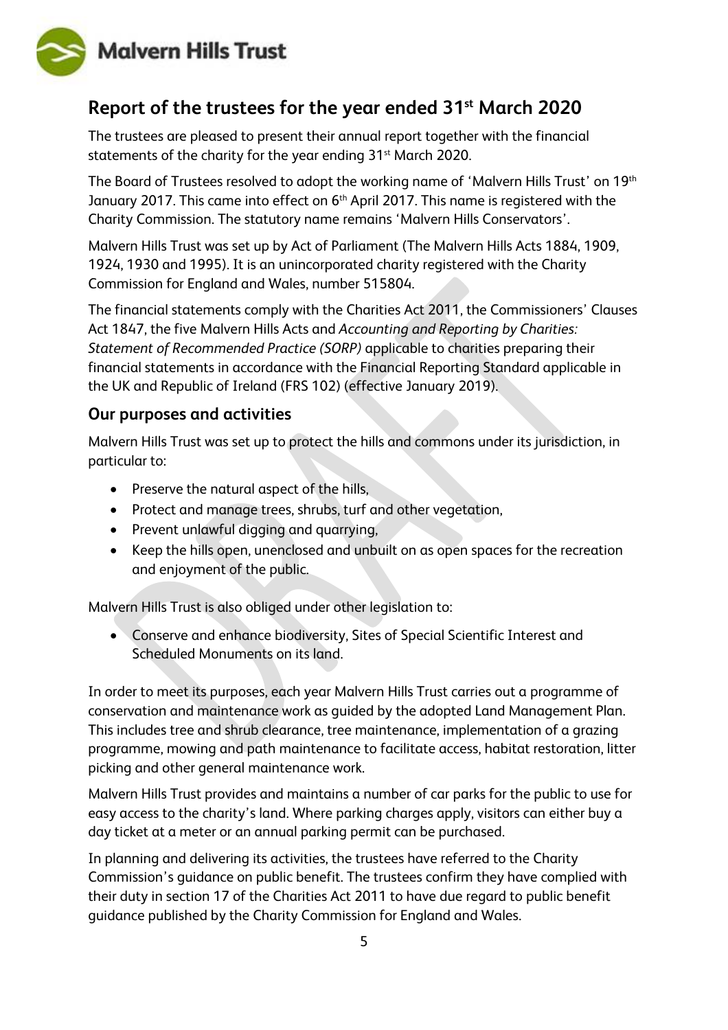# Report of the trustees for the year ended 31st March 2020

The trustees are pleased to present their annual report together with the financial statements of the charity for the year ending 31st March 2020.

The Board of Trustees resolved to adopt the working name of 'Malvern Hills Trust' on 19th January 2017. This came into effect on 6th April 2017. This name is registered with the Charity Commission. The statutory name remains 'Malvern Hills Conservators'.

Malvern Hills Trust was set up by Act of Parliament (The Malvern Hills Acts 1884, 1909, 1924, 1930 and 1995). It is an unincorporated charity registered with the Charity Commission for England and Wales, number 515804.

The financial statements comply with the Charities Act 2011, the Commissioners' Clauses Act 1847, the five Malvern Hills Acts and *Accounting and Reporting by Charities: Statement of Recommended Practice (SORP)* applicable to charities preparing their financial statements in accordance with the Financial Reporting Standard applicable in the UK and Republic of Ireland (FRS 102) (effective January 2019).

## Our purposes and activities

Malvern Hills Trust was set up to protect the hills and commons under its jurisdiction, in particular to:

- Preserve the natural aspect of the hills,
- Protect and manage trees, shrubs, turf and other vegetation,
- Prevent unlawful digging and quarrying,
- Keep the hills open, unenclosed and unbuilt on as open spaces for the recreation and enjoyment of the public.

Malvern Hills Trust is also obliged under other legislation to:

- Conserve and enhance biodiversity, Sites of Special Scientific Interest and Scheduled Monuments on its land.

In order to meet its purposes, each year Malvern Hills Trust carries out a programme of conservation and maintenance work as guided by the adopted Land Management Plan. This includes tree and shrub clearance, tree maintenance, implementation of a grazing programme, mowing and path maintenance to facilitate access, habitat restoration, litter picking and other general maintenance work.

Malvern Hills Trust provides and maintains a number of car parks for the public to use for easy access to the charity's land. Where parking charges apply, visitors can either buy a day ticket at a meter or an annual parking permit can be purchased.

In planning and delivering its activities, the trustees have referred to the Charity Commission's guidance on public benefit. The trustees confirm they have complied with their duty in section 17 of the Charities Act 2011 to have due regard to public benefit guidance published by the Charity Commission for England and Wales.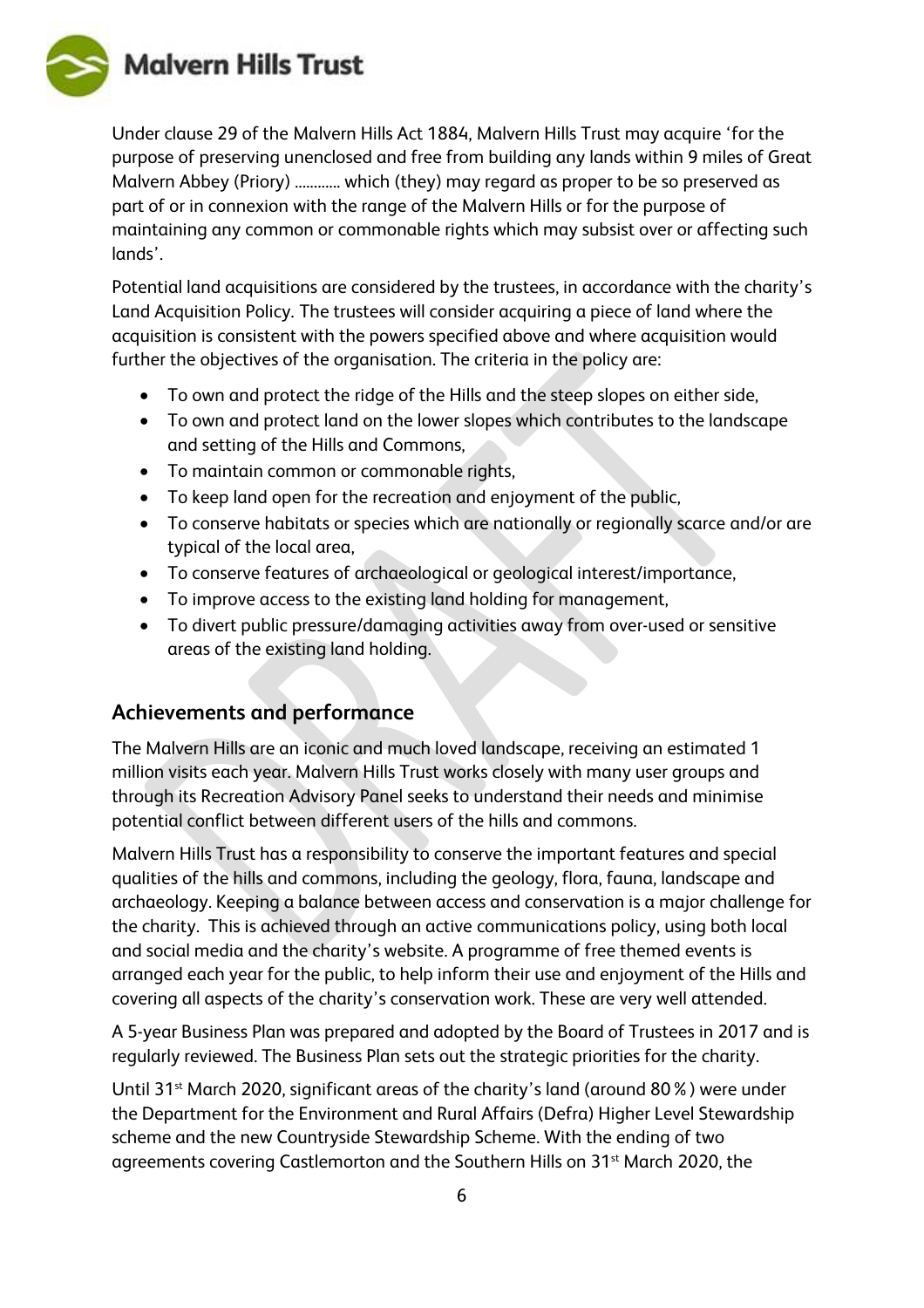Under clause 29 of the Malvern Hills Act 1884, Malvern Hills Trust may acquire 'for the purpose of preserving unenclosed and free from building any lands within 9 miles of Great Malvern Abbey (Priory) ………… which (they) may regard as proper to be so preserved as part of or in connexion with the range of the Malvern Hills or for the purpose of maintaining any common or commonable rights which may subsist over or affecting such lands'.

Potential land acquisitions are considered by the trustees, in accordance with the charity's Land Acquisition Policy. The trustees will consider acquiring a piece of land where the acquisition is consistent with the powers specified above and where acquisition would further the objectives of the organisation. The criteria in the policy are:

- To own and protect the ridge of the Hills and the steep slopes on either side,
- To own and protect land on the lower slopes which contributes to the landscape and setting of the Hills and Commons,
- To maintain common or commonable rights,
- To keep land open for the recreation and enjoyment of the public,
- To conserve habitats or species which are nationally or regionally scarce and/or are typical of the local area,
- To conserve features of archaeological or geological interest/importance,
- To improve access to the existing land holding for management,
- To divert public pressure/damaging activities away from over-used or sensitive areas of the existing land holding.

## Achievements and performance

The Malvern Hills are an iconic and much loved landscape, receiving an estimated 1 million visits each year. Malvern Hills Trust works closely with many user groups and through its Recreation Advisory Panel seeks to understand their needs and minimise potential conflict between different users of the hills and commons.

Malvern Hills Trust has a responsibility to conserve the important features and special qualities of the hills and commons, including the geology, flora, fauna, landscape and archaeology. Keeping a balance between access and conservation is a major challenge for the charity. This is achieved through an active communications policy, using both local and social media and the charity's website. A programme of free themed events is arranged each year for the public, to help inform their use and enjoyment of the Hills and covering all aspects of the charity's conservation work. These are very well attended.

A 5-year Business Plan was prepared and adopted by the Board of Trustees in 2017 and is regularly reviewed. The Business Plan sets out the strategic priorities for the charity.

Until 31st March 2020, significant areas of the charity's land (around 80%) were under the Department for the Environment and Rural Affairs (Defra) Higher Level Stewardship scheme and the new Countryside Stewardship Scheme. With the ending of two agreements covering Castlemorton and the Southern Hills on 31st March 2020, the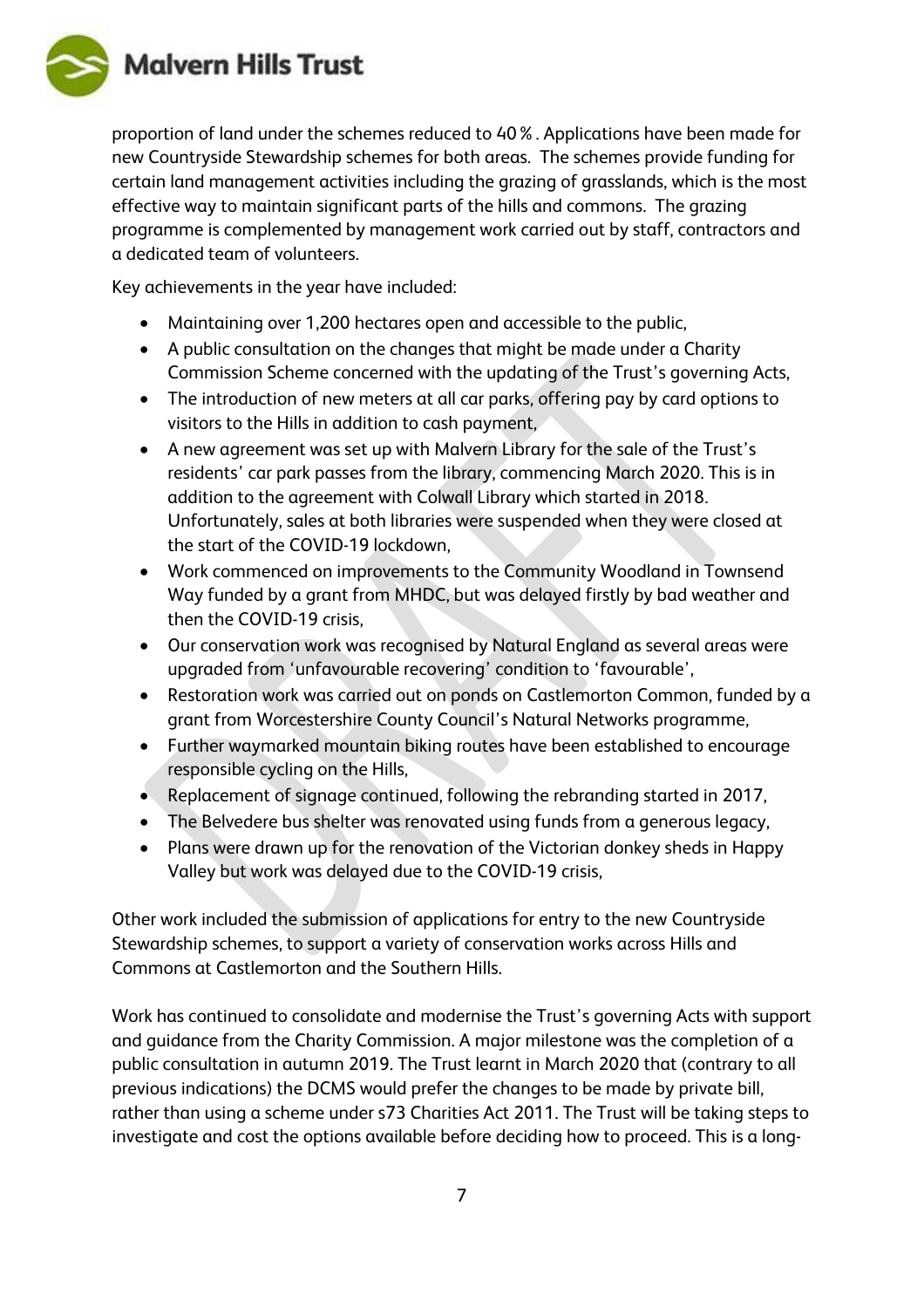proportion of land under the schemes reduced to 40%. Applications have been made for new Countryside Stewardship schemes for both areas. The schemes provide funding for certain land management activities including the grazing of grasslands, which is the most effective way to maintain significant parts of the hills and commons. The grazing programme is complemented by management work carried out by staff, contractors and a dedicated team of volunteers.

Key achievements in the year have included:

- Maintaining over 1,200 hectares open and accessible to the public,
- A public consultation on the changes that might be made under a Charity Commission Scheme concerned with the updating of the Trust's governing Acts,
- The introduction of new meters at all car parks, offering pay by card options to visitors to the Hills in addition to cash payment,
- A new agreement was set up with Malvern Library for the sale of the Trust's residents' car park passes from the library, commencing March 2020. This is in addition to the agreement with Colwall Library which started in 2018. Unfortunately, sales at both libraries were suspended when they were closed at the start of the COVID-19 lockdown,
- Work commenced on improvements to the Community Woodland in Townsend Way funded by a grant from MHDC, but was delayed firstly by bad weather and then the COVID-19 crisis,
- Our conservation work was recognised by Natural England as several areas were upgraded from 'unfavourable recovering' condition to 'favourable',
- Restoration work was carried out on ponds on Castlemorton Common, funded by a grant from Worcestershire County Council's Natural Networks programme,
- Further waymarked mountain biking routes have been established to encourage responsible cycling on the Hills,
- Replacement of signage continued, following the rebranding started in 2017,
- The Belvedere bus shelter was renovated using funds from a generous legacy,
- Plans were drawn up for the renovation of the Victorian donkey sheds in Happy Valley but work was delayed due to the COVID-19 crisis,

Other work included the submission of applications for entry to the new Countryside Stewardship schemes, to support a variety of conservation works across Hills and Commons at Castlemorton and the Southern Hills.

Work has continued to consolidate and modernise the Trust's governing Acts with support and guidance from the Charity Commission. A major milestone was the completion of a public consultation in autumn 2019. The Trust learnt in March 2020 that (contrary to all previous indications) the DCMS would prefer the changes to be made by private bill, rather than using a scheme under s73 Charities Act 2011. The Trust will be taking steps to investigate and cost the options available before deciding how to proceed. This is a long-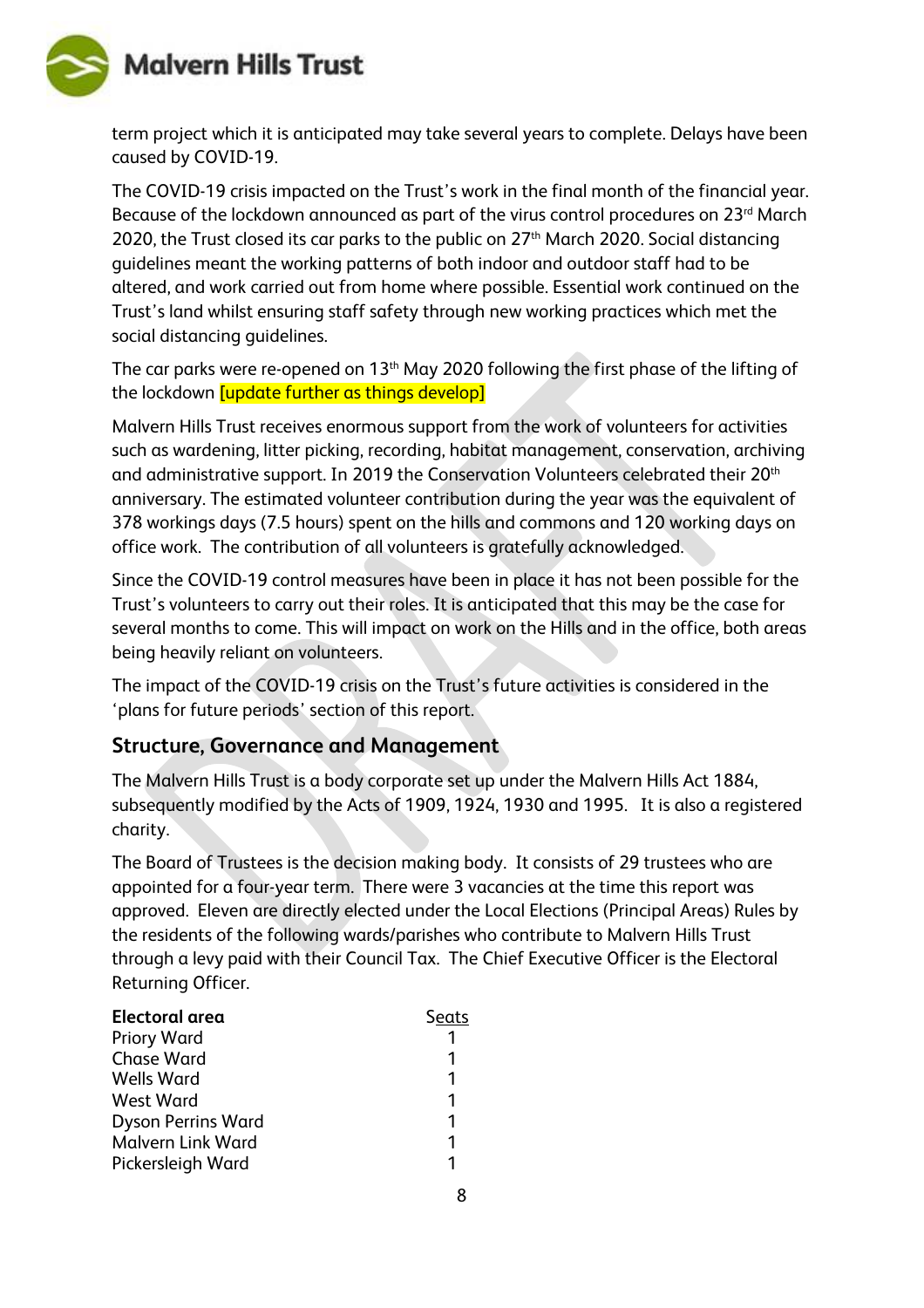term project which it is anticipated may take several years to complete. Delays have been caused by COVID-19.

The COVID-19 crisis impacted on the Trust's work in the final month of the financial year. Because of the lockdown announced as part of the virus control procedures on 23rd March 2020, the Trust closed its car parks to the public on 27th March 2020. Social distancing guidelines meant the working patterns of both indoor and outdoor staff had to be altered, and work carried out from home where possible. Essential work continued on the Trust's land whilst ensuring staff safety through new working practices which met the social distancing guidelines.

The car parks were re-opened on 13th May 2020 following the first phase of the lifting of the lockdown [update further as things develop]

Malvern Hills Trust receives enormous support from the work of volunteers for activities such as wardening, litter picking, recording, habitat management, conservation, archiving and administrative support. In 2019 the Conservation Volunteers celebrated their 20th anniversary. The estimated volunteer contribution during the year was the equivalent of 378 workings days (7.5 hours) spent on the hills and commons and 120 working days on office work. The contribution of all volunteers is gratefully acknowledged.

Since the COVID-19 control measures have been in place it has not been possible for the Trust's volunteers to carry out their roles. It is anticipated that this may be the case for several months to come. This will impact on work on the Hills and in the office, both areas being heavily reliant on volunteers.

The impact of the COVID-19 crisis on the Trust's future activities is considered in the 'plans for future periods' section of this report.

## Structure, Governance and Management

The Malvern Hills Trust is a body corporate set up under the Malvern Hills Act 1884, subsequently modified by the Acts of 1909, 1924, 1930 and 1995. It is also a registered charity.

The Board of Trustees is the decision making body. It consists of 29 trustees who are appointed for a four-year term. There were 3 vacancies at the time this report was approved. Eleven are directly elected under the Local Elections (Principal Areas) Rules by the residents of the following wards/parishes who contribute to Malvern Hills Trust through a levy paid with their Council Tax. The Chief Executive Officer is the Electoral Returning Officer.

| **Electoral area** | Seats |
|---|---|
| Priory Ward | 1 |
| Chase Ward | 1 |
| Wells Ward | 1 |
| West Ward | 1 |
| Dyson Perrins Ward | 1 |
| Malvern Link Ward | 1 |
| Pickersleigh Ward | 1 |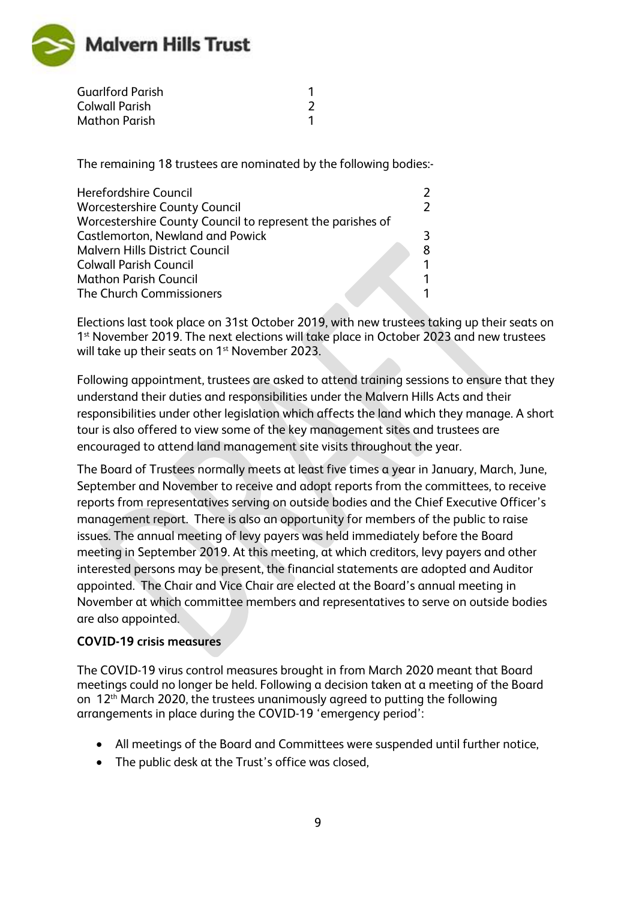| | |
|---|---|
| Guarlford Parish | 1 |
| Colwall Parish | 2 |
| Mathon Parish | 1 |

The remaining 18 trustees are nominated by the following bodies:-

| | |
|---|---|
| Herefordshire Council | 2 |
| Worcestershire County Council | 2 |
| Worcestershire County Council to represent the parishes of Castlemorton, Newland and Powick | 3 |
| Malvern Hills District Council | 8 |
| Colwall Parish Council | 1 |
| Mathon Parish Council | 1 |
| The Church Commissioners | 1 |

Elections last took place on 31st October 2019, with new trustees taking up their seats on 1st November 2019. The next elections will take place in October 2023 and new trustees will take up their seats on 1st November 2023.

Following appointment, trustees are asked to attend training sessions to ensure that they understand their duties and responsibilities under the Malvern Hills Acts and their responsibilities under other legislation which affects the land which they manage. A short tour is also offered to view some of the key management sites and trustees are encouraged to attend land management site visits throughout the year.

The Board of Trustees normally meets at least five times a year in January, March, June, September and November to receive and adopt reports from the committees, to receive reports from representatives serving on outside bodies and the Chief Executive Officer's management report. There is also an opportunity for members of the public to raise issues. The annual meeting of levy payers was held immediately before the Board meeting in September 2019. At this meeting, at which creditors, levy payers and other interested persons may be present, the financial statements are adopted and Auditor appointed. The Chair and Vice Chair are elected at the Board's annual meeting in November at which committee members and representatives to serve on outside bodies are also appointed.

**COVID-19 crisis measures**

The COVID-19 virus control measures brought in from March 2020 meant that Board meetings could no longer be held. Following a decision taken at a meeting of the Board on 12th March 2020, the trustees unanimously agreed to putting the following arrangements in place during the COVID-19 'emergency period':

- All meetings of the Board and Committees were suspended until further notice,
- The public desk at the Trust's office was closed,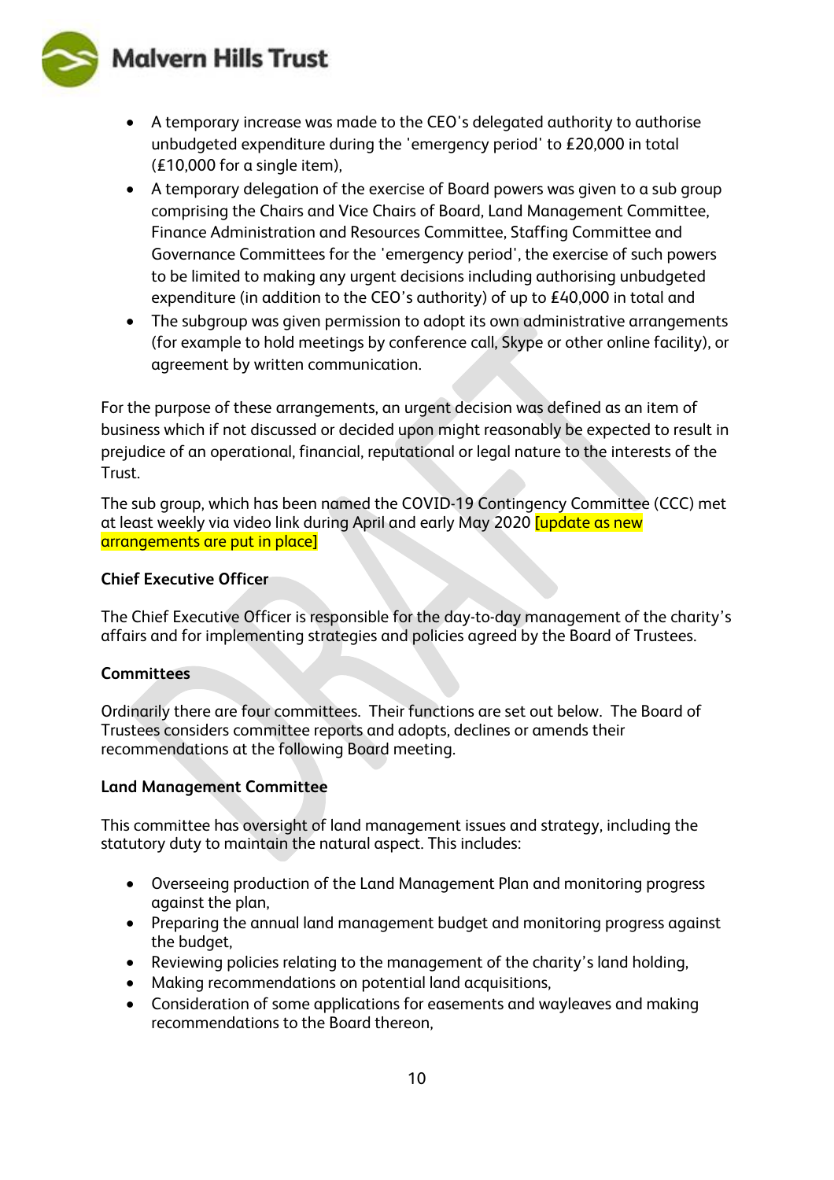- A temporary increase was made to the CEO's delegated authority to authorise unbudgeted expenditure during the 'emergency period' to £20,000 in total (£10,000 for a single item),
- A temporary delegation of the exercise of Board powers was given to a sub group comprising the Chairs and Vice Chairs of Board, Land Management Committee, Finance Administration and Resources Committee, Staffing Committee and Governance Committees for the 'emergency period', the exercise of such powers to be limited to making any urgent decisions including authorising unbudgeted expenditure (in addition to the CEO's authority) of up to £40,000 in total and
- The subgroup was given permission to adopt its own administrative arrangements (for example to hold meetings by conference call, Skype or other online facility), or agreement by written communication.

For the purpose of these arrangements, an urgent decision was defined as an item of business which if not discussed or decided upon might reasonably be expected to result in prejudice of an operational, financial, reputational or legal nature to the interests of the Trust.

The sub group, which has been named the COVID-19 Contingency Committee (CCC) met at least weekly via video link during April and early May 2020 [update as new arrangements are put in place]

**Chief Executive Officer**

The Chief Executive Officer is responsible for the day-to-day management of the charity's affairs and for implementing strategies and policies agreed by the Board of Trustees.

**Committees**

Ordinarily there are four committees. Their functions are set out below. The Board of Trustees considers committee reports and adopts, declines or amends their recommendations at the following Board meeting.

**Land Management Committee**

This committee has oversight of land management issues and strategy, including the statutory duty to maintain the natural aspect. This includes:

- Overseeing production of the Land Management Plan and monitoring progress against the plan,
- Preparing the annual land management budget and monitoring progress against the budget,
- Reviewing policies relating to the management of the charity's land holding,
- Making recommendations on potential land acquisitions,
- Consideration of some applications for easements and wayleaves and making recommendations to the Board thereon,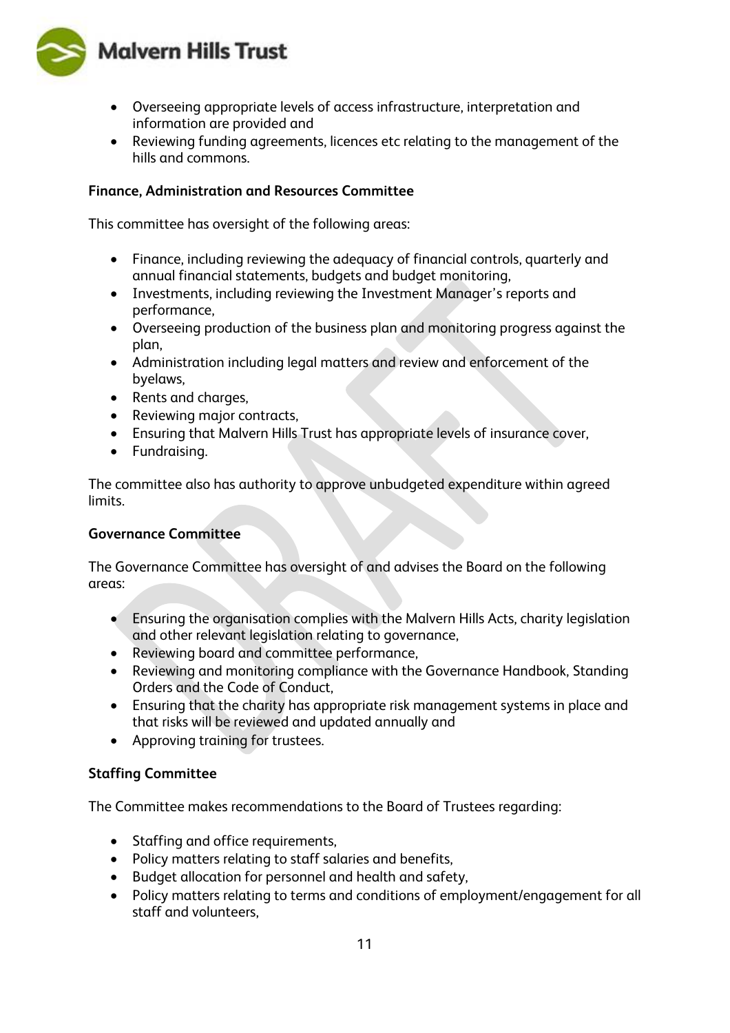- Overseeing appropriate levels of access infrastructure, interpretation and information are provided and
- Reviewing funding agreements, licences etc relating to the management of the hills and commons.

**Finance, Administration and Resources Committee**

This committee has oversight of the following areas:

- Finance, including reviewing the adequacy of financial controls, quarterly and annual financial statements, budgets and budget monitoring,
- Investments, including reviewing the Investment Manager's reports and performance,
- Overseeing production of the business plan and monitoring progress against the plan,
- Administration including legal matters and review and enforcement of the byelaws,
- Rents and charges,
- Reviewing major contracts,
- Ensuring that Malvern Hills Trust has appropriate levels of insurance cover,
- Fundraising.

The committee also has authority to approve unbudgeted expenditure within agreed limits.

**Governance Committee**

The Governance Committee has oversight of and advises the Board on the following areas:

- Ensuring the organisation complies with the Malvern Hills Acts, charity legislation and other relevant legislation relating to governance,
- Reviewing board and committee performance,
- Reviewing and monitoring compliance with the Governance Handbook, Standing Orders and the Code of Conduct,
- Ensuring that the charity has appropriate risk management systems in place and that risks will be reviewed and updated annually and
- Approving training for trustees.

**Staffing Committee**

The Committee makes recommendations to the Board of Trustees regarding:

- Staffing and office requirements,
- Policy matters relating to staff salaries and benefits,
- Budget allocation for personnel and health and safety,
- Policy matters relating to terms and conditions of employment/engagement for all staff and volunteers,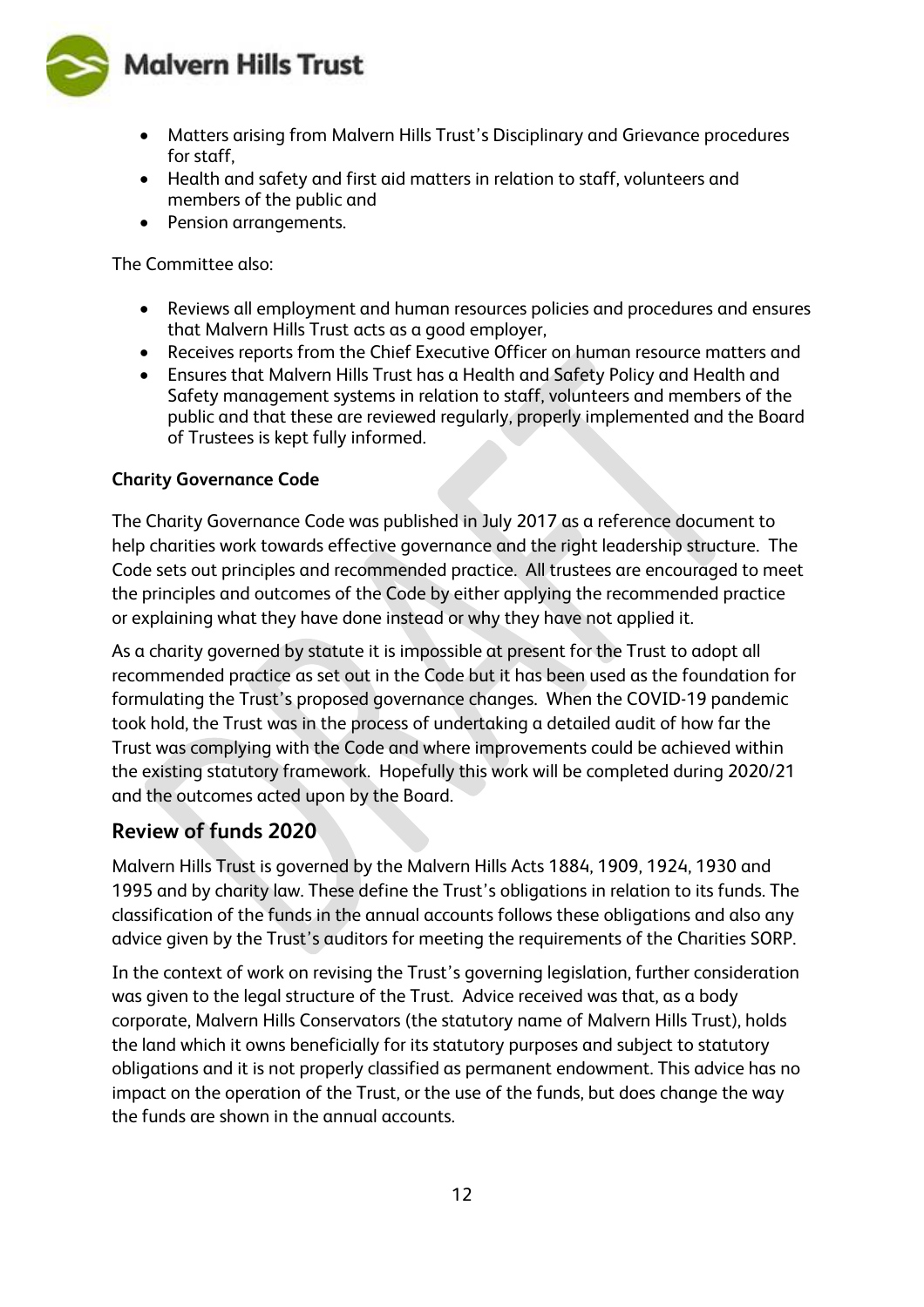- Matters arising from Malvern Hills Trust's Disciplinary and Grievance procedures for staff,
- Health and safety and first aid matters in relation to staff, volunteers and members of the public and
- Pension arrangements.

The Committee also:

- Reviews all employment and human resources policies and procedures and ensures that Malvern Hills Trust acts as a good employer,
- Receives reports from the Chief Executive Officer on human resource matters and
- Ensures that Malvern Hills Trust has a Health and Safety Policy and Health and Safety management systems in relation to staff, volunteers and members of the public and that these are reviewed regularly, properly implemented and the Board of Trustees is kept fully informed.

**Charity Governance Code**

The Charity Governance Code was published in July 2017 as a reference document to help charities work towards effective governance and the right leadership structure. The Code sets out principles and recommended practice. All trustees are encouraged to meet the principles and outcomes of the Code by either applying the recommended practice or explaining what they have done instead or why they have not applied it.

As a charity governed by statute it is impossible at present for the Trust to adopt all recommended practice as set out in the Code but it has been used as the foundation for formulating the Trust's proposed governance changes. When the COVID-19 pandemic took hold, the Trust was in the process of undertaking a detailed audit of how far the Trust was complying with the Code and where improvements could be achieved within the existing statutory framework. Hopefully this work will be completed during 2020/21 and the outcomes acted upon by the Board.

## Review of funds 2020

Malvern Hills Trust is governed by the Malvern Hills Acts 1884, 1909, 1924, 1930 and 1995 and by charity law. These define the Trust's obligations in relation to its funds. The classification of the funds in the annual accounts follows these obligations and also any advice given by the Trust's auditors for meeting the requirements of the Charities SORP.

In the context of work on revising the Trust's governing legislation, further consideration was given to the legal structure of the Trust. Advice received was that, as a body corporate, Malvern Hills Conservators (the statutory name of Malvern Hills Trust), holds the land which it owns beneficially for its statutory purposes and subject to statutory obligations and it is not properly classified as permanent endowment. This advice has no impact on the operation of the Trust, or the use of the funds, but does change the way the funds are shown in the annual accounts.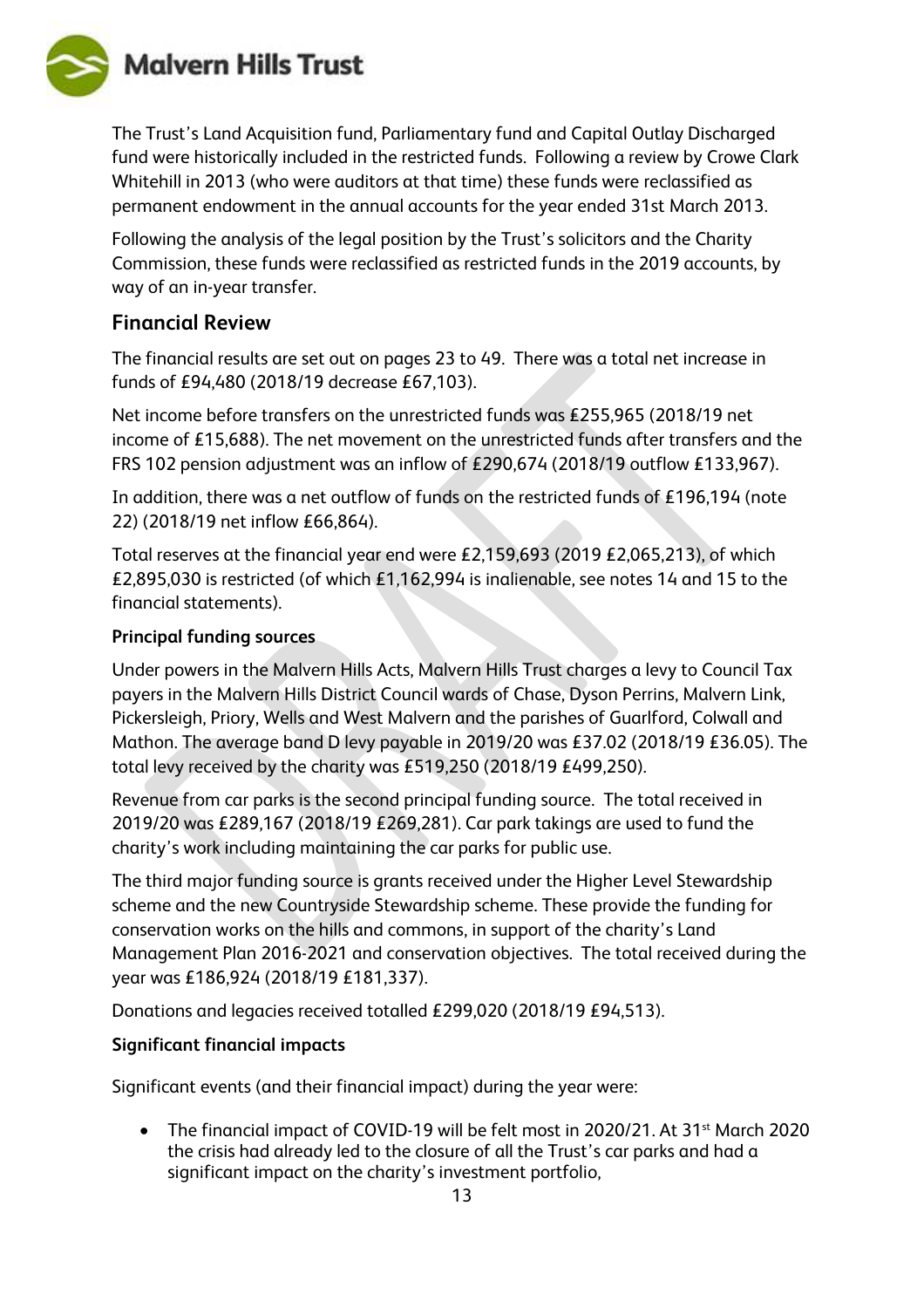The Trust's Land Acquisition fund, Parliamentary fund and Capital Outlay Discharged fund were historically included in the restricted funds. Following a review by Crowe Clark Whitehill in 2013 (who were auditors at that time) these funds were reclassified as permanent endowment in the annual accounts for the year ended 31st March 2013.

Following the analysis of the legal position by the Trust's solicitors and the Charity Commission, these funds were reclassified as restricted funds in the 2019 accounts, by way of an in-year transfer.

## Financial Review

The financial results are set out on pages 23 to 49. There was a total net increase in funds of £94,480 (2018/19 decrease £67,103).

Net income before transfers on the unrestricted funds was £255,965 (2018/19 net income of £15,688). The net movement on the unrestricted funds after transfers and the FRS 102 pension adjustment was an inflow of £290,674 (2018/19 outflow £133,967).

In addition, there was a net outflow of funds on the restricted funds of £196,194 (note 22) (2018/19 net inflow £66,864).

Total reserves at the financial year end were £2,159,693 (2019 £2,065,213), of which £2,895,030 is restricted (of which £1,162,994 is inalienable, see notes 14 and 15 to the financial statements).

**Principal funding sources**

Under powers in the Malvern Hills Acts, Malvern Hills Trust charges a levy to Council Tax payers in the Malvern Hills District Council wards of Chase, Dyson Perrins, Malvern Link, Pickersleigh, Priory, Wells and West Malvern and the parishes of Guarlford, Colwall and Mathon. The average band D levy payable in 2019/20 was £37.02 (2018/19 £36.05). The total levy received by the charity was £519,250 (2018/19 £499,250).

Revenue from car parks is the second principal funding source. The total received in 2019/20 was £289,167 (2018/19 £269,281). Car park takings are used to fund the charity's work including maintaining the car parks for public use.

The third major funding source is grants received under the Higher Level Stewardship scheme and the new Countryside Stewardship scheme. These provide the funding for conservation works on the hills and commons, in support of the charity's Land Management Plan 2016-2021 and conservation objectives. The total received during the year was £186,924 (2018/19 £181,337).

Donations and legacies received totalled £299,020 (2018/19 £94,513).

**Significant financial impacts**

Significant events (and their financial impact) during the year were:

- The financial impact of COVID-19 will be felt most in 2020/21. At 31st March 2020 the crisis had already led to the closure of all the Trust's car parks and had a significant impact on the charity's investment portfolio,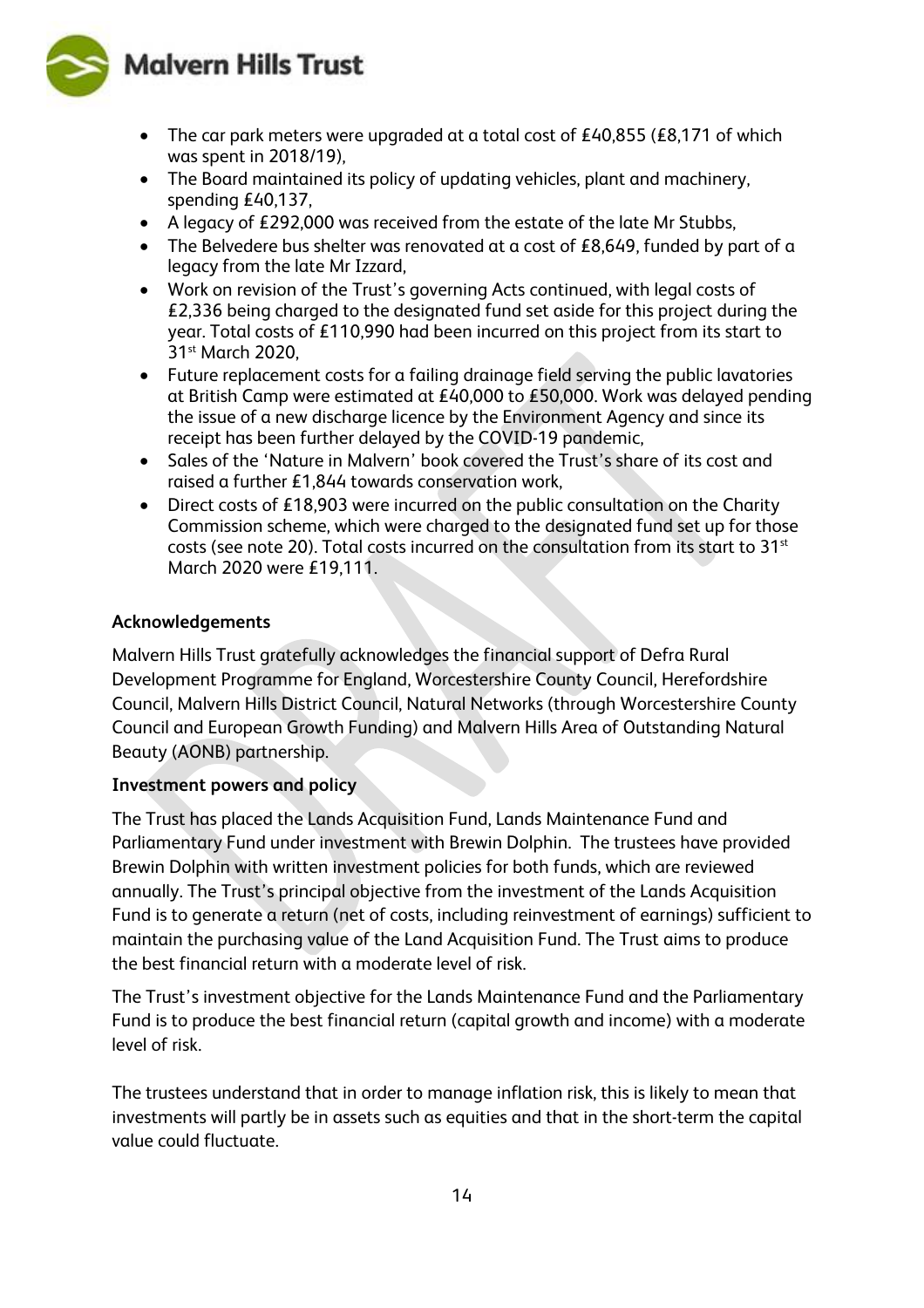- The car park meters were upgraded at a total cost of £40,855 (£8,171 of which was spent in 2018/19),
- The Board maintained its policy of updating vehicles, plant and machinery, spending £40,137,
- A legacy of £292,000 was received from the estate of the late Mr Stubbs,
- The Belvedere bus shelter was renovated at a cost of £8,649, funded by part of a legacy from the late Mr Izzard,
- Work on revision of the Trust's governing Acts continued, with legal costs of £2,336 being charged to the designated fund set aside for this project during the year. Total costs of £110,990 had been incurred on this project from its start to 31st March 2020,
- Future replacement costs for a failing drainage field serving the public lavatories at British Camp were estimated at £40,000 to £50,000. Work was delayed pending the issue of a new discharge licence by the Environment Agency and since its receipt has been further delayed by the COVID-19 pandemic,
- Sales of the 'Nature in Malvern' book covered the Trust's share of its cost and raised a further £1,844 towards conservation work,
- Direct costs of £18,903 were incurred on the public consultation on the Charity Commission scheme, which were charged to the designated fund set up for those costs (see note 20). Total costs incurred on the consultation from its start to 31st March 2020 were £19,111.

**Acknowledgements**

Malvern Hills Trust gratefully acknowledges the financial support of Defra Rural Development Programme for England, Worcestershire County Council, Herefordshire Council, Malvern Hills District Council, Natural Networks (through Worcestershire County Council and European Growth Funding) and Malvern Hills Area of Outstanding Natural Beauty (AONB) partnership.

**Investment powers and policy**

The Trust has placed the Lands Acquisition Fund, Lands Maintenance Fund and Parliamentary Fund under investment with Brewin Dolphin. The trustees have provided Brewin Dolphin with written investment policies for both funds, which are reviewed annually. The Trust's principal objective from the investment of the Lands Acquisition Fund is to generate a return (net of costs, including reinvestment of earnings) sufficient to maintain the purchasing value of the Land Acquisition Fund. The Trust aims to produce the best financial return with a moderate level of risk.

The Trust's investment objective for the Lands Maintenance Fund and the Parliamentary Fund is to produce the best financial return (capital growth and income) with a moderate level of risk.

The trustees understand that in order to manage inflation risk, this is likely to mean that investments will partly be in assets such as equities and that in the short-term the capital value could fluctuate.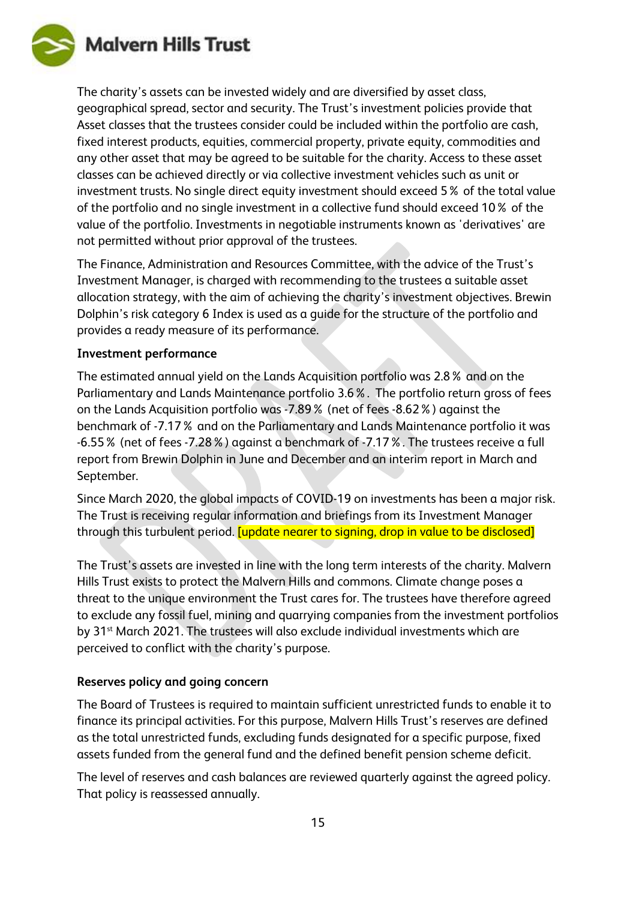The charity's assets can be invested widely and are diversified by asset class, geographical spread, sector and security. The Trust's investment policies provide that Asset classes that the trustees consider could be included within the portfolio are cash, fixed interest products, equities, commercial property, private equity, commodities and any other asset that may be agreed to be suitable for the charity. Access to these asset classes can be achieved directly or via collective investment vehicles such as unit or investment trusts. No single direct equity investment should exceed 5% of the total value of the portfolio and no single investment in a collective fund should exceed 10% of the value of the portfolio. Investments in negotiable instruments known as 'derivatives' are not permitted without prior approval of the trustees.

The Finance, Administration and Resources Committee, with the advice of the Trust's Investment Manager, is charged with recommending to the trustees a suitable asset allocation strategy, with the aim of achieving the charity's investment objectives. Brewin Dolphin's risk category 6 Index is used as a guide for the structure of the portfolio and provides a ready measure of its performance.

**Investment performance**

The estimated annual yield on the Lands Acquisition portfolio was 2.8% and on the Parliamentary and Lands Maintenance portfolio 3.6%. The portfolio return gross of fees on the Lands Acquisition portfolio was -7.89% (net of fees -8.62%) against the benchmark of -7.17% and on the Parliamentary and Lands Maintenance portfolio it was -6.55% (net of fees -7.28%) against a benchmark of -7.17%. The trustees receive a full report from Brewin Dolphin in June and December and an interim report in March and September.

Since March 2020, the global impacts of COVID-19 on investments has been a major risk. The Trust is receiving regular information and briefings from its Investment Manager through this turbulent period. [update nearer to signing, drop in value to be disclosed]

The Trust's assets are invested in line with the long term interests of the charity. Malvern Hills Trust exists to protect the Malvern Hills and commons. Climate change poses a threat to the unique environment the Trust cares for. The trustees have therefore agreed to exclude any fossil fuel, mining and quarrying companies from the investment portfolios by 31st March 2021. The trustees will also exclude individual investments which are perceived to conflict with the charity's purpose.

**Reserves policy and going concern**

The Board of Trustees is required to maintain sufficient unrestricted funds to enable it to finance its principal activities. For this purpose, Malvern Hills Trust's reserves are defined as the total unrestricted funds, excluding funds designated for a specific purpose, fixed assets funded from the general fund and the defined benefit pension scheme deficit.

The level of reserves and cash balances are reviewed quarterly against the agreed policy. That policy is reassessed annually.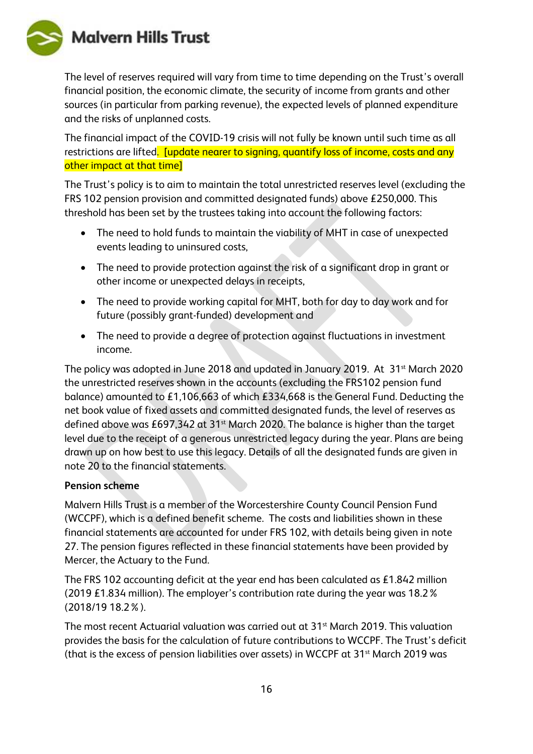The level of reserves required will vary from time to time depending on the Trust's overall financial position, the economic climate, the security of income from grants and other sources (in particular from parking revenue), the expected levels of planned expenditure and the risks of unplanned costs.

The financial impact of the COVID-19 crisis will not fully be known until such time as all restrictions are lifted. [update nearer to signing, quantify loss of income, costs and any other impact at that time]

The Trust's policy is to aim to maintain the total unrestricted reserves level (excluding the FRS 102 pension provision and committed designated funds) above £250,000. This threshold has been set by the trustees taking into account the following factors:

- The need to hold funds to maintain the viability of MHT in case of unexpected events leading to uninsured costs,
- The need to provide protection against the risk of a significant drop in grant or other income or unexpected delays in receipts,
- The need to provide working capital for MHT, both for day to day work and for future (possibly grant-funded) development and
- The need to provide a degree of protection against fluctuations in investment income.

The policy was adopted in June 2018 and updated in January 2019. At 31st March 2020 the unrestricted reserves shown in the accounts (excluding the FRS102 pension fund balance) amounted to £1,106,663 of which £334,668 is the General Fund. Deducting the net book value of fixed assets and committed designated funds, the level of reserves as defined above was £697,342 at 31st March 2020. The balance is higher than the target level due to the receipt of a generous unrestricted legacy during the year. Plans are being drawn up on how best to use this legacy. Details of all the designated funds are given in note 20 to the financial statements.

**Pension scheme**

Malvern Hills Trust is a member of the Worcestershire County Council Pension Fund (WCCPF), which is a defined benefit scheme. The costs and liabilities shown in these financial statements are accounted for under FRS 102, with details being given in note 27. The pension figures reflected in these financial statements have been provided by Mercer, the Actuary to the Fund.

The FRS 102 accounting deficit at the year end has been calculated as £1.842 million (2019 £1.834 million). The employer's contribution rate during the year was 18.2 % (2018/19 18.2 % ).

The most recent Actuarial valuation was carried out at 31st March 2019. This valuation provides the basis for the calculation of future contributions to WCCPF. The Trust's deficit (that is the excess of pension liabilities over assets) in WCCPF at 31st March 2019 was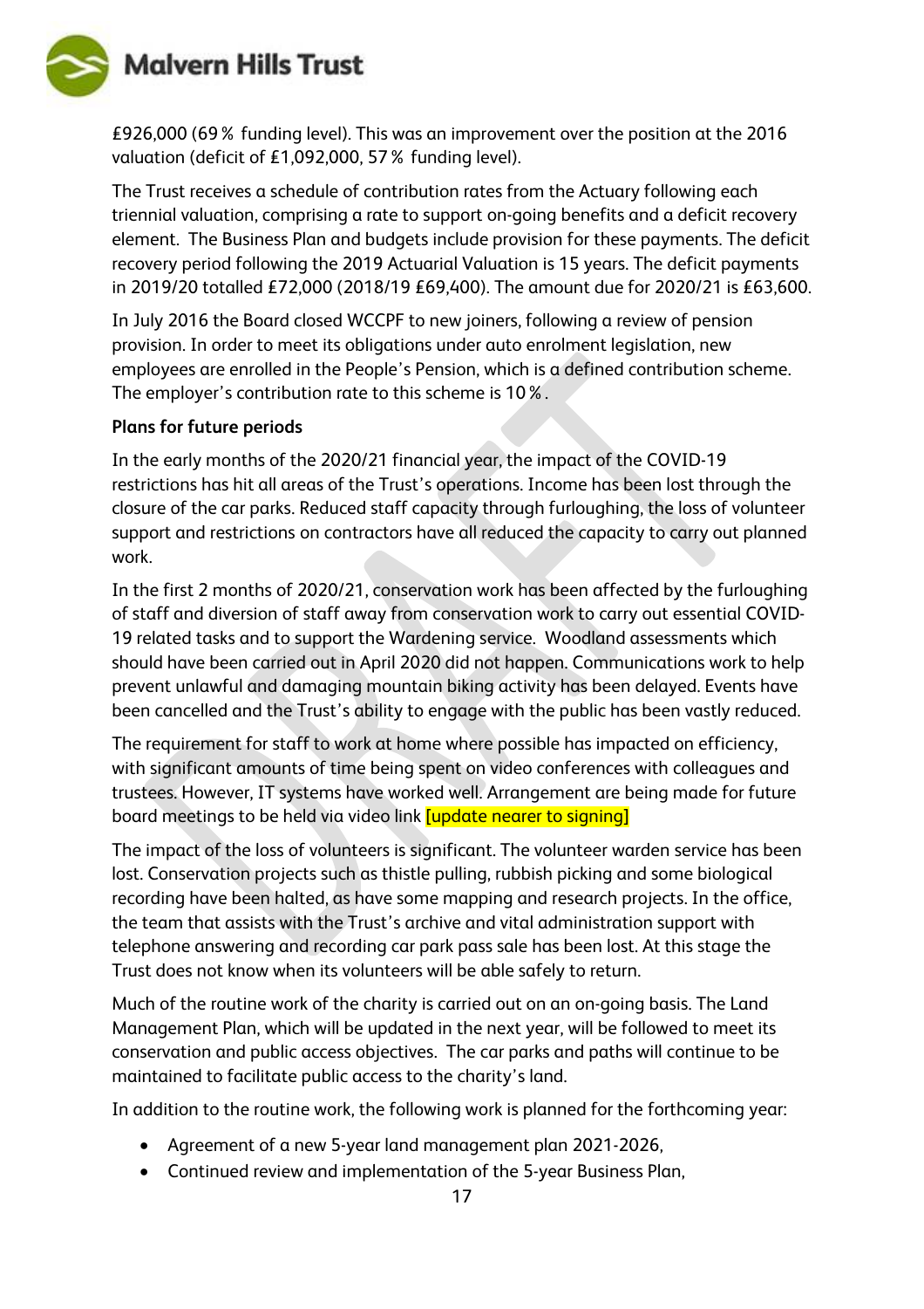£926,000 (69% funding level). This was an improvement over the position at the 2016 valuation (deficit of £1,092,000, 57% funding level).

The Trust receives a schedule of contribution rates from the Actuary following each triennial valuation, comprising a rate to support on-going benefits and a deficit recovery element. The Business Plan and budgets include provision for these payments. The deficit recovery period following the 2019 Actuarial Valuation is 15 years. The deficit payments in 2019/20 totalled £72,000 (2018/19 £69,400). The amount due for 2020/21 is £63,600.

In July 2016 the Board closed WCCPF to new joiners, following a review of pension provision. In order to meet its obligations under auto enrolment legislation, new employees are enrolled in the People's Pension, which is a defined contribution scheme. The employer's contribution rate to this scheme is 10%.

**Plans for future periods**

In the early months of the 2020/21 financial year, the impact of the COVID-19 restrictions has hit all areas of the Trust's operations. Income has been lost through the closure of the car parks. Reduced staff capacity through furloughing, the loss of volunteer support and restrictions on contractors have all reduced the capacity to carry out planned work.

In the first 2 months of 2020/21, conservation work has been affected by the furloughing of staff and diversion of staff away from conservation work to carry out essential COVID-19 related tasks and to support the Wardening service. Woodland assessments which should have been carried out in April 2020 did not happen. Communications work to help prevent unlawful and damaging mountain biking activity has been delayed. Events have been cancelled and the Trust's ability to engage with the public has been vastly reduced.

The requirement for staff to work at home where possible has impacted on efficiency, with significant amounts of time being spent on video conferences with colleagues and trustees. However, IT systems have worked well. Arrangement are being made for future board meetings to be held via video link [update nearer to signing]

The impact of the loss of volunteers is significant. The volunteer warden service has been lost. Conservation projects such as thistle pulling, rubbish picking and some biological recording have been halted, as have some mapping and research projects. In the office, the team that assists with the Trust's archive and vital administration support with telephone answering and recording car park pass sale has been lost. At this stage the Trust does not know when its volunteers will be able safely to return.

Much of the routine work of the charity is carried out on an on-going basis. The Land Management Plan, which will be updated in the next year, will be followed to meet its conservation and public access objectives. The car parks and paths will continue to be maintained to facilitate public access to the charity's land.

In addition to the routine work, the following work is planned for the forthcoming year:

- Agreement of a new 5-year land management plan 2021-2026,
- Continued review and implementation of the 5-year Business Plan,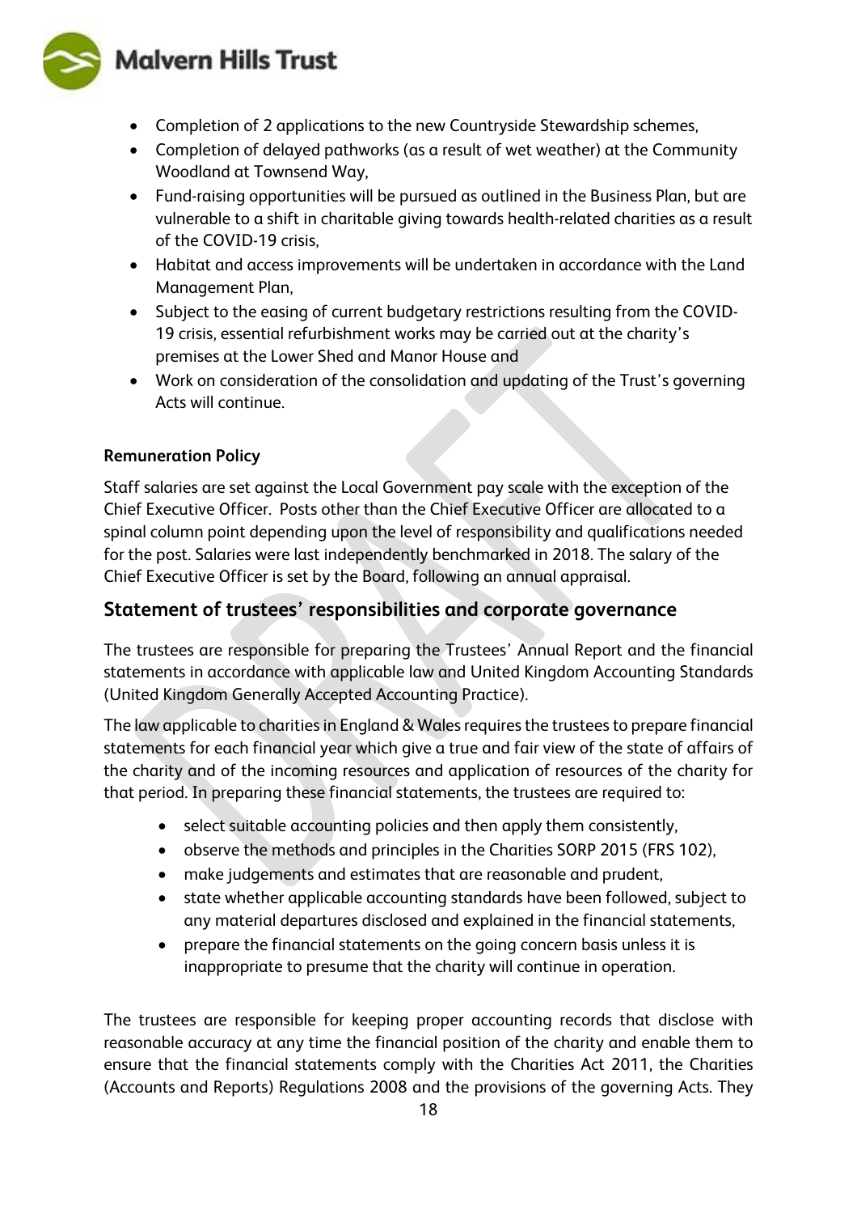- Completion of 2 applications to the new Countryside Stewardship schemes,
- Completion of delayed pathworks (as a result of wet weather) at the Community Woodland at Townsend Way,
- Fund-raising opportunities will be pursued as outlined in the Business Plan, but are vulnerable to a shift in charitable giving towards health-related charities as a result of the COVID-19 crisis,
- Habitat and access improvements will be undertaken in accordance with the Land Management Plan,
- Subject to the easing of current budgetary restrictions resulting from the COVID-19 crisis, essential refurbishment works may be carried out at the charity's premises at the Lower Shed and Manor House and
- Work on consideration of the consolidation and updating of the Trust's governing Acts will continue.

**Remuneration Policy**

Staff salaries are set against the Local Government pay scale with the exception of the Chief Executive Officer. Posts other than the Chief Executive Officer are allocated to a spinal column point depending upon the level of responsibility and qualifications needed for the post. Salaries were last independently benchmarked in 2018. The salary of the Chief Executive Officer is set by the Board, following an annual appraisal.

## Statement of trustees' responsibilities and corporate governance

The trustees are responsible for preparing the Trustees' Annual Report and the financial statements in accordance with applicable law and United Kingdom Accounting Standards (United Kingdom Generally Accepted Accounting Practice).

The law applicable to charities in England & Wales requires the trustees to prepare financial statements for each financial year which give a true and fair view of the state of affairs of the charity and of the incoming resources and application of resources of the charity for that period. In preparing these financial statements, the trustees are required to:

- select suitable accounting policies and then apply them consistently,
- observe the methods and principles in the Charities SORP 2015 (FRS 102),
- make judgements and estimates that are reasonable and prudent,
- state whether applicable accounting standards have been followed, subject to any material departures disclosed and explained in the financial statements,
- prepare the financial statements on the going concern basis unless it is inappropriate to presume that the charity will continue in operation.

The trustees are responsible for keeping proper accounting records that disclose with reasonable accuracy at any time the financial position of the charity and enable them to ensure that the financial statements comply with the Charities Act 2011, the Charities (Accounts and Reports) Regulations 2008 and the provisions of the governing Acts. They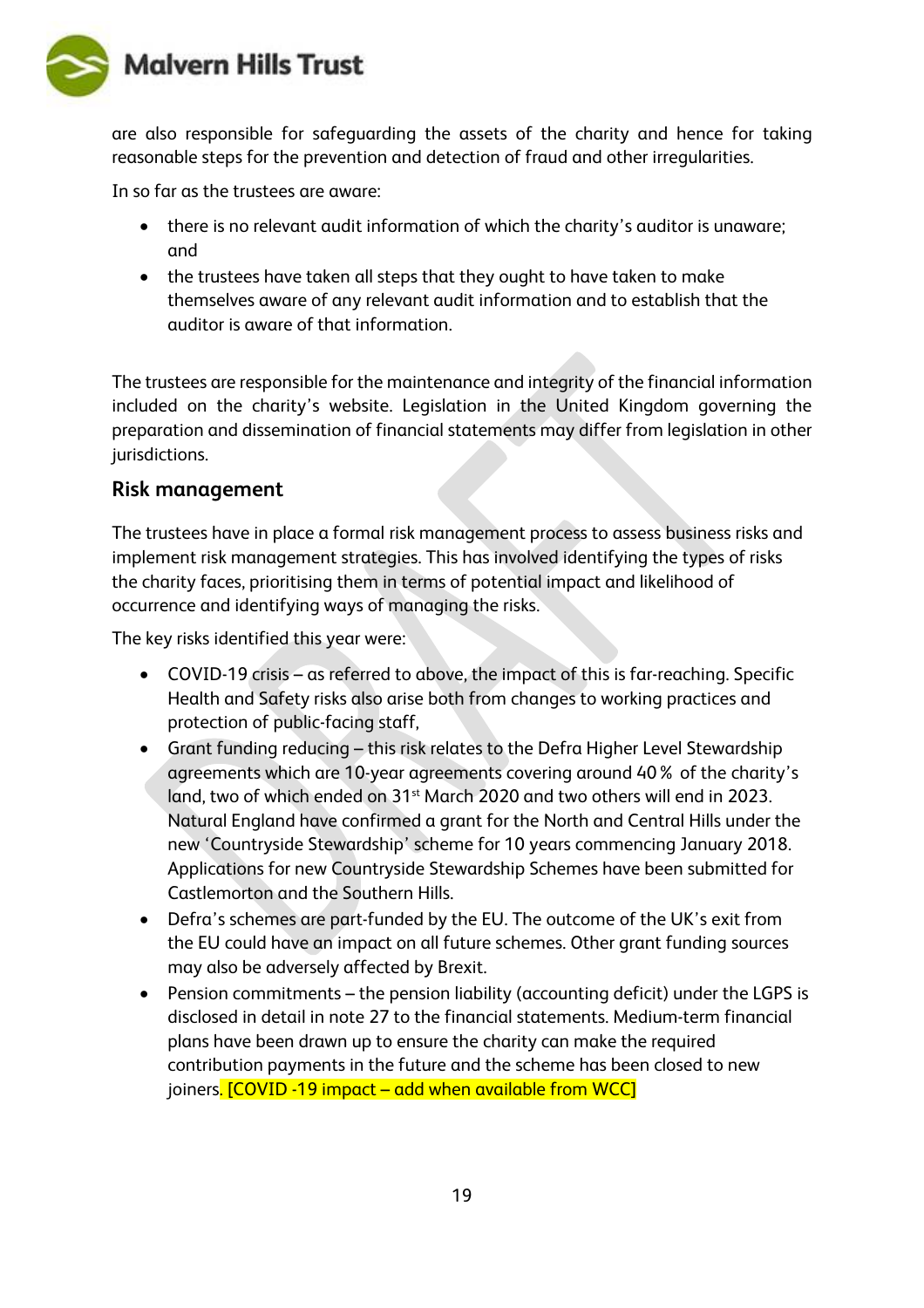are also responsible for safeguarding the assets of the charity and hence for taking reasonable steps for the prevention and detection of fraud and other irregularities.

In so far as the trustees are aware:

- there is no relevant audit information of which the charity's auditor is unaware; and
- the trustees have taken all steps that they ought to have taken to make themselves aware of any relevant audit information and to establish that the auditor is aware of that information.

The trustees are responsible for the maintenance and integrity of the financial information included on the charity's website. Legislation in the United Kingdom governing the preparation and dissemination of financial statements may differ from legislation in other jurisdictions.

## Risk management

The trustees have in place a formal risk management process to assess business risks and implement risk management strategies. This has involved identifying the types of risks the charity faces, prioritising them in terms of potential impact and likelihood of occurrence and identifying ways of managing the risks.

The key risks identified this year were:

- COVID-19 crisis – as referred to above, the impact of this is far-reaching. Specific Health and Safety risks also arise both from changes to working practices and protection of public-facing staff,
- Grant funding reducing – this risk relates to the Defra Higher Level Stewardship agreements which are 10-year agreements covering around 40 % of the charity's land, two of which ended on 31st March 2020 and two others will end in 2023. Natural England have confirmed a grant for the North and Central Hills under the new 'Countryside Stewardship' scheme for 10 years commencing January 2018. Applications for new Countryside Stewardship Schemes have been submitted for Castlemorton and the Southern Hills.
- Defra's schemes are part-funded by the EU. The outcome of the UK's exit from the EU could have an impact on all future schemes. Other grant funding sources may also be adversely affected by Brexit.
- Pension commitments – the pension liability (accounting deficit) under the LGPS is disclosed in detail in note 27 to the financial statements. Medium-term financial plans have been drawn up to ensure the charity can make the required contribution payments in the future and the scheme has been closed to new joiners. [COVID -19 impact – add when available from WCC]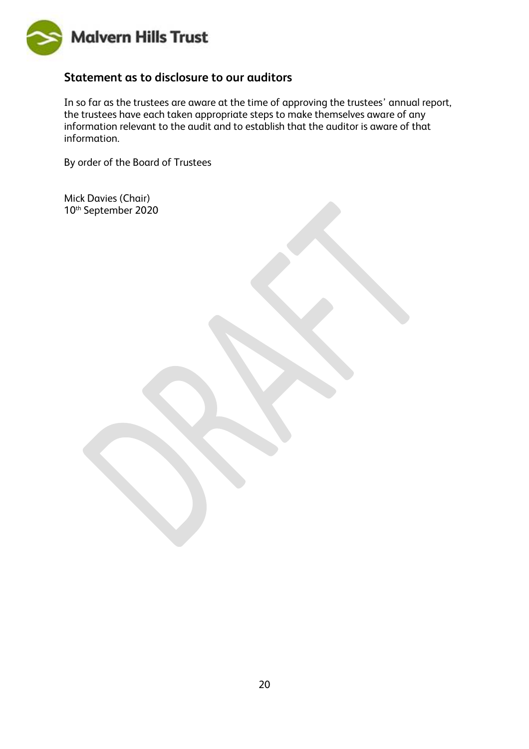## Statement as to disclosure to our auditors

In so far as the trustees are aware at the time of approving the trustees' annual report, the trustees have each taken appropriate steps to make themselves aware of any information relevant to the audit and to establish that the auditor is aware of that information.

By order of the Board of Trustees

Mick Davies (Chair)
10th September 2020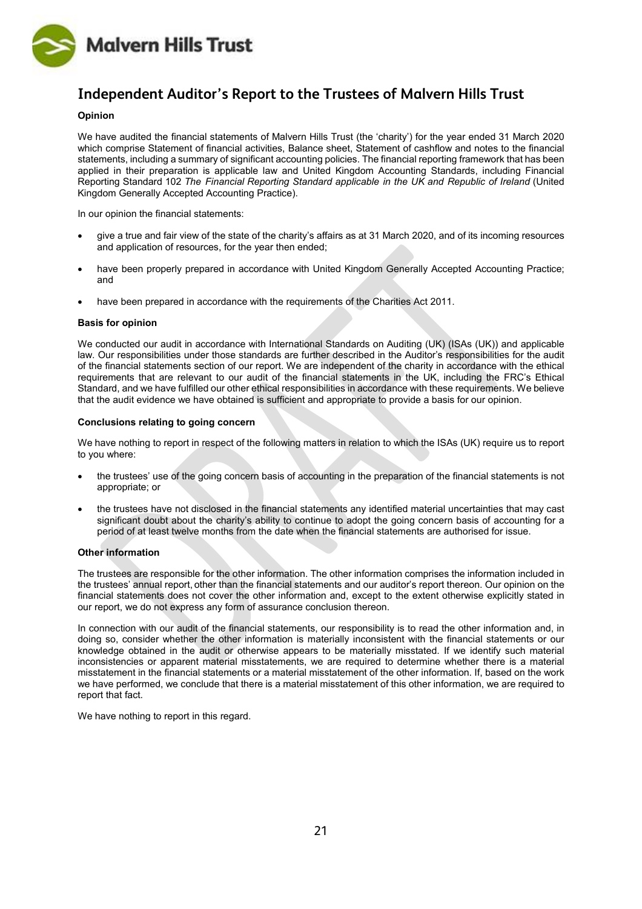# Independent Auditor's Report to the Trustees of Malvern Hills Trust

### Opinion

We have audited the financial statements of Malvern Hills Trust (the 'charity') for the year ended 31 March 2020 which comprise Statement of financial activities, Balance sheet, Statement of cashflow and notes to the financial statements, including a summary of significant accounting policies. The financial reporting framework that has been applied in their preparation is applicable law and United Kingdom Accounting Standards, including Financial Reporting Standard 102 *The Financial Reporting Standard applicable in the UK and Republic of Ireland* (United Kingdom Generally Accepted Accounting Practice).

In our opinion the financial statements:

- give a true and fair view of the state of the charity's affairs as at 31 March 2020, and of its incoming resources and application of resources, for the year then ended;
- have been properly prepared in accordance with United Kingdom Generally Accepted Accounting Practice; and
- have been prepared in accordance with the requirements of the Charities Act 2011.

### Basis for opinion

We conducted our audit in accordance with International Standards on Auditing (UK) (ISAs (UK)) and applicable law. Our responsibilities under those standards are further described in the Auditor's responsibilities for the audit of the financial statements section of our report. We are independent of the charity in accordance with the ethical requirements that are relevant to our audit of the financial statements in the UK, including the FRC's Ethical Standard, and we have fulfilled our other ethical responsibilities in accordance with these requirements. We believe that the audit evidence we have obtained is sufficient and appropriate to provide a basis for our opinion.

### Conclusions relating to going concern

We have nothing to report in respect of the following matters in relation to which the ISAs (UK) require us to report to you where:

- the trustees' use of the going concern basis of accounting in the preparation of the financial statements is not appropriate; or
- the trustees have not disclosed in the financial statements any identified material uncertainties that may cast significant doubt about the charity's ability to continue to adopt the going concern basis of accounting for a period of at least twelve months from the date when the financial statements are authorised for issue.

### Other information

The trustees are responsible for the other information. The other information comprises the information included in the trustees' annual report, other than the financial statements and our auditor's report thereon. Our opinion on the financial statements does not cover the other information and, except to the extent otherwise explicitly stated in our report, we do not express any form of assurance conclusion thereon.

In connection with our audit of the financial statements, our responsibility is to read the other information and, in doing so, consider whether the other information is materially inconsistent with the financial statements or our knowledge obtained in the audit or otherwise appears to be materially misstated. If we identify such material inconsistencies or apparent material misstatements, we are required to determine whether there is a material misstatement in the financial statements or a material misstatement of the other information. If, based on the work we have performed, we conclude that there is a material misstatement of this other information, we are required to report that fact.

We have nothing to report in this regard.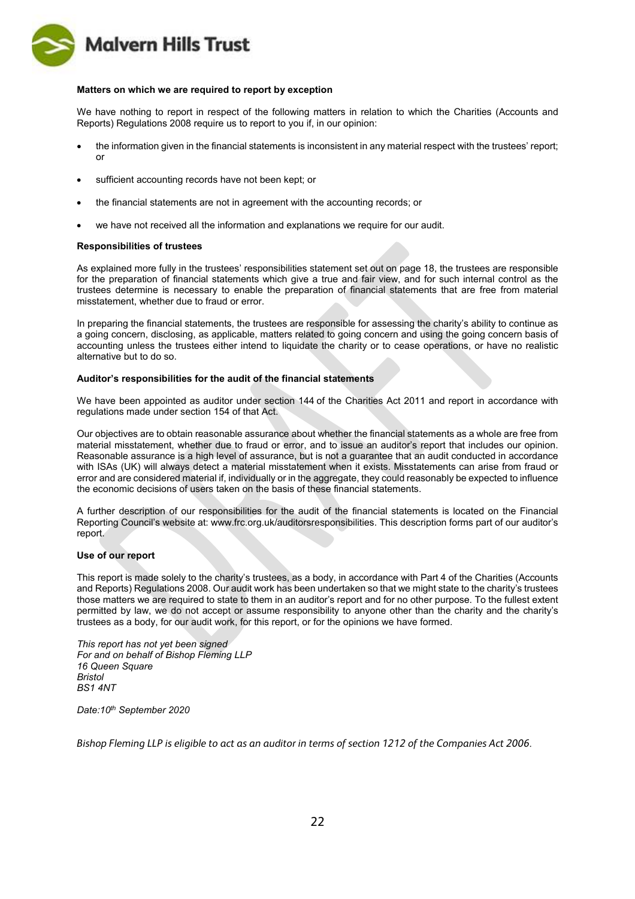**Matters on which we are required to report by exception**

We have nothing to report in respect of the following matters in relation to which the Charities (Accounts and Reports) Regulations 2008 require us to report to you if, in our opinion:

- the information given in the financial statements is inconsistent in any material respect with the trustees' report; or
- sufficient accounting records have not been kept; or
- the financial statements are not in agreement with the accounting records; or
- we have not received all the information and explanations we require for our audit.

**Responsibilities of trustees**

As explained more fully in the trustees' responsibilities statement set out on page 18, the trustees are responsible for the preparation of financial statements which give a true and fair view, and for such internal control as the trustees determine is necessary to enable the preparation of financial statements that are free from material misstatement, whether due to fraud or error.

In preparing the financial statements, the trustees are responsible for assessing the charity's ability to continue as a going concern, disclosing, as applicable, matters related to going concern and using the going concern basis of accounting unless the trustees either intend to liquidate the charity or to cease operations, or have no realistic alternative but to do so.

**Auditor's responsibilities for the audit of the financial statements**

We have been appointed as auditor under section 144 of the Charities Act 2011 and report in accordance with regulations made under section 154 of that Act.

Our objectives are to obtain reasonable assurance about whether the financial statements as a whole are free from material misstatement, whether due to fraud or error, and to issue an auditor's report that includes our opinion. Reasonable assurance is a high level of assurance, but is not a guarantee that an audit conducted in accordance with ISAs (UK) will always detect a material misstatement when it exists. Misstatements can arise from fraud or error and are considered material if, individually or in the aggregate, they could reasonably be expected to influence the economic decisions of users taken on the basis of these financial statements.

A further description of our responsibilities for the audit of the financial statements is located on the Financial Reporting Council's website at: www.frc.org.uk/auditorsresponsibilities. This description forms part of our auditor's report.

**Use of our report**

This report is made solely to the charity's trustees, as a body, in accordance with Part 4 of the Charities (Accounts and Reports) Regulations 2008. Our audit work has been undertaken so that we might state to the charity's trustees those matters we are required to state to them in an auditor's report and for no other purpose. To the fullest extent permitted by law, we do not accept or assume responsibility to anyone other than the charity and the charity's trustees as a body, for our audit work, for this report, or for the opinions we have formed.

*This report has not yet been signed*
*For and on behalf of Bishop Fleming LLP*
*16 Queen Square*
*Bristol*
*BS1 4NT*

*Date:10th September 2020*

*Bishop Fleming LLP is eligible to act as an auditor in terms of section 1212 of the Companies Act 2006.*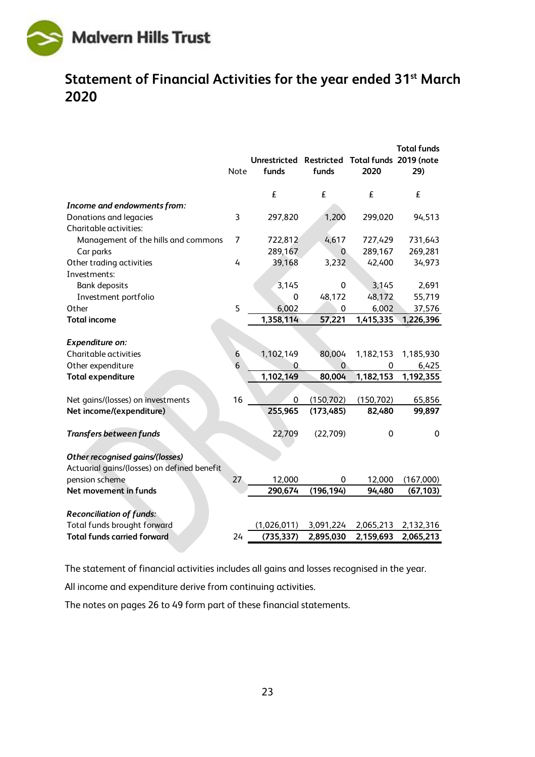Malvern Hills Trust

# Statement of Financial Activities for the year ended 31st March 2020

| | Note | Unrestricted funds | Restricted funds | Total funds 2020 | Total funds 2019 (note 29) |
|---|---|---|---|---|---|
| | | £ | £ | £ | £ |
| ***Income and endowments from:*** | | | | | |
| Donations and legacies | 3 | 297,820 | 1,200 | 299,020 | 94,513 |
| Charitable activities: | | | | | |
| Management of the hills and commons | 7 | 722,812 | 4,617 | 727,429 | 731,643 |
| Car parks | | 289,167 | 0 | 289,167 | 269,281 |
| Other trading activities | 4 | 39,168 | 3,232 | 42,400 | 34,973 |
| Investments: | | | | | |
| Bank deposits | | 3,145 | 0 | 3,145 | 2,691 |
| Investment portfolio | | 0 | 48,172 | 48,172 | 55,719 |
| Other | 5 | 6,002 | 0 | 6,002 | 37,576 |
| **Total income** | | **1,358,114** | **57,221** | **1,415,335** | **1,226,396** |
| ***Expenditure on:*** | | | | | |
| Charitable activities | 6 | 1,102,149 | 80,004 | 1,182,153 | 1,185,930 |
| Other expenditure | 6 | 0 | 0 | 0 | 6,425 |
| **Total expenditure** | | **1,102,149** | **80,004** | **1,182,153** | **1,192,355** |
| Net gains/(losses) on investments | 16 | 0 | (150,702) | (150,702) | 65,856 |
| **Net income/(expenditure)** | | **255,965** | **(173,485)** | **82,480** | **99,897** |
| ***Transfers between funds*** | | 22,709 | (22,709) | 0 | 0 |
| ***Other recognised gains/(losses)*** | | | | | |
| Actuarial gains/(losses) on defined benefit pension scheme | 27 | 12,000 | 0 | 12,000 | (167,000) |
| **Net movement in funds** | | **290,674** | **(196,194)** | **94,480** | **(67,103)** |
| ***Reconciliation of funds:*** | | | | | |
| Total funds brought forward | | (1,026,011) | 3,091,224 | 2,065,213 | 2,132,316 |
| **Total funds carried forward** | 24 | **(735,337)** | **2,895,030** | **2,159,693** | **2,065,213** |

The statement of financial activities includes all gains and losses recognised in the year.

All income and expenditure derive from continuing activities.

The notes on pages 26 to 49 form part of these financial statements.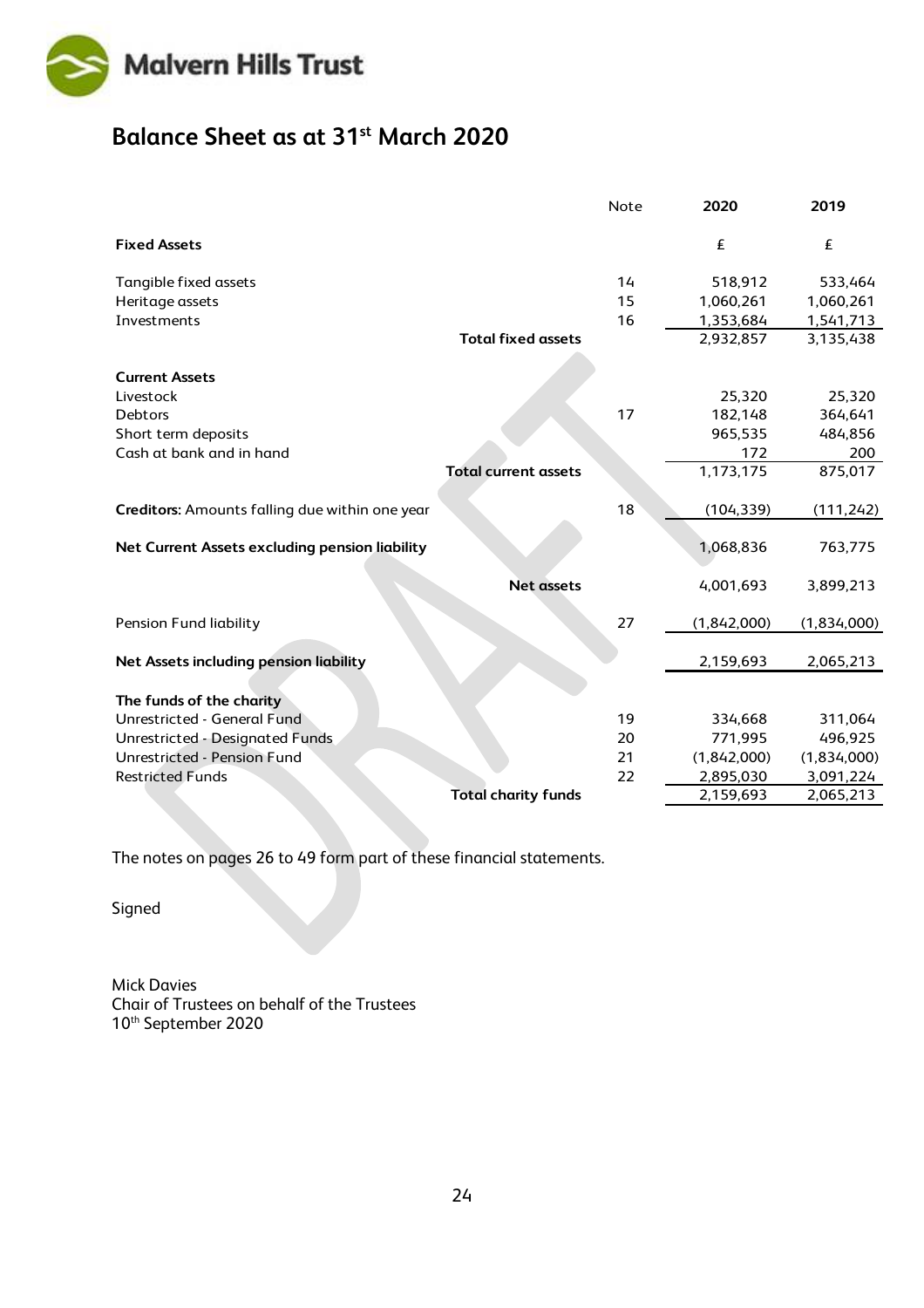# Balance Sheet as at 31st March 2020

| | Note | 2020 | 2019 |
|---|---|---|---|
| **Fixed Assets** | | £ | £ |
| Tangible fixed assets | 14 | 518,912 | 533,464 |
| Heritage assets | 15 | 1,060,261 | 1,060,261 |
| Investments | 16 | 1,353,684 | 1,541,713 |
| **Total fixed assets** | | 2,932,857 | 3,135,438 |
| **Current Assets** | | | |
| Livestock | | 25,320 | 25,320 |
| Debtors | 17 | 182,148 | 364,641 |
| Short term deposits | | 965,535 | 484,856 |
| Cash at bank and in hand | | 172 | 200 |
| **Total current assets** | | 1,173,175 | 875,017 |
| **Creditors:** Amounts falling due within one year | 18 | (104,339) | (111,242) |
| **Net Current Assets excluding pension liability** | | 1,068,836 | 763,775 |
| **Net assets** | | 4,001,693 | 3,899,213 |
| Pension Fund liability | 27 | (1,842,000) | (1,834,000) |
| **Net Assets including pension liability** | | 2,159,693 | 2,065,213 |
| **The funds of the charity** | | | |
| Unrestricted - General Fund | 19 | 334,668 | 311,064 |
| Unrestricted - Designated Funds | 20 | 771,995 | 496,925 |
| Unrestricted - Pension Fund | 21 | (1,842,000) | (1,834,000) |
| Restricted Funds | 22 | 2,895,030 | 3,091,224 |
| **Total charity funds** | | 2,159,693 | 2,065,213 |

The notes on pages 26 to 49 form part of these financial statements.

Signed

Mick Davies
Chair of Trustees on behalf of the Trustees
10th September 2020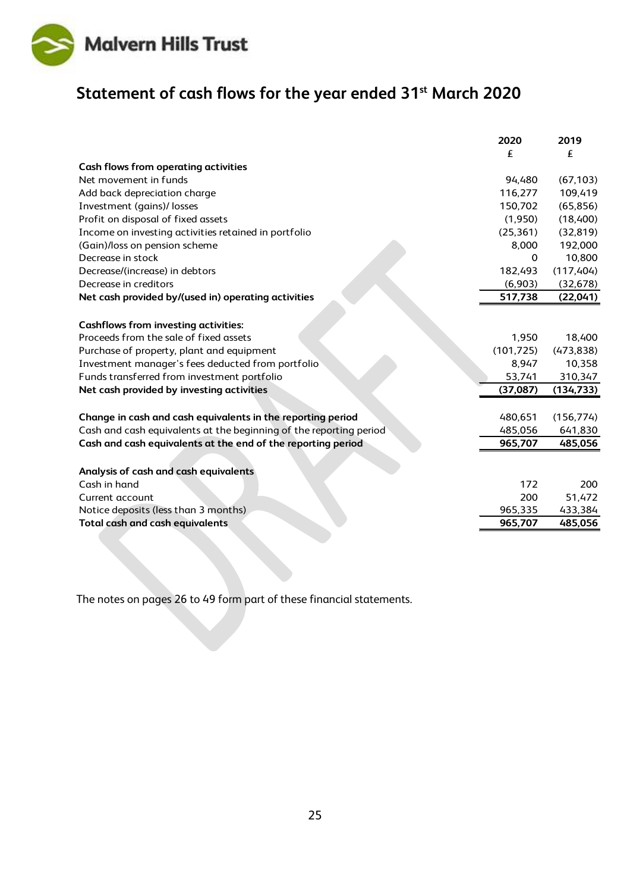Malvern Hills Trust

# Statement of cash flows for the year ended 31st March 2020

| | 2020 | 2019 |
|---|---|---|
| | £ | £ |
| **Cash flows from operating activities** | | |
| Net movement in funds | 94,480 | (67,103) |
| Add back depreciation charge | 116,277 | 109,419 |
| Investment (gains)/ losses | 150,702 | (65,856) |
| Profit on disposal of fixed assets | (1,950) | (18,400) |
| Income on investing activities retained in portfolio | (25,361) | (32,819) |
| (Gain)/loss on pension scheme | 8,000 | 192,000 |
| Decrease in stock | 0 | 10,800 |
| Decrease/(increase) in debtors | 182,493 | (117,404) |
| Decrease in creditors | (6,903) | (32,678) |
| **Net cash provided by/(used in) operating activities** | **517,738** | **(22,041)** |
| | | |
| **Cashflows from investing activities:** | | |
| Proceeds from the sale of fixed assets | 1,950 | 18,400 |
| Purchase of property, plant and equipment | (101,725) | (473,838) |
| Investment manager's fees deducted from portfolio | 8,947 | 10,358 |
| Funds transferred from investment portfolio | 53,741 | 310,347 |
| **Net cash provided by investing activities** | **(37,087)** | **(134,733)** |
| | | |
| **Change in cash and cash equivalents in the reporting period** | 480,651 | (156,774) |
| Cash and cash equivalents at the beginning of the reporting period | 485,056 | 641,830 |
| **Cash and cash equivalents at the end of the reporting period** | **965,707** | **485,056** |
| | | |
| **Analysis of cash and cash equivalents** | | |
| Cash in hand | 172 | 200 |
| Current account | 200 | 51,472 |
| Notice deposits (less than 3 months) | 965,335 | 433,384 |
| **Total cash and cash equivalents** | **965,707** | **485,056** |

The notes on pages 26 to 49 form part of these financial statements.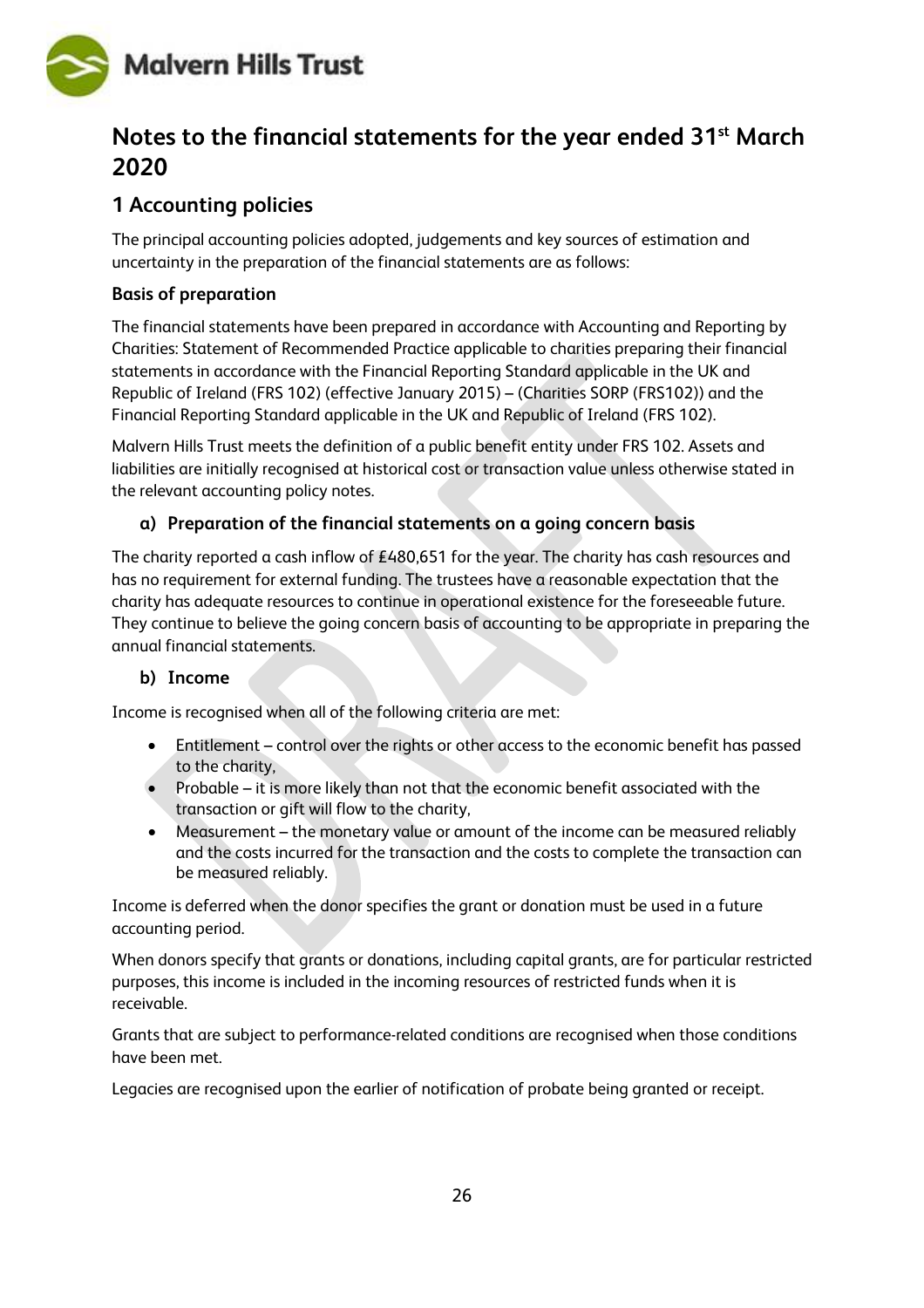# Notes to the financial statements for the year ended 31st March 2020

## 1 Accounting policies

The principal accounting policies adopted, judgements and key sources of estimation and uncertainty in the preparation of the financial statements are as follows:

### Basis of preparation

The financial statements have been prepared in accordance with Accounting and Reporting by Charities: Statement of Recommended Practice applicable to charities preparing their financial statements in accordance with the Financial Reporting Standard applicable in the UK and Republic of Ireland (FRS 102) (effective January 2015) – (Charities SORP (FRS102)) and the Financial Reporting Standard applicable in the UK and Republic of Ireland (FRS 102).

Malvern Hills Trust meets the definition of a public benefit entity under FRS 102. Assets and liabilities are initially recognised at historical cost or transaction value unless otherwise stated in the relevant accounting policy notes.

### a) Preparation of the financial statements on a going concern basis

The charity reported a cash inflow of £480,651 for the year. The charity has cash resources and has no requirement for external funding. The trustees have a reasonable expectation that the charity has adequate resources to continue in operational existence for the foreseeable future. They continue to believe the going concern basis of accounting to be appropriate in preparing the annual financial statements.

### b) Income

Income is recognised when all of the following criteria are met:

- Entitlement – control over the rights or other access to the economic benefit has passed to the charity,
- Probable – it is more likely than not that the economic benefit associated with the transaction or gift will flow to the charity,
- Measurement – the monetary value or amount of the income can be measured reliably and the costs incurred for the transaction and the costs to complete the transaction can be measured reliably.

Income is deferred when the donor specifies the grant or donation must be used in a future accounting period.

When donors specify that grants or donations, including capital grants, are for particular restricted purposes, this income is included in the incoming resources of restricted funds when it is receivable.

Grants that are subject to performance-related conditions are recognised when those conditions have been met.

Legacies are recognised upon the earlier of notification of probate being granted or receipt.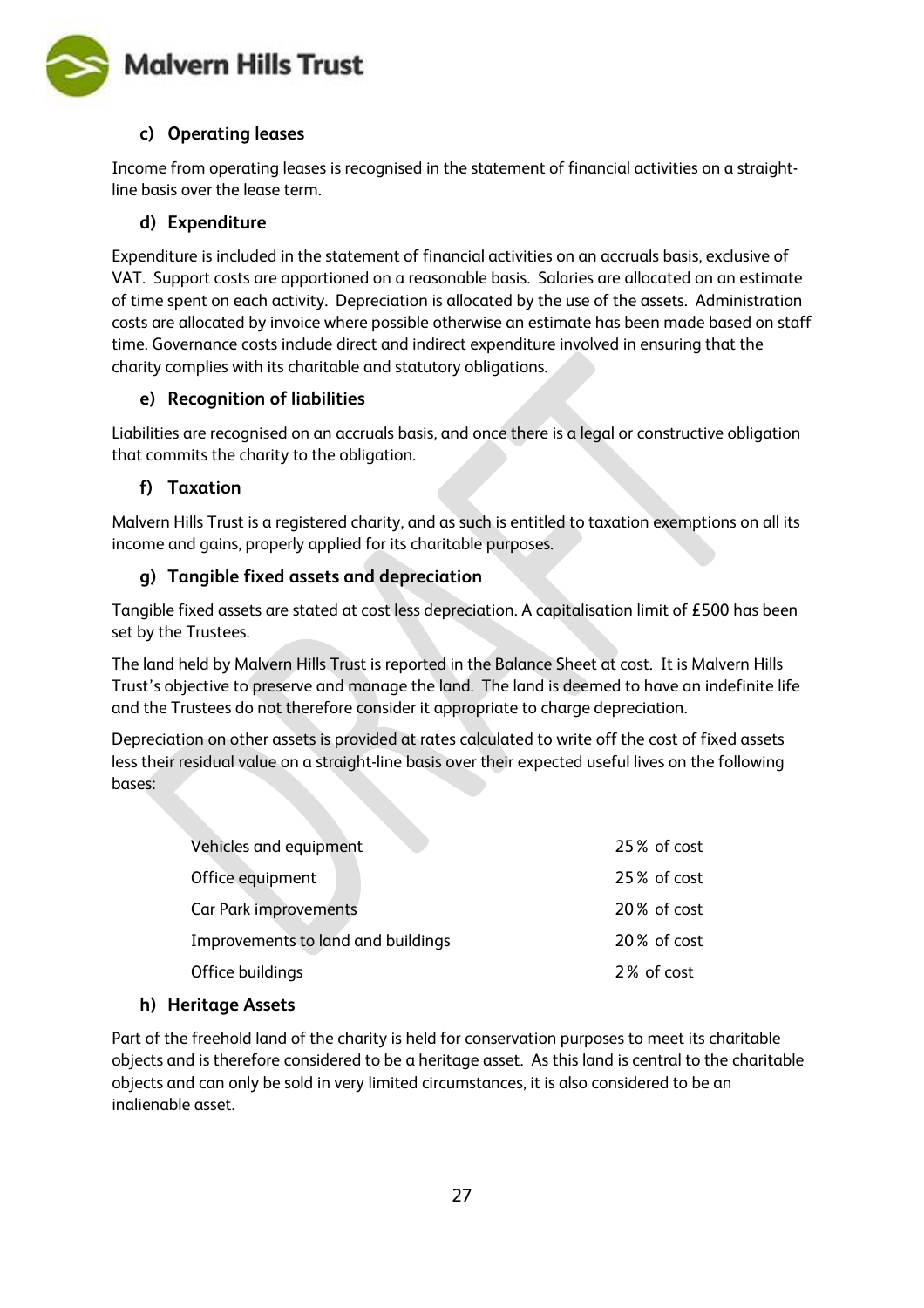### c) Operating leases

Income from operating leases is recognised in the statement of financial activities on a straight-line basis over the lease term.

### d) Expenditure

Expenditure is included in the statement of financial activities on an accruals basis, exclusive of VAT. Support costs are apportioned on a reasonable basis. Salaries are allocated on an estimate of time spent on each activity. Depreciation is allocated by the use of the assets. Administration costs are allocated by invoice where possible otherwise an estimate has been made based on staff time. Governance costs include direct and indirect expenditure involved in ensuring that the charity complies with its charitable and statutory obligations.

### e) Recognition of liabilities

Liabilities are recognised on an accruals basis, and once there is a legal or constructive obligation that commits the charity to the obligation.

### f) Taxation

Malvern Hills Trust is a registered charity, and as such is entitled to taxation exemptions on all its income and gains, properly applied for its charitable purposes.

### g) Tangible fixed assets and depreciation

Tangible fixed assets are stated at cost less depreciation. A capitalisation limit of £500 has been set by the Trustees.

The land held by Malvern Hills Trust is reported in the Balance Sheet at cost. It is Malvern Hills Trust's objective to preserve and manage the land. The land is deemed to have an indefinite life and the Trustees do not therefore consider it appropriate to charge depreciation.

Depreciation on other assets is provided at rates calculated to write off the cost of fixed assets less their residual value on a straight-line basis over their expected useful lives on the following bases:

| | |
|---|---|
| Vehicles and equipment | 25% of cost |
| Office equipment | 25% of cost |
| Car Park improvements | 20% of cost |
| Improvements to land and buildings | 20% of cost |
| Office buildings | 2% of cost |

### h) Heritage Assets

Part of the freehold land of the charity is held for conservation purposes to meet its charitable objects and is therefore considered to be a heritage asset. As this land is central to the charitable objects and can only be sold in very limited circumstances, it is also considered to be an inalienable asset.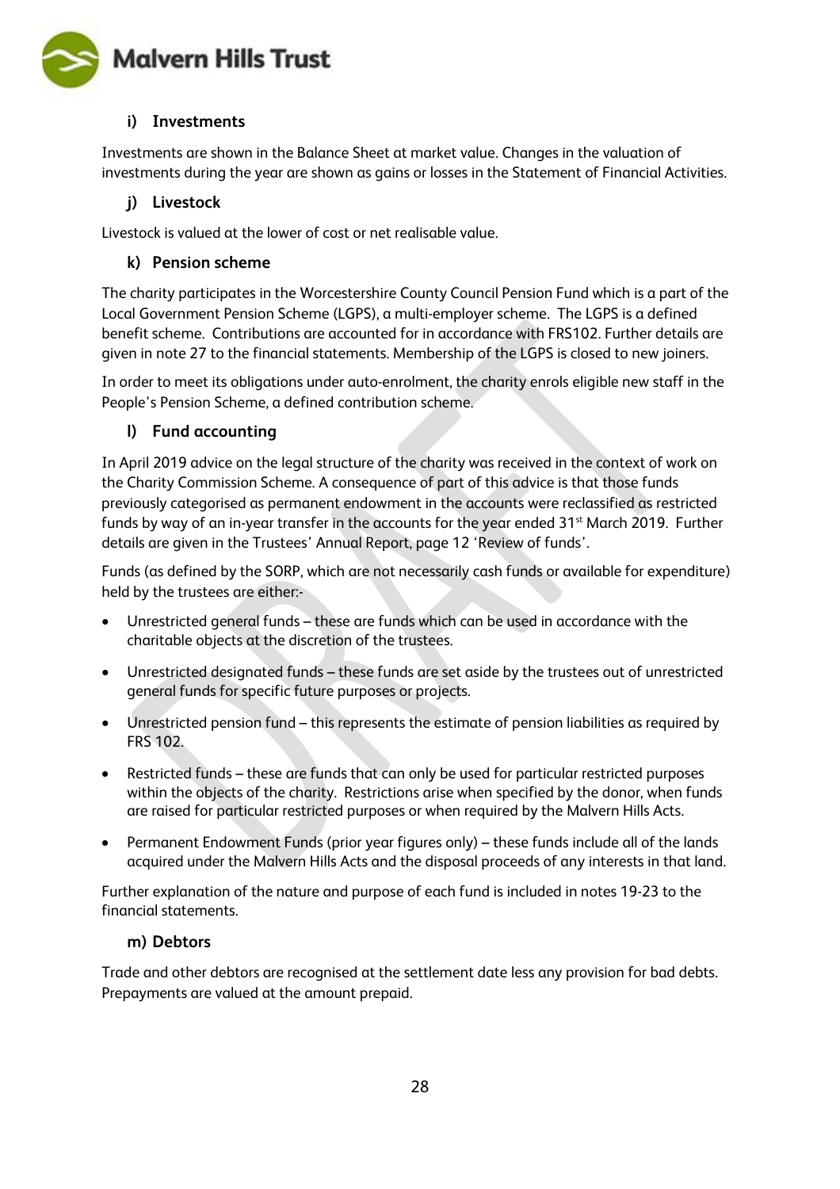### i) Investments

Investments are shown in the Balance Sheet at market value. Changes in the valuation of investments during the year are shown as gains or losses in the Statement of Financial Activities.

### j) Livestock

Livestock is valued at the lower of cost or net realisable value.

### k) Pension scheme

The charity participates in the Worcestershire County Council Pension Fund which is a part of the Local Government Pension Scheme (LGPS), a multi-employer scheme. The LGPS is a defined benefit scheme. Contributions are accounted for in accordance with FRS102. Further details are given in note 27 to the financial statements. Membership of the LGPS is closed to new joiners.

In order to meet its obligations under auto-enrolment, the charity enrols eligible new staff in the People's Pension Scheme, a defined contribution scheme.

### l) Fund accounting

In April 2019 advice on the legal structure of the charity was received in the context of work on the Charity Commission Scheme. A consequence of part of this advice is that those funds previously categorised as permanent endowment in the accounts were reclassified as restricted funds by way of an in-year transfer in the accounts for the year ended 31st March 2019. Further details are given in the Trustees' Annual Report, page 12 'Review of funds'.

Funds (as defined by the SORP, which are not necessarily cash funds or available for expenditure) held by the trustees are either:-

- Unrestricted general funds – these are funds which can be used in accordance with the charitable objects at the discretion of the trustees.
- Unrestricted designated funds – these funds are set aside by the trustees out of unrestricted general funds for specific future purposes or projects.
- Unrestricted pension fund – this represents the estimate of pension liabilities as required by FRS 102.
- Restricted funds – these are funds that can only be used for particular restricted purposes within the objects of the charity. Restrictions arise when specified by the donor, when funds are raised for particular restricted purposes or when required by the Malvern Hills Acts.
- Permanent Endowment Funds (prior year figures only) – these funds include all of the lands acquired under the Malvern Hills Acts and the disposal proceeds of any interests in that land.

Further explanation of the nature and purpose of each fund is included in notes 19-23 to the financial statements.

### m) Debtors

Trade and other debtors are recognised at the settlement date less any provision for bad debts. Prepayments are valued at the amount prepaid.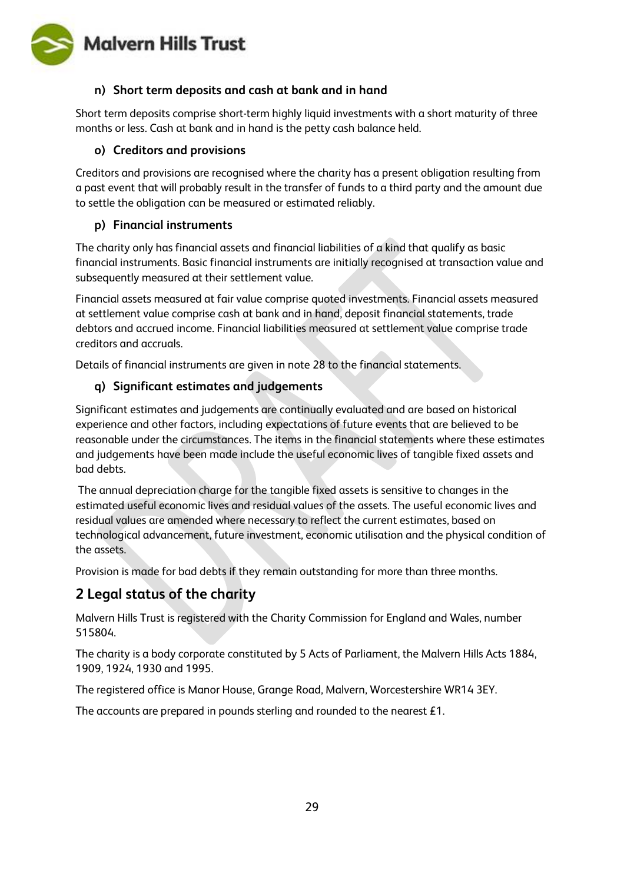### n) Short term deposits and cash at bank and in hand

Short term deposits comprise short-term highly liquid investments with a short maturity of three months or less. Cash at bank and in hand is the petty cash balance held.

### o) Creditors and provisions

Creditors and provisions are recognised where the charity has a present obligation resulting from a past event that will probably result in the transfer of funds to a third party and the amount due to settle the obligation can be measured or estimated reliably.

### p) Financial instruments

The charity only has financial assets and financial liabilities of a kind that qualify as basic financial instruments. Basic financial instruments are initially recognised at transaction value and subsequently measured at their settlement value.

Financial assets measured at fair value comprise quoted investments. Financial assets measured at settlement value comprise cash at bank and in hand, deposit financial statements, trade debtors and accrued income. Financial liabilities measured at settlement value comprise trade creditors and accruals.

Details of financial instruments are given in note 28 to the financial statements.

### q) Significant estimates and judgements

Significant estimates and judgements are continually evaluated and are based on historical experience and other factors, including expectations of future events that are believed to be reasonable under the circumstances. The items in the financial statements where these estimates and judgements have been made include the useful economic lives of tangible fixed assets and bad debts.

The annual depreciation charge for the tangible fixed assets is sensitive to changes in the estimated useful economic lives and residual values of the assets. The useful economic lives and residual values are amended where necessary to reflect the current estimates, based on technological advancement, future investment, economic utilisation and the physical condition of the assets.

Provision is made for bad debts if they remain outstanding for more than three months.

## 2 Legal status of the charity

Malvern Hills Trust is registered with the Charity Commission for England and Wales, number 515804.

The charity is a body corporate constituted by 5 Acts of Parliament, the Malvern Hills Acts 1884, 1909, 1924, 1930 and 1995.

The registered office is Manor House, Grange Road, Malvern, Worcestershire WR14 3EY.

The accounts are prepared in pounds sterling and rounded to the nearest £1.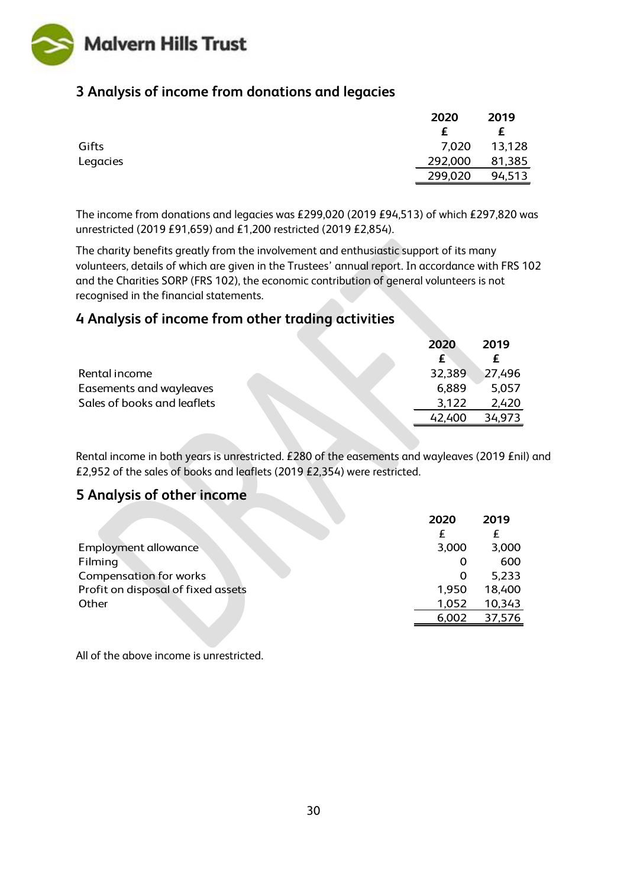## 3 Analysis of income from donations and legacies

| | 2020 | 2019 |
|---|---|---|
| | £ | £ |
| Gifts | 7,020 | 13,128 |
| Legacies | 292,000 | 81,385 |
| | 299,020 | 94,513 |

The income from donations and legacies was £299,020 (2019 £94,513) of which £297,820 was unrestricted (2019 £91,659) and £1,200 restricted (2019 £2,854).

The charity benefits greatly from the involvement and enthusiastic support of its many volunteers, details of which are given in the Trustees' annual report. In accordance with FRS 102 and the Charities SORP (FRS 102), the economic contribution of general volunteers is not recognised in the financial statements.

## 4 Analysis of income from other trading activities

| | 2020 | 2019 |
|---|---|---|
| | £ | £ |
| Rental income | 32,389 | 27,496 |
| Easements and wayleaves | 6,889 | 5,057 |
| Sales of books and leaflets | 3,122 | 2,420 |
| | 42,400 | 34,973 |

Rental income in both years is unrestricted. £280 of the easements and wayleaves (2019 £nil) and £2,952 of the sales of books and leaflets (2019 £2,354) were restricted.

## 5 Analysis of other income

| | 2020 | 2019 |
|---|---|---|
| | £ | £ |
| Employment allowance | 3,000 | 3,000 |
| Filming | 0 | 600 |
| Compensation for works | 0 | 5,233 |
| Profit on disposal of fixed assets | 1,950 | 18,400 |
| Other | 1,052 | 10,343 |
| | 6,002 | 37,576 |

All of the above income is unrestricted.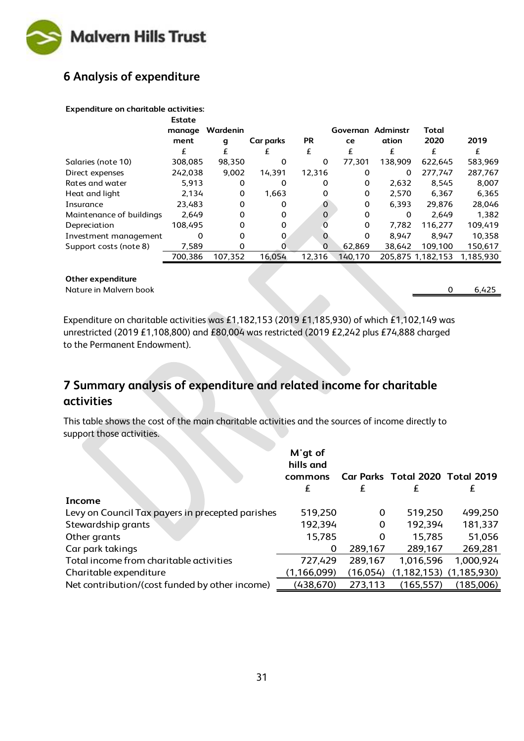## 6 Analysis of expenditure

**Expenditure on charitable activities:**

| | Estate management | Wardening | Car parks | PR | Governance | Adminstration | Total 2020 | 2019 |
|---|---|---|---|---|---|---|---|---|
| | £ | £ | £ | £ | £ | £ | £ | £ |
| Salaries (note 10) | 308,085 | 98,350 | 0 | 0 | 77,301 | 138,909 | 622,645 | 583,969 |
| Direct expenses | 242,038 | 9,002 | 14,391 | 12,316 | 0 | 0 | 277,747 | 287,767 |
| Rates and water | 5,913 | 0 | 0 | 0 | 0 | 2,632 | 8,545 | 8,007 |
| Heat and light | 2,134 | 0 | 1,663 | 0 | 0 | 2,570 | 6,367 | 6,365 |
| Insurance | 23,483 | 0 | 0 | 0 | 0 | 6,393 | 29,876 | 28,046 |
| Maintenance of buildings | 2,649 | 0 | 0 | 0 | 0 | 0 | 2,649 | 1,382 |
| Depreciation | 108,495 | 0 | 0 | 0 | 0 | 7,782 | 116,277 | 109,419 |
| Investment management | 0 | 0 | 0 | 0 | 0 | 8,947 | 8,947 | 10,358 |
| Support costs (note 8) | 7,589 | 0 | 0 | 0 | 62,869 | 38,642 | 109,100 | 150,617 |
| | 700,386 | 107,352 | 16,054 | 12,316 | 140,170 | 205,875 | 1,182,153 | 1,185,930 |

**Other expenditure**

| | Total 2020 | 2019 |
|---|---|---|
| Nature in Malvern book | 0 | 6,425 |

Expenditure on charitable activities was £1,182,153 (2019 £1,185,930) of which £1,102,149 was unrestricted (2019 £1,108,800) and £80,004 was restricted (2019 £2,242 plus £74,888 charged to the Permanent Endowment).

## 7 Summary analysis of expenditure and related income for charitable activities

This table shows the cost of the main charitable activities and the sources of income directly to support those activities.

| | M'gt of hills and commons | Car Parks | Total 2020 | Total 2019 |
|---|---|---|---|---|
| | £ | £ | £ | £ |
| **Income** | | | | |
| Levy on Council Tax payers in precepted parishes | 519,250 | 0 | 519,250 | 499,250 |
| Stewardship grants | 192,394 | 0 | 192,394 | 181,337 |
| Other grants | 15,785 | 0 | 15,785 | 51,056 |
| Car park takings | 0 | 289,167 | 289,167 | 269,281 |
| Total income from charitable activities | 727,429 | 289,167 | 1,016,596 | 1,000,924 |
| Charitable expenditure | (1,166,099) | (16,054) | (1,182,153) | (1,185,930) |
| Net contribution/(cost funded by other income) | (438,670) | 273,113 | (165,557) | (185,006) |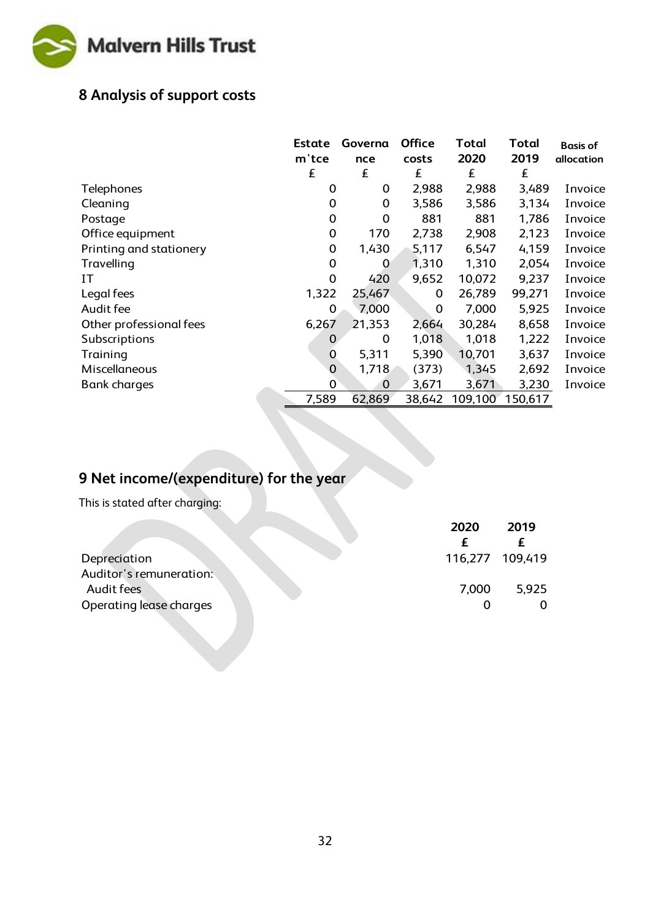## 8 Analysis of support costs

| | Estate m'tce | Governance | Office costs | Total 2020 | Total 2019 | Basis of allocation |
|---|---|---|---|---|---|---|
| | £ | £ | £ | £ | £ | |
| Telephones | 0 | 0 | 2,988 | 2,988 | 3,489 | Invoice |
| Cleaning | 0 | 0 | 3,586 | 3,586 | 3,134 | Invoice |
| Postage | 0 | 0 | 881 | 881 | 1,786 | Invoice |
| Office equipment | 0 | 170 | 2,738 | 2,908 | 2,123 | Invoice |
| Printing and stationery | 0 | 1,430 | 5,117 | 6,547 | 4,159 | Invoice |
| Travelling | 0 | 0 | 1,310 | 1,310 | 2,054 | Invoice |
| IT | 0 | 420 | 9,652 | 10,072 | 9,237 | Invoice |
| Legal fees | 1,322 | 25,467 | 0 | 26,789 | 99,271 | Invoice |
| Audit fee | 0 | 7,000 | 0 | 7,000 | 5,925 | Invoice |
| Other professional fees | 6,267 | 21,353 | 2,664 | 30,284 | 8,658 | Invoice |
| Subscriptions | 0 | 0 | 1,018 | 1,018 | 1,222 | Invoice |
| Training | 0 | 5,311 | 5,390 | 10,701 | 3,637 | Invoice |
| Miscellaneous | 0 | 1,718 | (373) | 1,345 | 2,692 | Invoice |
| Bank charges | 0 | 0 | 3,671 | 3,671 | 3,230 | Invoice |
| | 7,589 | 62,869 | 38,642 | 109,100 | 150,617 | |

## 9 Net income/(expenditure) for the year

This is stated after charging:

| | 2020 | 2019 |
|---|---|---|
| | £ | £ |
| Depreciation | 116,277 | 109,419 |
| Auditor's remuneration: | | |
| Audit fees | 7,000 | 5,925 |
| Operating lease charges | 0 | 0 |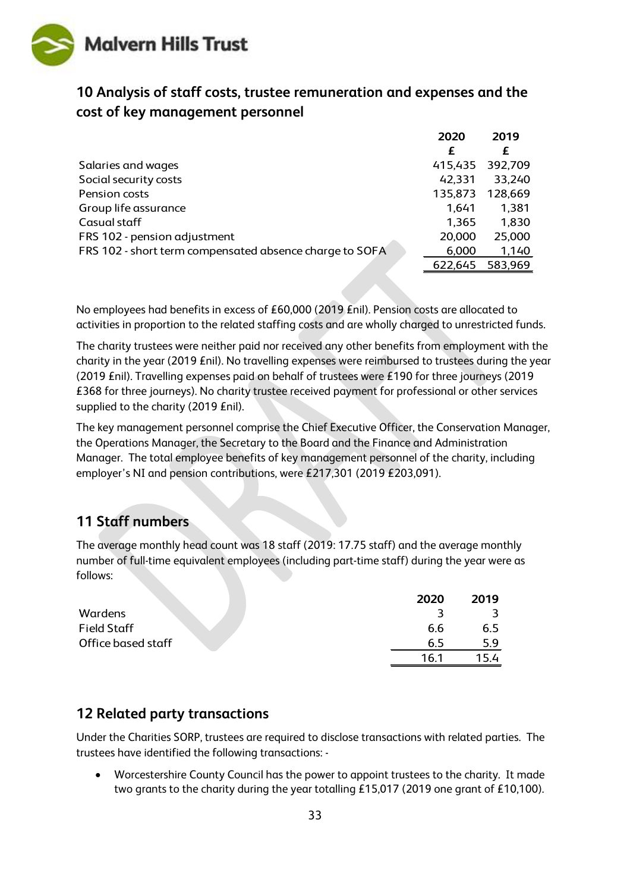## 10 Analysis of staff costs, trustee remuneration and expenses and the cost of key management personnel

| | 2020 | 2019 |
|---|---|---|
| | £ | £ |
| Salaries and wages | 415,435 | 392,709 |
| Social security costs | 42,331 | 33,240 |
| Pension costs | 135,873 | 128,669 |
| Group life assurance | 1,641 | 1,381 |
| Casual staff | 1,365 | 1,830 |
| FRS 102 - pension adjustment | 20,000 | 25,000 |
| FRS 102 - short term compensated absence charge to SOFA | 6,000 | 1,140 |
| | 622,645 | 583,969 |

No employees had benefits in excess of £60,000 (2019 £nil). Pension costs are allocated to activities in proportion to the related staffing costs and are wholly charged to unrestricted funds.

The charity trustees were neither paid nor received any other benefits from employment with the charity in the year (2019 £nil). No travelling expenses were reimbursed to trustees during the year (2019 £nil). Travelling expenses paid on behalf of trustees were £190 for three journeys (2019 £368 for three journeys). No charity trustee received payment for professional or other services supplied to the charity (2019 £nil).

The key management personnel comprise the Chief Executive Officer, the Conservation Manager, the Operations Manager, the Secretary to the Board and the Finance and Administration Manager. The total employee benefits of key management personnel of the charity, including employer's NI and pension contributions, were £217,301 (2019 £203,091).

## 11 Staff numbers

The average monthly head count was 18 staff (2019: 17.75 staff) and the average monthly number of full-time equivalent employees (including part-time staff) during the year were as follows:

| | 2020 | 2019 |
|---|---|---|
| Wardens | 3 | 3 |
| Field Staff | 6.6 | 6.5 |
| Office based staff | 6.5 | 5.9 |
| | 16.1 | 15.4 |

## 12 Related party transactions

Under the Charities SORP, trustees are required to disclose transactions with related parties. The trustees have identified the following transactions: -

- Worcestershire County Council has the power to appoint trustees to the charity. It made two grants to the charity during the year totalling £15,017 (2019 one grant of £10,100).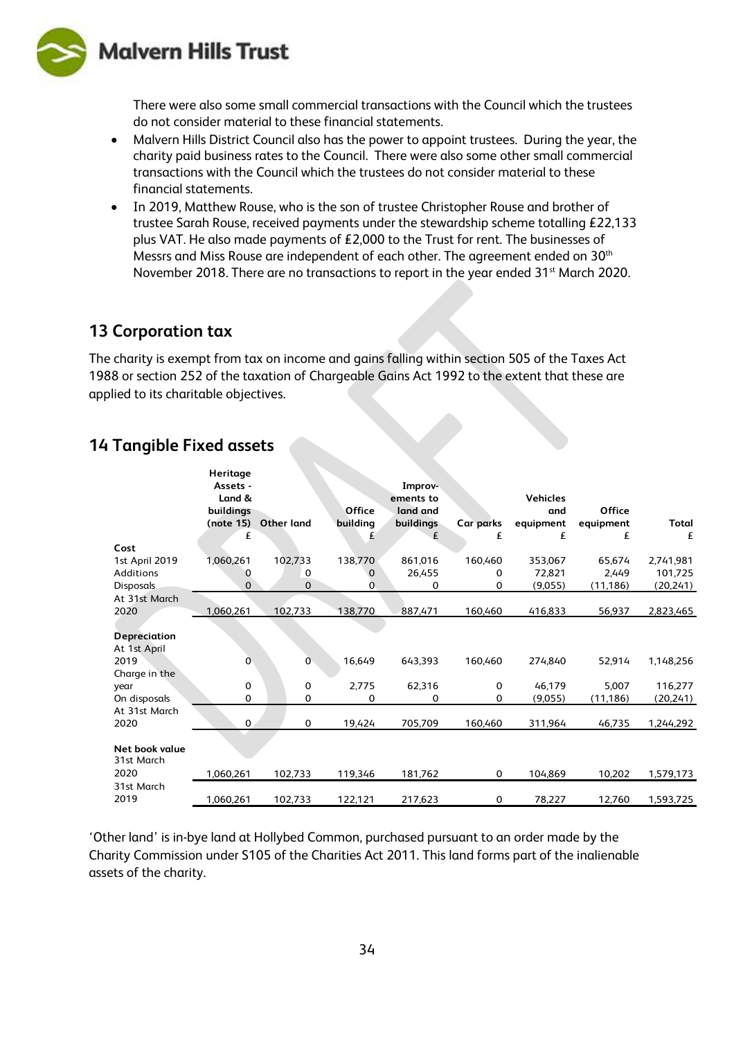There were also some small commercial transactions with the Council which the trustees do not consider material to these financial statements.

- Malvern Hills District Council also has the power to appoint trustees. During the year, the charity paid business rates to the Council. There were also some other small commercial transactions with the Council which the trustees do not consider material to these financial statements.
- In 2019, Matthew Rouse, who is the son of trustee Christopher Rouse and brother of trustee Sarah Rouse, received payments under the stewardship scheme totalling £22,133 plus VAT. He also made payments of £2,000 to the Trust for rent. The businesses of Messrs and Miss Rouse are independent of each other. The agreement ended on 30th November 2018. There are no transactions to report in the year ended 31st March 2020.

## 13 Corporation tax

The charity is exempt from tax on income and gains falling within section 505 of the Taxes Act 1988 or section 252 of the taxation of Chargeable Gains Act 1992 to the extent that these are applied to its charitable objectives.

## 14 Tangible Fixed assets

| | Heritage Assets - Land & buildings (note 15) £ | Other land £ | Office building £ | Improvements to land and buildings £ | Car parks £ | Vehicles and equipment £ | Office equipment £ | Total £ |
|---|---|---|---|---|---|---|---|---|
| **Cost** | | | | | | | | |
| 1st April 2019 | 1,060,261 | 102,733 | 138,770 | 861,016 | 160,460 | 353,067 | 65,674 | 2,741,981 |
| Additions | 0 | 0 | 0 | 26,455 | 0 | 72,821 | 2,449 | 101,725 |
| Disposals | 0 | 0 | 0 | 0 | 0 | (9,055) | (11,186) | (20,241) |
| At 31st March 2020 | 1,060,261 | 102,733 | 138,770 | 887,471 | 160,460 | 416,833 | 56,937 | 2,823,465 |
| **Depreciation** | | | | | | | | |
| At 1st April 2019 | 0 | 0 | 16,649 | 643,393 | 160,460 | 274,840 | 52,914 | 1,148,256 |
| Charge in the year | 0 | 0 | 2,775 | 62,316 | 0 | 46,179 | 5,007 | 116,277 |
| On disposals | 0 | 0 | 0 | 0 | 0 | (9,055) | (11,186) | (20,241) |
| At 31st March 2020 | 0 | 0 | 19,424 | 705,709 | 160,460 | 311,964 | 46,735 | 1,244,292 |
| **Net book value** | | | | | | | | |
| 31st March 2020 | 1,060,261 | 102,733 | 119,346 | 181,762 | 0 | 104,869 | 10,202 | 1,579,173 |
| 31st March 2019 | 1,060,261 | 102,733 | 122,121 | 217,623 | 0 | 78,227 | 12,760 | 1,593,725 |

'Other land' is in-bye land at Hollybed Common, purchased pursuant to an order made by the Charity Commission under S105 of the Charities Act 2011. This land forms part of the inalienable assets of the charity.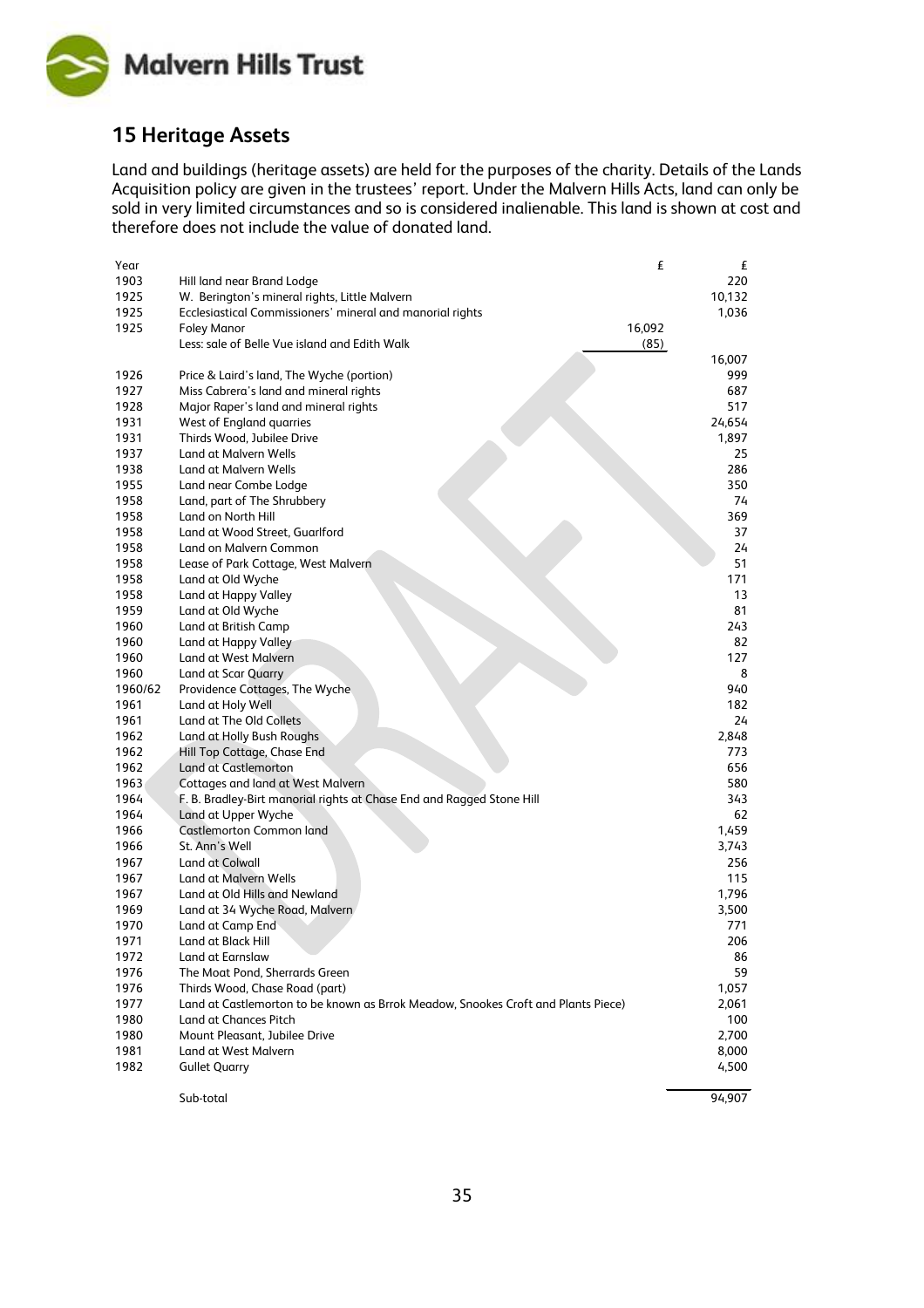## 15 Heritage Assets

Land and buildings (heritage assets) are held for the purposes of the charity. Details of the Lands Acquisition policy are given in the trustees' report. Under the Malvern Hills Acts, land can only be sold in very limited circumstances and so is considered inalienable. This land is shown at cost and therefore does not include the value of donated land.

| Year | | £ | £ |
|---|---|---|---|
| 1903 | Hill land near Brand Lodge | | 220 |
| 1925 | W. Berington's mineral rights, Little Malvern | | 10,132 |
| 1925 | Ecclesiastical Commissioners' mineral and manorial rights | | 1,036 |
| 1925 | Foley Manor | 16,092 | |
| | Less: sale of Belle Vue island and Edith Walk | (85) | |
| | | | 16,007 |
| 1926 | Price & Laird's land, The Wyche (portion) | | 999 |
| 1927 | Miss Cabrera's land and mineral rights | | 687 |
| 1928 | Major Raper's land and mineral rights | | 517 |
| 1931 | West of England quarries | | 24,654 |
| 1931 | Thirds Wood, Jubilee Drive | | 1,897 |
| 1937 | Land at Malvern Wells | | 25 |
| 1938 | Land at Malvern Wells | | 286 |
| 1955 | Land near Combe Lodge | | 350 |
| 1958 | Land, part of The Shrubbery | | 74 |
| 1958 | Land on North Hill | | 369 |
| 1958 | Land at Wood Street, Guarlford | | 37 |
| 1958 | Land on Malvern Common | | 24 |
| 1958 | Lease of Park Cottage, West Malvern | | 51 |
| 1958 | Land at Old Wyche | | 171 |
| 1958 | Land at Happy Valley | | 13 |
| 1959 | Land at Old Wyche | | 81 |
| 1960 | Land at British Camp | | 243 |
| 1960 | Land at Happy Valley | | 82 |
| 1960 | Land at West Malvern | | 127 |
| 1960 | Land at Scar Quarry | | 8 |
| 1960/62 | Providence Cottages, The Wyche | | 940 |
| 1961 | Land at Holy Well | | 182 |
| 1961 | Land at The Old Collets | | 24 |
| 1962 | Land at Holly Bush Roughs | | 2,848 |
| 1962 | Hill Top Cottage, Chase End | | 773 |
| 1962 | Land at Castlemorton | | 656 |
| 1963 | Cottages and land at West Malvern | | 580 |
| 1964 | F. B. Bradley-Birt manorial rights at Chase End and Ragged Stone Hill | | 343 |
| 1964 | Land at Upper Wyche | | 62 |
| 1966 | Castlemorton Common land | | 1,459 |
| 1966 | St. Ann's Well | | 3,743 |
| 1967 | Land at Colwall | | 256 |
| 1967 | Land at Malvern Wells | | 115 |
| 1967 | Land at Old Hills and Newland | | 1,796 |
| 1969 | Land at 34 Wyche Road, Malvern | | 3,500 |
| 1970 | Land at Camp End | | 771 |
| 1971 | Land at Black Hill | | 206 |
| 1972 | Land at Earnslaw | | 86 |
| 1976 | The Moat Pond, Sherrards Green | | 59 |
| 1976 | Thirds Wood, Chase Road (part) | | 1,057 |
| 1977 | Land at Castlemorton to be known as Brrok Meadow, Snookes Croft and Plants Piece) | | 2,061 |
| 1980 | Land at Chances Pitch | | 100 |
| 1980 | Mount Pleasant, Jubilee Drive | | 2,700 |
| 1981 | Land at West Malvern | | 8,000 |
| 1982 | Gullet Quarry | | 4,500 |
| | Sub-total | | 94,907 |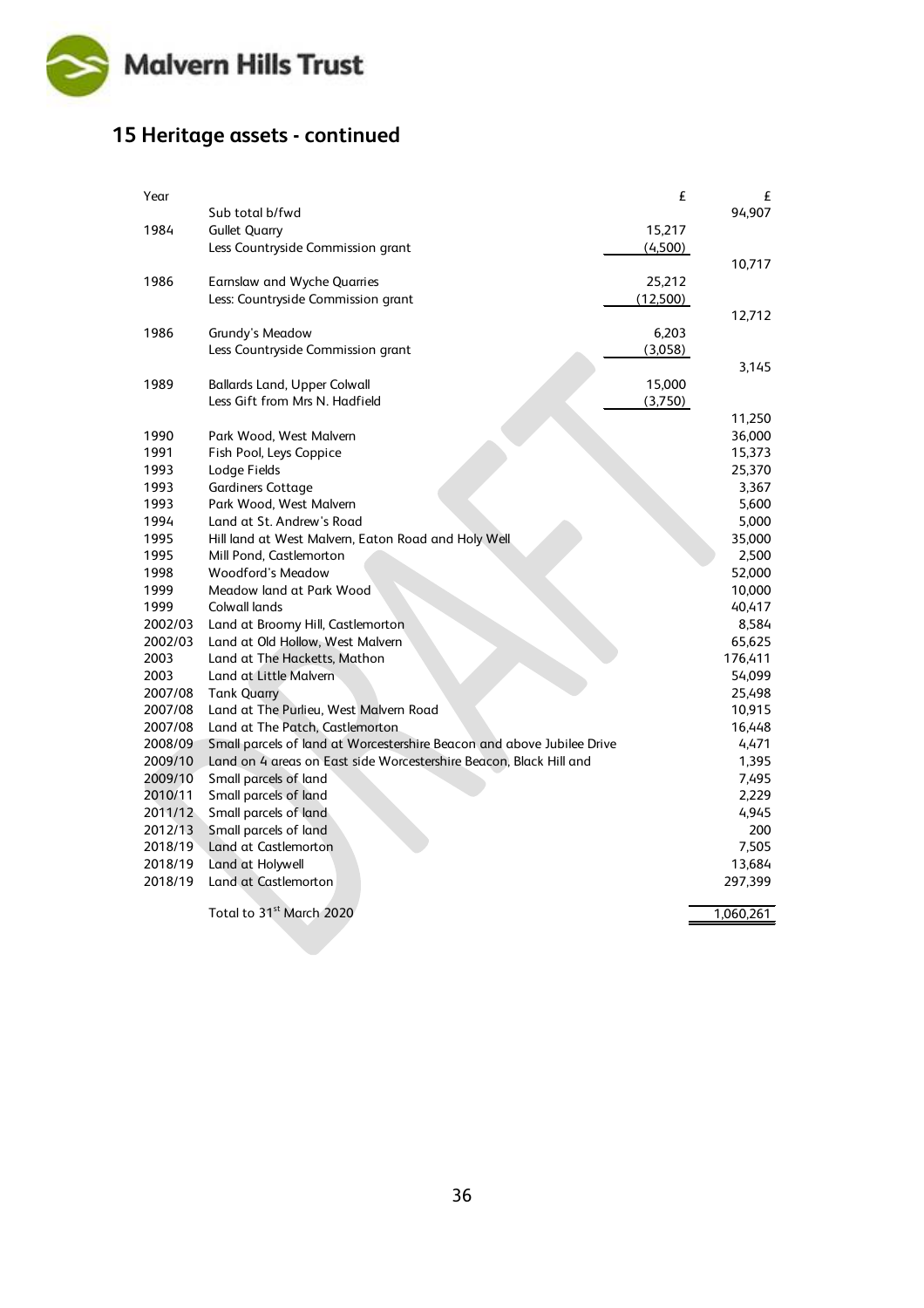## 15 Heritage assets - continued

| Year | | £ | £ |
|---|---|---|---|
| | Sub total b/fwd | | 94,907 |
| 1984 | Gullet Quarry | 15,217 | |
| | Less Countryside Commission grant | (4,500) | |
| | | | 10,717 |
| 1986 | Earnslaw and Wyche Quarries | 25,212 | |
| | Less: Countryside Commission grant | (12,500) | |
| | | | 12,712 |
| 1986 | Grundy's Meadow | 6,203 | |
| | Less Countryside Commission grant | (3,058) | |
| | | | 3,145 |
| 1989 | Ballards Land, Upper Colwall | 15,000 | |
| | Less Gift from Mrs N. Hadfield | (3,750) | |
| | | | 11,250 |
| 1990 | Park Wood, West Malvern | | 36,000 |
| 1991 | Fish Pool, Leys Coppice | | 15,373 |
| 1993 | Lodge Fields | | 25,370 |
| 1993 | Gardiners Cottage | | 3,367 |
| 1993 | Park Wood, West Malvern | | 5,600 |
| 1994 | Land at St. Andrew's Road | | 5,000 |
| 1995 | Hill land at West Malvern, Eaton Road and Holy Well | | 35,000 |
| 1995 | Mill Pond, Castlemorton | | 2,500 |
| 1998 | Woodford's Meadow | | 52,000 |
| 1999 | Meadow land at Park Wood | | 10,000 |
| 1999 | Colwall lands | | 40,417 |
| 2002/03 | Land at Broomy Hill, Castlemorton | | 8,584 |
| 2002/03 | Land at Old Hollow, West Malvern | | 65,625 |
| 2003 | Land at The Hacketts, Mathon | | 176,411 |
| 2003 | Land at Little Malvern | | 54,099 |
| 2007/08 | Tank Quarry | | 25,498 |
| 2007/08 | Land at The Purlieu, West Malvern Road | | 10,915 |
| 2007/08 | Land at The Patch, Castlemorton | | 16,448 |
| 2008/09 | Small parcels of land at Worcestershire Beacon and above Jubilee Drive | | 4,471 |
| 2009/10 | Land on 4 areas on East side Worcestershire Beacon, Black Hill and | | 1,395 |
| 2009/10 | Small parcels of land | | 7,495 |
| 2010/11 | Small parcels of land | | 2,229 |
| 2011/12 | Small parcels of land | | 4,945 |
| 2012/13 | Small parcels of land | | 200 |
| 2018/19 | Land at Castlemorton | | 7,505 |
| 2018/19 | Land at Holywell | | 13,684 |
| 2018/19 | Land at Castlemorton | | 297,399 |
| | Total to 31st March 2020 | | 1,060,261 |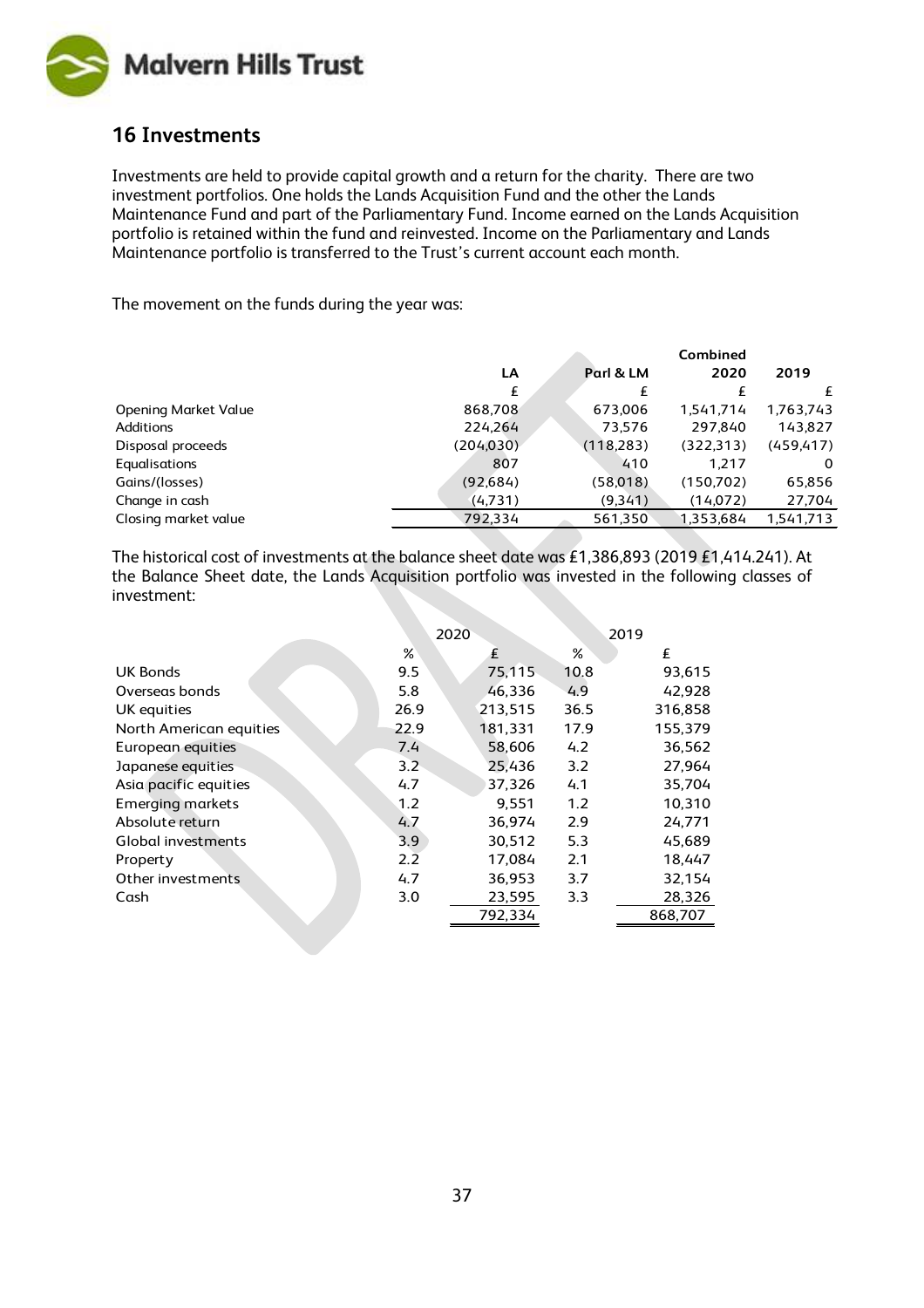## 16 Investments

Investments are held to provide capital growth and a return for the charity. There are two investment portfolios. One holds the Lands Acquisition Fund and the other the Lands Maintenance Fund and part of the Parliamentary Fund. Income earned on the Lands Acquisition portfolio is retained within the fund and reinvested. Income on the Parliamentary and Lands Maintenance portfolio is transferred to the Trust's current account each month.

The movement on the funds during the year was:

| | LA | Parl & LM | Combined 2020 | 2019 |
|---|---|---|---|---|
| | £ | £ | £ | £ |
| Opening Market Value | 868,708 | 673,006 | 1,541,714 | 1,763,743 |
| Additions | 224,264 | 73,576 | 297,840 | 143,827 |
| Disposal proceeds | (204,030) | (118,283) | (322,313) | (459,417) |
| Equalisations | 807 | 410 | 1,217 | 0 |
| Gains/(losses) | (92,684) | (58,018) | (150,702) | 65,856 |
| Change in cash | (4,731) | (9,341) | (14,072) | 27,704 |
| Closing market value | 792,334 | 561,350 | 1,353,684 | 1,541,713 |

The historical cost of investments at the balance sheet date was £1,386,893 (2019 £1,414.241). At the Balance Sheet date, the Lands Acquisition portfolio was invested in the following classes of investment:

| | 2020 | | 2019 | |
|---|---|---|---|---|
| | % | £ | % | £ |
| UK Bonds | 9.5 | 75,115 | 10.8 | 93,615 |
| Overseas bonds | 5.8 | 46,336 | 4.9 | 42,928 |
| UK equities | 26.9 | 213,515 | 36.5 | 316,858 |
| North American equities | 22.9 | 181,331 | 17.9 | 155,379 |
| European equities | 7.4 | 58,606 | 4.2 | 36,562 |
| Japanese equities | 3.2 | 25,436 | 3.2 | 27,964 |
| Asia pacific equities | 4.7 | 37,326 | 4.1 | 35,704 |
| Emerging markets | 1.2 | 9,551 | 1.2 | 10,310 |
| Absolute return | 4.7 | 36,974 | 2.9 | 24,771 |
| Global investments | 3.9 | 30,512 | 5.3 | 45,689 |
| Property | 2.2 | 17,084 | 2.1 | 18,447 |
| Other investments | 4.7 | 36,953 | 3.7 | 32,154 |
| Cash | 3.0 | 23,595 | 3.3 | 28,326 |
| | | 792,334 | | 868,707 |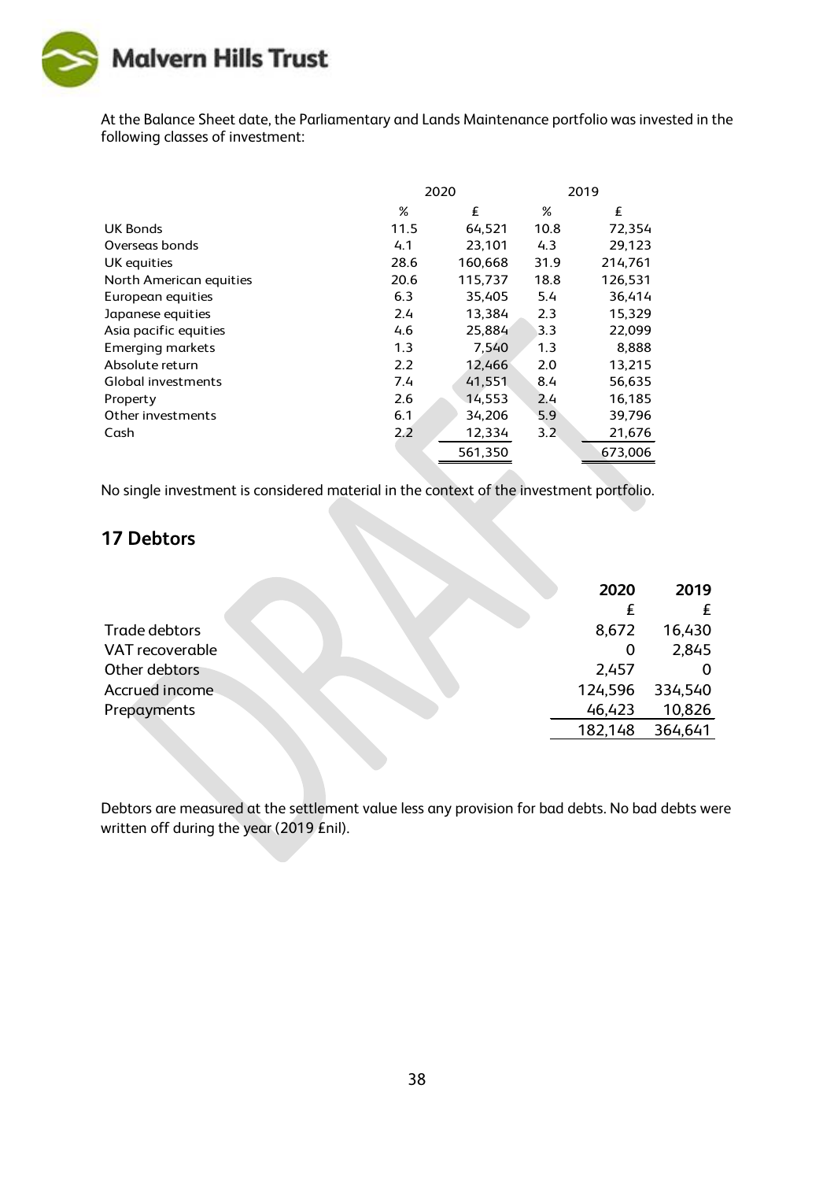At the Balance Sheet date, the Parliamentary and Lands Maintenance portfolio was invested in the following classes of investment:

| | 2020 | | 2019 | |
|---|---|---|---|---|
| | % | £ | % | £ |
| UK Bonds | 11.5 | 64,521 | 10.8 | 72,354 |
| Overseas bonds | 4.1 | 23,101 | 4.3 | 29,123 |
| UK equities | 28.6 | 160,668 | 31.9 | 214,761 |
| North American equities | 20.6 | 115,737 | 18.8 | 126,531 |
| European equities | 6.3 | 35,405 | 5.4 | 36,414 |
| Japanese equities | 2.4 | 13,384 | 2.3 | 15,329 |
| Asia pacific equities | 4.6 | 25,884 | 3.3 | 22,099 |
| Emerging markets | 1.3 | 7,540 | 1.3 | 8,888 |
| Absolute return | 2.2 | 12,466 | 2.0 | 13,215 |
| Global investments | 7.4 | 41,551 | 8.4 | 56,635 |
| Property | 2.6 | 14,553 | 2.4 | 16,185 |
| Other investments | 6.1 | 34,206 | 5.9 | 39,796 |
| Cash | 2.2 | 12,334 | 3.2 | 21,676 |
| | | 561,350 | | 673,006 |

No single investment is considered material in the context of the investment portfolio.

## 17 Debtors

| | 2020 | 2019 |
|---|---|---|
| | £ | £ |
| Trade debtors | 8,672 | 16,430 |
| VAT recoverable | 0 | 2,845 |
| Other debtors | 2,457 | 0 |
| Accrued income | 124,596 | 334,540 |
| Prepayments | 46,423 | 10,826 |
| | 182,148 | 364,641 |

Debtors are measured at the settlement value less any provision for bad debts. No bad debts were written off during the year (2019 £nil).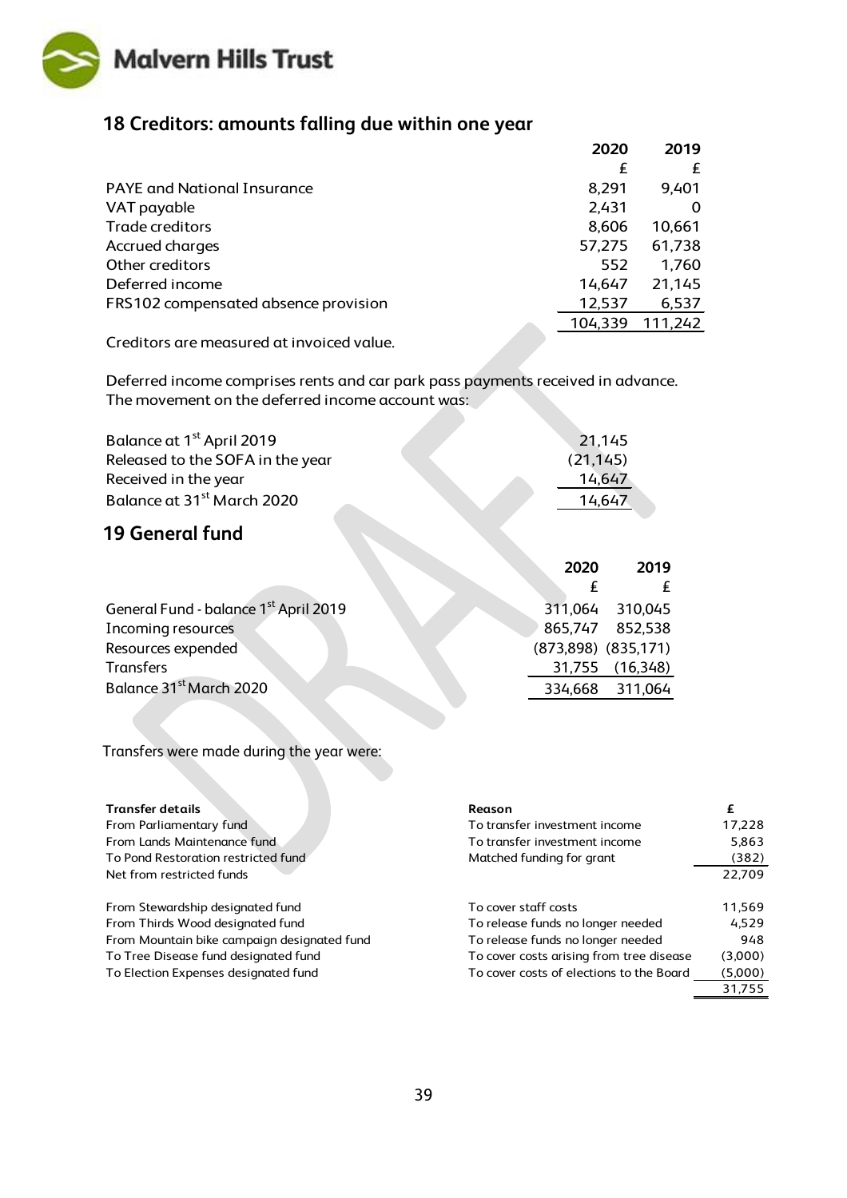## 18 Creditors: amounts falling due within one year

| | 2020 | 2019 |
|---|---|---|
| | £ | £ |
| PAYE and National Insurance | 8,291 | 9,401 |
| VAT payable | 2,431 | 0 |
| Trade creditors | 8,606 | 10,661 |
| Accrued charges | 57,275 | 61,738 |
| Other creditors | 552 | 1,760 |
| Deferred income | 14,647 | 21,145 |
| FRS102 compensated absence provision | 12,537 | 6,537 |
| | 104,339 | 111,242 |

Creditors are measured at invoiced value.

Deferred income comprises rents and car park pass payments received in advance. The movement on the deferred income account was:

| | |
|---|---|
| Balance at 1st April 2019 | 21,145 |
| Released to the SOFA in the year | (21,145) |
| Received in the year | 14,647 |
| Balance at 31st March 2020 | 14,647 |

## 19 General fund

| | 2020 | 2019 |
|---|---|---|
| | £ | £ |
| General Fund - balance 1st April 2019 | 311,064 | 310,045 |
| Incoming resources | 865,747 | 852,538 |
| Resources expended | (873,898) | (835,171) |
| Transfers | 31,755 | (16,348) |
| Balance 31st March 2020 | 334,668 | 311,064 |

Transfers were made during the year were:

| Transfer details | Reason | £ |
|---|---|---|
| From Parliamentary fund | To transfer investment income | 17,228 |
| From Lands Maintenance fund | To transfer investment income | 5,863 |
| To Pond Restoration restricted fund | Matched funding for grant | (382) |
| Net from restricted funds | | 22,709 |
| | | |
| From Stewardship designated fund | To cover staff costs | 11,569 |
| From Thirds Wood designated fund | To release funds no longer needed | 4,529 |
| From Mountain bike campaign designated fund | To release funds no longer needed | 948 |
| To Tree Disease fund designated fund | To cover costs arising from tree disease | (3,000) |
| To Election Expenses designated fund | To cover costs of elections to the Board | (5,000) |
| | | 31,755 |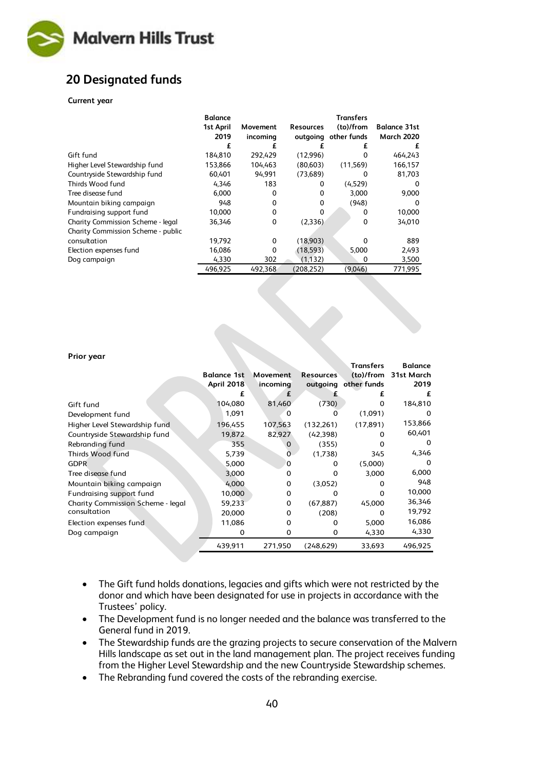## 20 Designated funds

**Current year**

| | Balance 1st April 2019 | Movement incoming | Resources outgoing | Transfers (to)/from other funds | Balance 31st March 2020 |
|---|---|---|---|---|---|
| | £ | £ | £ | £ | £ |
| Gift fund | 184,810 | 292,429 | (12,996) | 0 | 464,243 |
| Higher Level Stewardship fund | 153,866 | 104,463 | (80,603) | (11,569) | 166,157 |
| Countryside Stewardship fund | 60,401 | 94,991 | (73,689) | 0 | 81,703 |
| Thirds Wood fund | 4,346 | 183 | 0 | (4,529) | 0 |
| Tree disease fund | 6,000 | 0 | 0 | 3,000 | 9,000 |
| Mountain biking campaign | 948 | 0 | 0 | (948) | 0 |
| Fundraising support fund | 10,000 | 0 | 0 | 0 | 10,000 |
| Charity Commission Scheme - legal | 36,346 | 0 | (2,336) | 0 | 34,010 |
| Charity Commission Scheme - public consultation | 19,792 | 0 | (18,903) | 0 | 889 |
| Election expenses fund | 16,086 | 0 | (18,593) | 5,000 | 2,493 |
| Dog campaign | 4,330 | 302 | (1,132) | 0 | 3,500 |
| | 496,925 | 492,368 | (208,252) | (9,046) | 771,995 |

**Prior year**

| | Balance 1st April 2018 | Movement incoming | Resources outgoing | Transfers (to)/from other funds | Balance 31st March 2019 |
|---|---|---|---|---|---|
| | £ | £ | £ | £ | £ |
| Gift fund | 104,080 | 81,460 | (730) | 0 | 184,810 |
| Development fund | 1,091 | 0 | 0 | (1,091) | 0 |
| Higher Level Stewardship fund | 196,455 | 107,563 | (132,261) | (17,891) | 153,866 |
| Countryside Stewardship fund | 19,872 | 82,927 | (42,398) | 0 | 60,401 |
| Rebranding fund | 355 | 0 | (355) | 0 | 0 |
| Thirds Wood fund | 5,739 | 0 | (1,738) | 345 | 4,346 |
| GDPR | 5,000 | 0 | 0 | (5,000) | 0 |
| Tree disease fund | 3,000 | 0 | 0 | 3,000 | 6,000 |
| Mountain biking campaign | 4,000 | 0 | (3,052) | 0 | 948 |
| Fundraising support fund | 10,000 | 0 | 0 | 0 | 10,000 |
| Charity Commission Scheme - legal | 59,233 | 0 | (67,887) | 45,000 | 36,346 |
| consultation | 20,000 | 0 | (208) | 0 | 19,792 |
| Election expenses fund | 11,086 | 0 | 0 | 5,000 | 16,086 |
| Dog campaign | 0 | 0 | 0 | 4,330 | 4,330 |
| | 439,911 | 271,950 | (248,629) | 33,693 | 496,925 |

- The Gift fund holds donations, legacies and gifts which were not restricted by the donor and which have been designated for use in projects in accordance with the Trustees' policy.
- The Development fund is no longer needed and the balance was transferred to the General fund in 2019.
- The Stewardship funds are the grazing projects to secure conservation of the Malvern Hills landscape as set out in the land management plan. The project receives funding from the Higher Level Stewardship and the new Countryside Stewardship schemes.
- The Rebranding fund covered the costs of the rebranding exercise.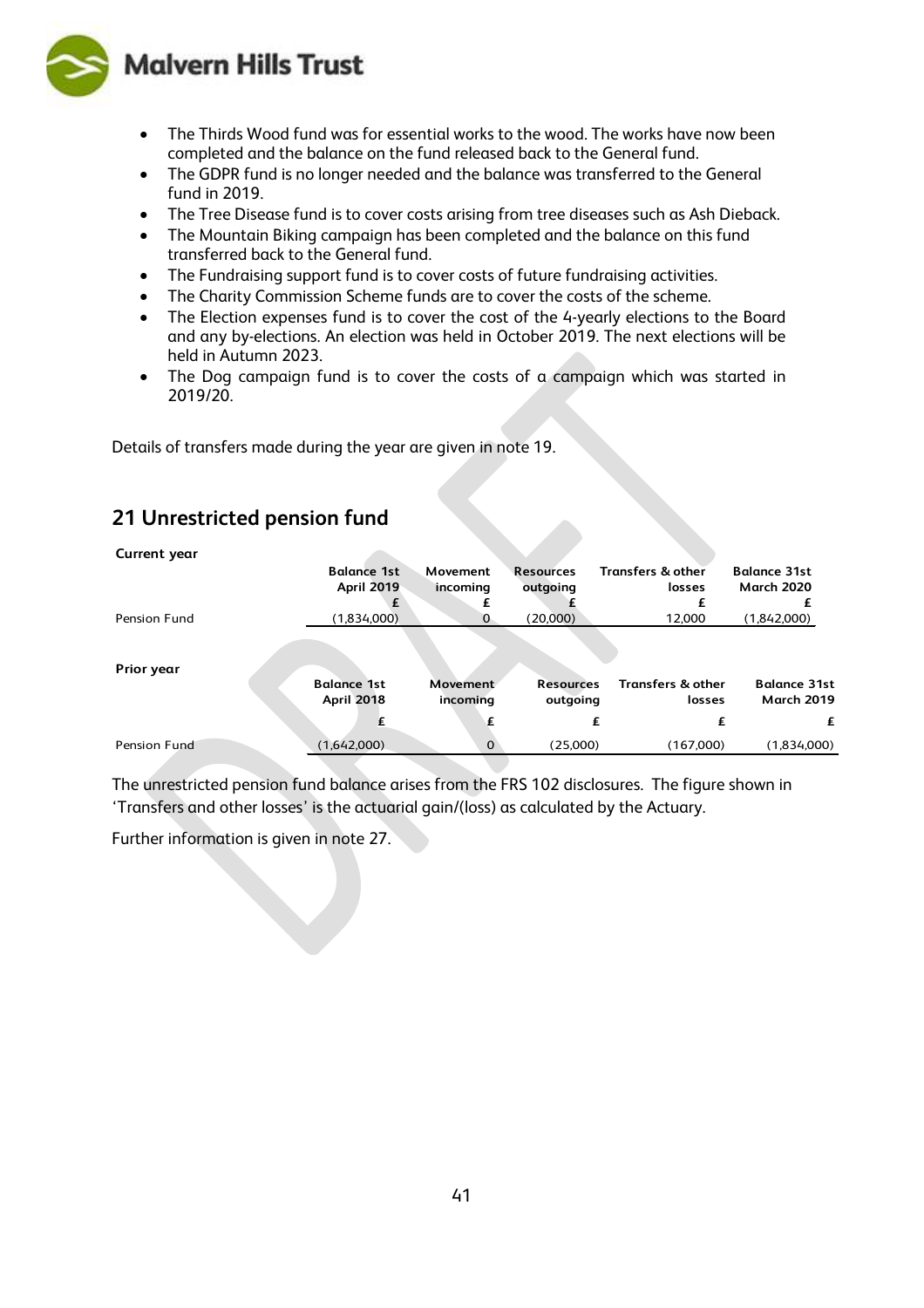- The Thirds Wood fund was for essential works to the wood. The works have now been completed and the balance on the fund released back to the General fund.
- The GDPR fund is no longer needed and the balance was transferred to the General fund in 2019.
- The Tree Disease fund is to cover costs arising from tree diseases such as Ash Dieback.
- The Mountain Biking campaign has been completed and the balance on this fund transferred back to the General fund.
- The Fundraising support fund is to cover costs of future fundraising activities.
- The Charity Commission Scheme funds are to cover the costs of the scheme.
- The Election expenses fund is to cover the cost of the 4-yearly elections to the Board and any by-elections. An election was held in October 2019. The next elections will be held in Autumn 2023.
- The Dog campaign fund is to cover the costs of a campaign which was started in 2019/20.

Details of transfers made during the year are given in note 19.

## 21 Unrestricted pension fund

**Current year**

| | Balance 1st April 2019 | Movement incoming | Resources outgoing | Transfers & other losses | Balance 31st March 2020 |
|---|---|---|---|---|---|
| | £ | £ | £ | £ | £ |
| Pension Fund | (1,834,000) | 0 | (20,000) | 12,000 | (1,842,000) |

**Prior year**

| | Balance 1st April 2018 | Movement incoming | Resources outgoing | Transfers & other losses | Balance 31st March 2019 |
|---|---|---|---|---|---|
| | £ | £ | £ | £ | £ |
| Pension Fund | (1,642,000) | 0 | (25,000) | (167,000) | (1,834,000) |

The unrestricted pension fund balance arises from the FRS 102 disclosures. The figure shown in 'Transfers and other losses' is the actuarial gain/(loss) as calculated by the Actuary.

Further information is given in note 27.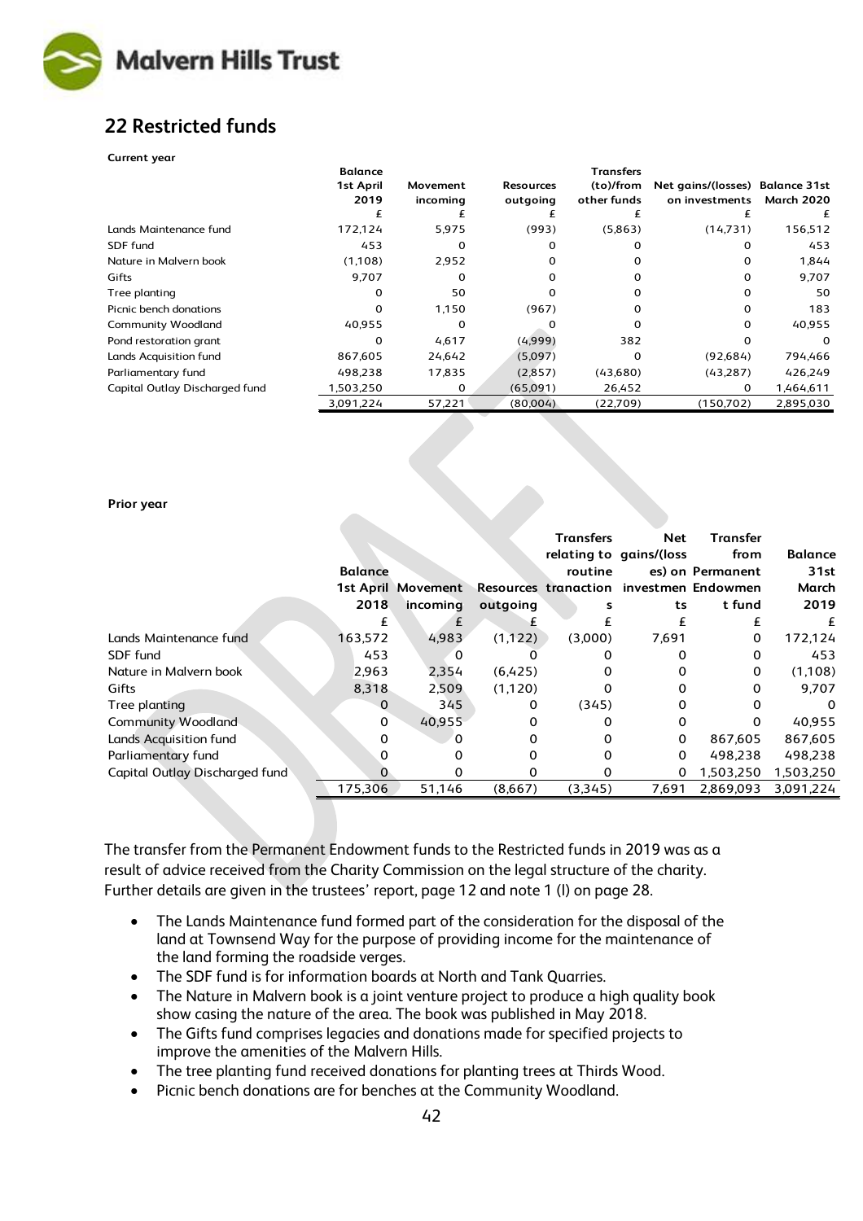## 22 Restricted funds

**Current year**

| | Balance 1st April 2019 | Movement incoming | Resources outgoing | Transfers (to)/from other funds | Net gains/(losses) on investments | Balance 31st March 2020 |
|---|---|---|---|---|---|---|
| | £ | £ | £ | £ | £ | £ |
| Lands Maintenance fund | 172,124 | 5,975 | (993) | (5,863) | (14,731) | 156,512 |
| SDF fund | 453 | 0 | 0 | 0 | 0 | 453 |
| Nature in Malvern book | (1,108) | 2,952 | 0 | 0 | 0 | 1,844 |
| Gifts | 9,707 | 0 | 0 | 0 | 0 | 9,707 |
| Tree planting | 0 | 50 | 0 | 0 | 0 | 50 |
| Picnic bench donations | 0 | 1,150 | (967) | 0 | 0 | 183 |
| Community Woodland | 40,955 | 0 | 0 | 0 | 0 | 40,955 |
| Pond restoration grant | 0 | 4,617 | (4,999) | 382 | 0 | 0 |
| Lands Acquisition fund | 867,605 | 24,642 | (5,097) | 0 | (92,684) | 794,466 |
| Parliamentary fund | 498,238 | 17,835 | (2,857) | (43,680) | (43,287) | 426,249 |
| Capital Outlay Discharged fund | 1,503,250 | 0 | (65,091) | 26,452 | 0 | 1,464,611 |
| | 3,091,224 | 57,221 | (80,004) | (22,709) | (150,702) | 2,895,030 |

**Prior year**

| | Balance 1st April 2018 | Movement incoming | Resources outgoing | Transfers relating to routine tranactions | Net gains/(losses) on investments | Transfer from Permanent Endowment fund | Balance 31st March 2019 |
|---|---|---|---|---|---|---|---|
| | £ | £ | £ | £ | £ | £ | £ |
| Lands Maintenance fund | 163,572 | 4,983 | (1,122) | (3,000) | 7,691 | 0 | 172,124 |
| SDF fund | 453 | 0 | 0 | 0 | 0 | 0 | 453 |
| Nature in Malvern book | 2,963 | 2,354 | (6,425) | 0 | 0 | 0 | (1,108) |
| Gifts | 8,318 | 2,509 | (1,120) | 0 | 0 | 0 | 9,707 |
| Tree planting | 0 | 345 | 0 | (345) | 0 | 0 | 0 |
| Community Woodland | 0 | 40,955 | 0 | 0 | 0 | 0 | 40,955 |
| Lands Acquisition fund | 0 | 0 | 0 | 0 | 0 | 867,605 | 867,605 |
| Parliamentary fund | 0 | 0 | 0 | 0 | 0 | 498,238 | 498,238 |
| Capital Outlay Discharged fund | 0 | 0 | 0 | 0 | 0 | 1,503,250 | 1,503,250 |
| | 175,306 | 51,146 | (8,667) | (3,345) | 7,691 | 2,869,093 | 3,091,224 |

The transfer from the Permanent Endowment funds to the Restricted funds in 2019 was as a result of advice received from the Charity Commission on the legal structure of the charity. Further details are given in the trustees' report, page 12 and note 1 (l) on page 28.

- The Lands Maintenance fund formed part of the consideration for the disposal of the land at Townsend Way for the purpose of providing income for the maintenance of the land forming the roadside verges.
- The SDF fund is for information boards at North and Tank Quarries.
- The Nature in Malvern book is a joint venture project to produce a high quality book show casing the nature of the area. The book was published in May 2018.
- The Gifts fund comprises legacies and donations made for specified projects to improve the amenities of the Malvern Hills.
- The tree planting fund received donations for planting trees at Thirds Wood.
- Picnic bench donations are for benches at the Community Woodland.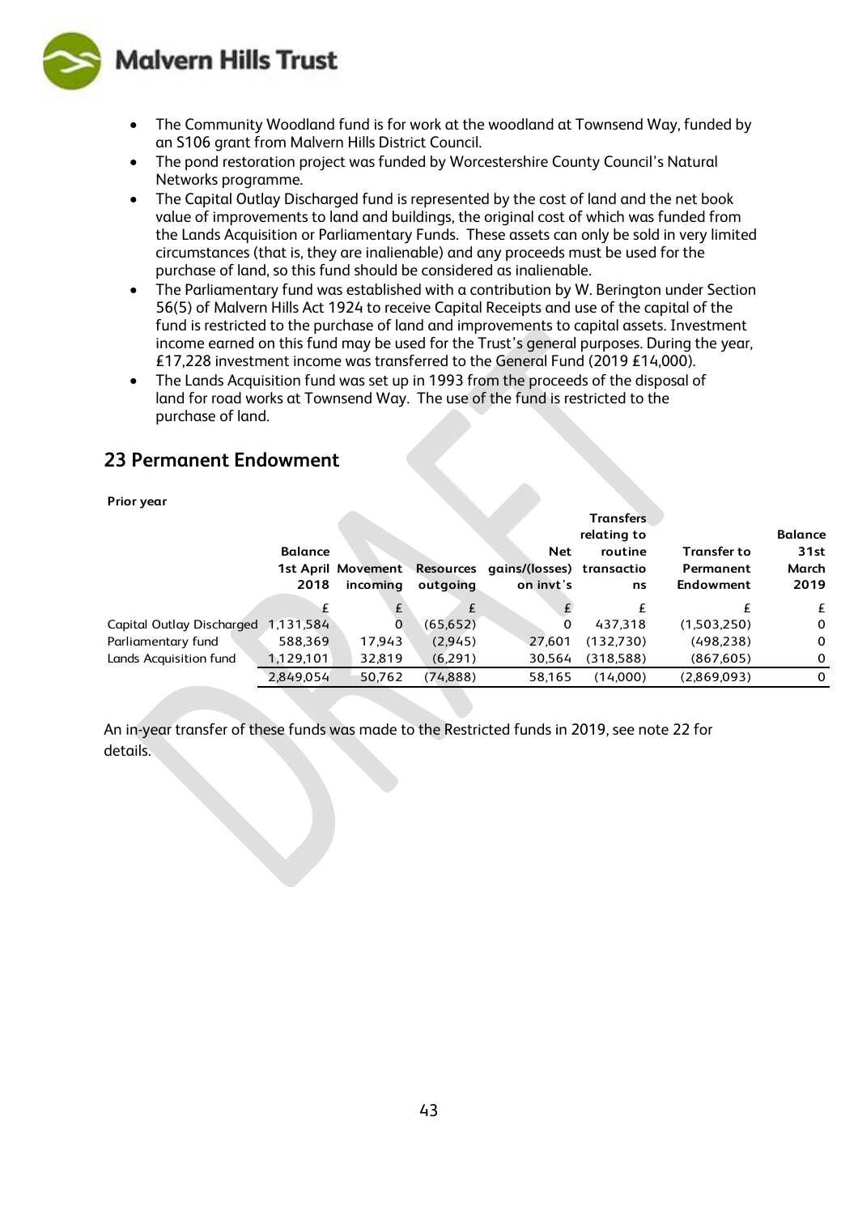- The Community Woodland fund is for work at the woodland at Townsend Way, funded by an S106 grant from Malvern Hills District Council.
- The pond restoration project was funded by Worcestershire County Council's Natural Networks programme.
- The Capital Outlay Discharged fund is represented by the cost of land and the net book value of improvements to land and buildings, the original cost of which was funded from the Lands Acquisition or Parliamentary Funds. These assets can only be sold in very limited circumstances (that is, they are inalienable) and any proceeds must be used for the purchase of land, so this fund should be considered as inalienable.
- The Parliamentary fund was established with a contribution by W. Berington under Section 56(5) of Malvern Hills Act 1924 to receive Capital Receipts and use of the capital of the fund is restricted to the purchase of land and improvements to capital assets. Investment income earned on this fund may be used for the Trust's general purposes. During the year, £17,228 investment income was transferred to the General Fund (2019 £14,000).
- The Lands Acquisition fund was set up in 1993 from the proceeds of the disposal of land for road works at Townsend Way. The use of the fund is restricted to the purchase of land.

## 23 Permanent Endowment

**Prior year**

| | Balance 1st April 2018 | Movement incoming | Resources outgoing | Net gains/(losses) on invt's | Transfers relating to routine transactions | Transfer to Permanent Endowment | Balance 31st March 2019 |
|---|---|---|---|---|---|---|---|
| | £ | £ | £ | £ | £ | £ | £ |
| Capital Outlay Discharged | 1,131,584 | 0 | (65,652) | 0 | 437,318 | (1,503,250) | 0 |
| Parliamentary fund | 588,369 | 17,943 | (2,945) | 27,601 | (132,730) | (498,238) | 0 |
| Lands Acquisition fund | 1,129,101 | 32,819 | (6,291) | 30,564 | (318,588) | (867,605) | 0 |
| | 2,849,054 | 50,762 | (74,888) | 58,165 | (14,000) | (2,869,093) | 0 |

An in-year transfer of these funds was made to the Restricted funds in 2019, see note 22 for details.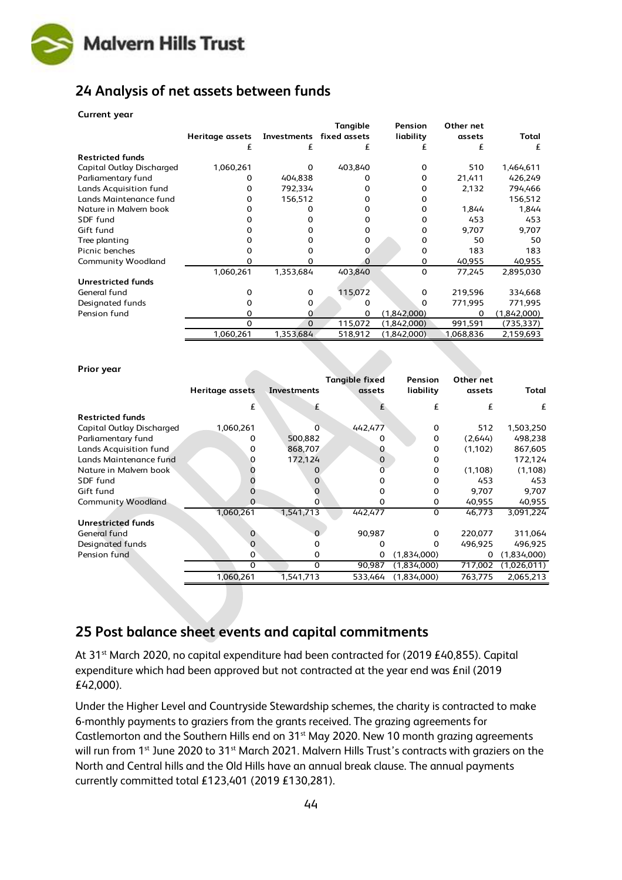## 24 Analysis of net assets between funds

**Current year**

| | Heritage assets | Investments | Tangible fixed assets | Pension liability | Other net assets | Total |
|---|---|---|---|---|---|---|
| | £ | £ | £ | £ | £ | £ |
| **Restricted funds** | | | | | | |
| Capital Outlay Discharged | 1,060,261 | 0 | 403,840 | 0 | 510 | 1,464,611 |
| Parliamentary fund | 0 | 404,838 | 0 | 0 | 21,411 | 426,249 |
| Lands Acquisition fund | 0 | 792,334 | 0 | 0 | 2,132 | 794,466 |
| Lands Maintenance fund | 0 | 156,512 | 0 | 0 | | 156,512 |
| Nature in Malvern book | 0 | 0 | 0 | 0 | 1,844 | 1,844 |
| SDF fund | 0 | 0 | 0 | 0 | 453 | 453 |
| Gift fund | 0 | 0 | 0 | 0 | 9,707 | 9,707 |
| Tree planting | 0 | 0 | 0 | 0 | 50 | 50 |
| Picnic benches | 0 | 0 | 0 | 0 | 183 | 183 |
| Community Woodland | 0 | 0 | 0 | 0 | 40,955 | 40,955 |
| | 1,060,261 | 1,353,684 | 403,840 | 0 | 77,245 | 2,895,030 |
| **Unrestricted funds** | | | | | | |
| General fund | 0 | 0 | 115,072 | 0 | 219,596 | 334,668 |
| Designated funds | 0 | 0 | 0 | 0 | 771,995 | 771,995 |
| Pension fund | 0 | 0 | 0 | (1,842,000) | 0 | (1,842,000) |
| | 0 | 0 | 115,072 | (1,842,000) | 991,591 | (735,337) |
| | 1,060,261 | 1,353,684 | 518,912 | (1,842,000) | 1,068,836 | 2,159,693 |

**Prior year**

| | Heritage assets | Investments | Tangible fixed assets | Pension liability | Other net assets | Total |
|---|---|---|---|---|---|---|
| | £ | £ | £ | £ | £ | £ |
| **Restricted funds** | | | | | | |
| Capital Outlay Discharged | 1,060,261 | 0 | 442,477 | 0 | 512 | 1,503,250 |
| Parliamentary fund | 0 | 500,882 | 0 | 0 | (2,644) | 498,238 |
| Lands Acquisition fund | 0 | 868,707 | 0 | 0 | (1,102) | 867,605 |
| Lands Maintenance fund | 0 | 172,124 | 0 | 0 | | 172,124 |
| Nature in Malvern book | 0 | 0 | 0 | 0 | (1,108) | (1,108) |
| SDF fund | 0 | 0 | 0 | 0 | 453 | 453 |
| Gift fund | 0 | 0 | 0 | 0 | 9,707 | 9,707 |
| Community Woodland | 0 | 0 | 0 | 0 | 40,955 | 40,955 |
| | 1,060,261 | 1,541,713 | 442,477 | 0 | 46,773 | 3,091,224 |
| **Unrestricted funds** | | | | | | |
| General fund | 0 | 0 | 90,987 | 0 | 220,077 | 311,064 |
| Designated funds | 0 | 0 | 0 | 0 | 496,925 | 496,925 |
| Pension fund | 0 | 0 | 0 | (1,834,000) | 0 | (1,834,000) |
| | 0 | 0 | 90,987 | (1,834,000) | 717,002 | (1,026,011) |
| | 1,060,261 | 1,541,713 | 533,464 | (1,834,000) | 763,775 | 2,065,213 |

## 25 Post balance sheet events and capital commitments

At 31st March 2020, no capital expenditure had been contracted for (2019 £40,855). Capital expenditure which had been approved but not contracted at the year end was £nil (2019 £42,000).

Under the Higher Level and Countryside Stewardship schemes, the charity is contracted to make 6-monthly payments to graziers from the grants received. The grazing agreements for Castlemorton and the Southern Hills end on 31st May 2020. New 10 month grazing agreements will run from 1st June 2020 to 31st March 2021. Malvern Hills Trust's contracts with graziers on the North and Central hills and the Old Hills have an annual break clause. The annual payments currently committed total £123,401 (2019 £130,281).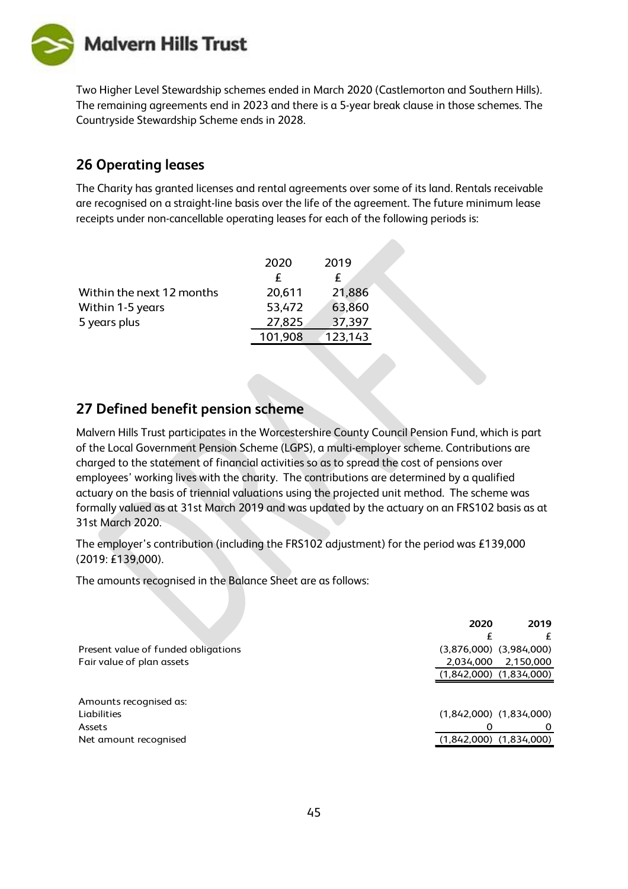Two Higher Level Stewardship schemes ended in March 2020 (Castlemorton and Southern Hills). The remaining agreements end in 2023 and there is a 5-year break clause in those schemes. The Countryside Stewardship Scheme ends in 2028.

## 26 Operating leases

The Charity has granted licenses and rental agreements over some of its land. Rentals receivable are recognised on a straight-line basis over the life of the agreement. The future minimum lease receipts under non-cancellable operating leases for each of the following periods is:

| | 2020 | 2019 |
|---|---|---|
| | £ | £ |
| Within the next 12 months | 20,611 | 21,886 |
| Within 1-5 years | 53,472 | 63,860 |
| 5 years plus | 27,825 | 37,397 |
| | 101,908 | 123,143 |

## 27 Defined benefit pension scheme

Malvern Hills Trust participates in the Worcestershire County Council Pension Fund, which is part of the Local Government Pension Scheme (LGPS), a multi-employer scheme. Contributions are charged to the statement of financial activities so as to spread the cost of pensions over employees' working lives with the charity. The contributions are determined by a qualified actuary on the basis of triennial valuations using the projected unit method. The scheme was formally valued as at 31st March 2019 and was updated by the actuary on an FRS102 basis as at 31st March 2020.

The employer's contribution (including the FRS102 adjustment) for the period was £139,000 (2019: £139,000).

The amounts recognised in the Balance Sheet are as follows:

| | **2020** | **2019** |
|---|---|---|
| | £ | £ |
| Present value of funded obligations | (3,876,000) | (3,984,000) |
| Fair value of plan assets | 2,034,000 | 2,150,000 |
| | (1,842,000) | (1,834,000) |
| | | |
| Amounts recognised as: | | |
| Liabilities | (1,842,000) | (1,834,000) |
| Assets | 0 | 0 |
| Net amount recognised | (1,842,000) | (1,834,000) |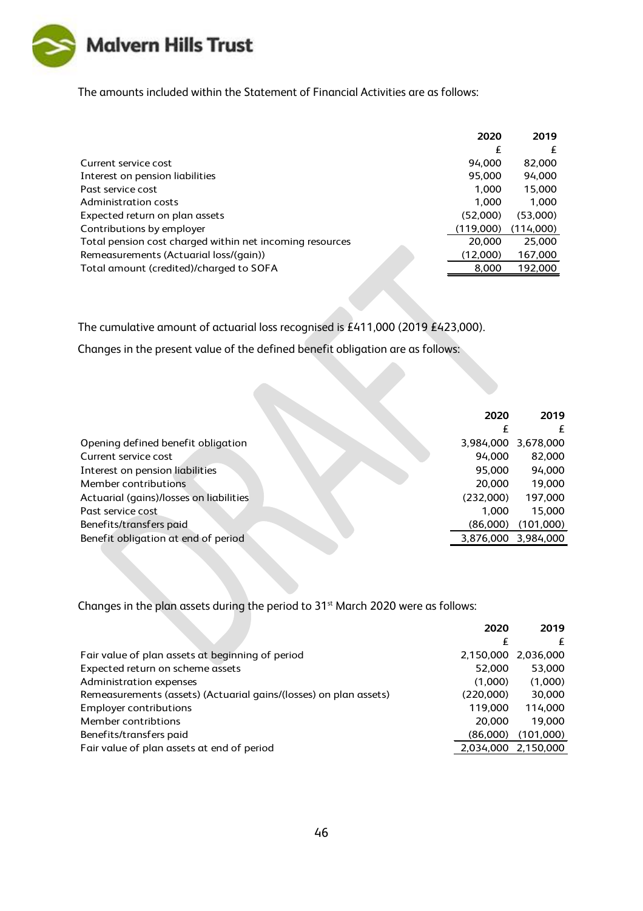The amounts included within the Statement of Financial Activities are as follows:

| | 2020 | 2019 |
|---|---|---|
| | £ | £ |
| Current service cost | 94,000 | 82,000 |
| Interest on pension liabilities | 95,000 | 94,000 |
| Past service cost | 1,000 | 15,000 |
| Administration costs | 1,000 | 1,000 |
| Expected return on plan assets | (52,000) | (53,000) |
| Contributions by employer | (119,000) | (114,000) |
| Total pension cost charged within net incoming resources | 20,000 | 25,000 |
| Remeasurements (Actuarial loss/(gain)) | (12,000) | 167,000 |
| Total amount (credited)/charged to SOFA | 8,000 | 192,000 |

The cumulative amount of actuarial loss recognised is £411,000 (2019 £423,000).

Changes in the present value of the defined benefit obligation are as follows:

| | 2020 | 2019 |
|---|---|---|
| | £ | £ |
| Opening defined benefit obligation | 3,984,000 | 3,678,000 |
| Current service cost | 94,000 | 82,000 |
| Interest on pension liabilities | 95,000 | 94,000 |
| Member contributions | 20,000 | 19,000 |
| Actuarial (gains)/losses on liabilities | (232,000) | 197,000 |
| Past service cost | 1,000 | 15,000 |
| Benefits/transfers paid | (86,000) | (101,000) |
| Benefit obligation at end of period | 3,876,000 | 3,984,000 |

Changes in the plan assets during the period to 31st March 2020 were as follows:

| | 2020 | 2019 |
|---|---|---|
| | £ | £ |
| Fair value of plan assets at beginning of period | 2,150,000 | 2,036,000 |
| Expected return on scheme assets | 52,000 | 53,000 |
| Administration expenses | (1,000) | (1,000) |
| Remeasurements (assets) (Actuarial gains/(losses) on plan assets) | (220,000) | 30,000 |
| Employer contributions | 119,000 | 114,000 |
| Member contribtions | 20,000 | 19,000 |
| Benefits/transfers paid | (86,000) | (101,000) |
| Fair value of plan assets at end of period | 2,034,000 | 2,150,000 |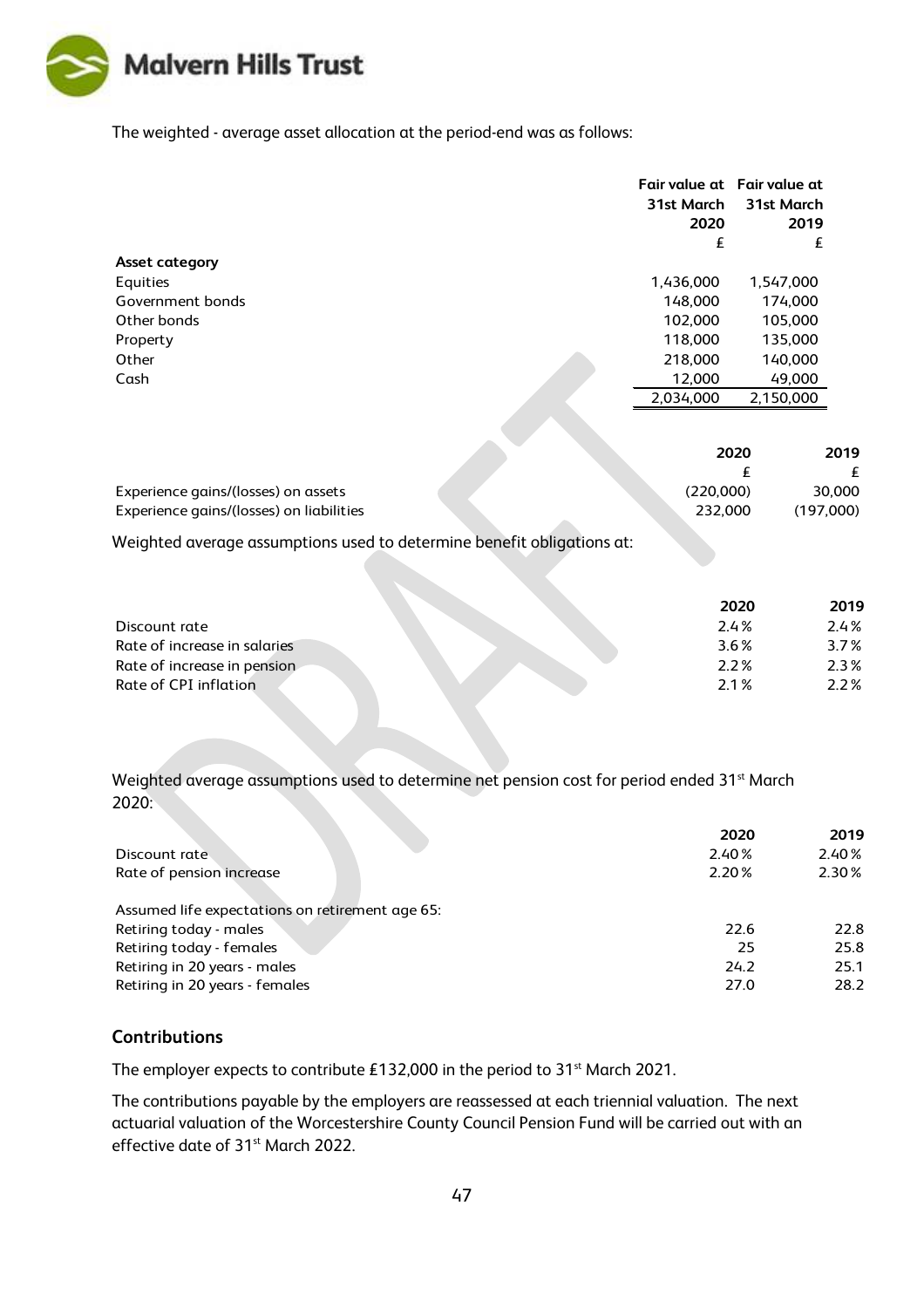The weighted - average asset allocation at the period-end was as follows:

| | Fair value at 31st March 2020 £ | Fair value at 31st March 2019 £ |
|---|---|---|
| **Asset category** | | |
| Equities | 1,436,000 | 1,547,000 |
| Government bonds | 148,000 | 174,000 |
| Other bonds | 102,000 | 105,000 |
| Property | 118,000 | 135,000 |
| Other | 218,000 | 140,000 |
| Cash | 12,000 | 49,000 |
| | 2,034,000 | 2,150,000 |

| | 2020 £ | 2019 £ |
|---|---|---|
| Experience gains/(losses) on assets | (220,000) | 30,000 |
| Experience gains/(losses) on liabilities | 232,000 | (197,000) |

Weighted average assumptions used to determine benefit obligations at:

| | 2020 | 2019 |
|---|---|---|
| Discount rate | 2.4% | 2.4% |
| Rate of increase in salaries | 3.6% | 3.7% |
| Rate of increase in pension | 2.2% | 2.3% |
| Rate of CPI inflation | 2.1% | 2.2% |

Weighted average assumptions used to determine net pension cost for period ended 31st March 2020:

| | 2020 | 2019 |
|---|---|---|
| Discount rate | 2.40% | 2.40% |
| Rate of pension increase | 2.20% | 2.30% |
| | | |
| Assumed life expectations on retirement age 65: | | |
| Retiring today - males | 22.6 | 22.8 |
| Retiring today - females | 25 | 25.8 |
| Retiring in 20 years - males | 24.2 | 25.1 |
| Retiring in 20 years - females | 27.0 | 28.2 |

## Contributions

The employer expects to contribute £132,000 in the period to 31st March 2021.

The contributions payable by the employers are reassessed at each triennial valuation. The next actuarial valuation of the Worcestershire County Council Pension Fund will be carried out with an effective date of 31st March 2022.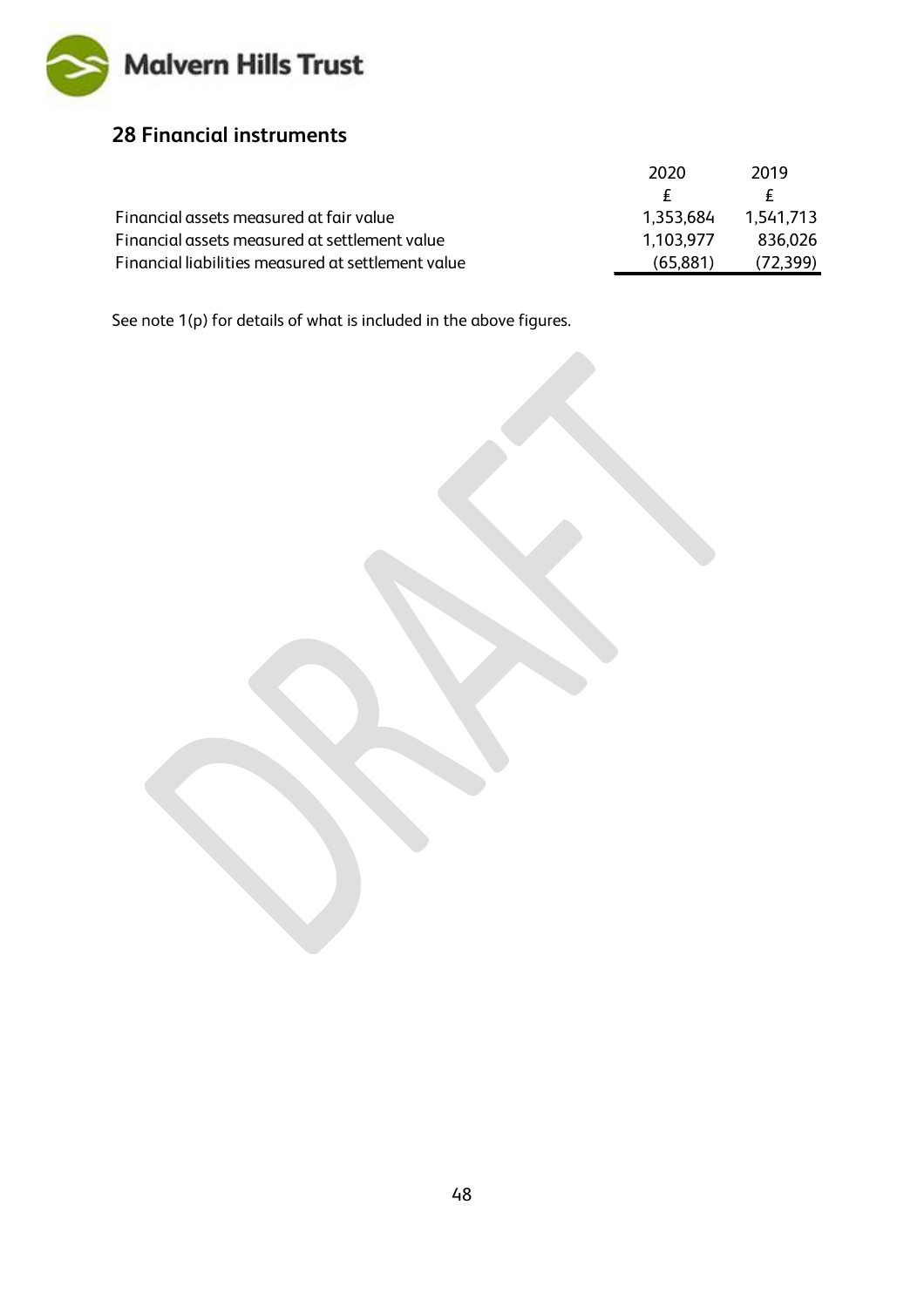## 28 Financial instruments

| | 2020 | 2019 |
|---|---|---|
| | £ | £ |
| Financial assets measured at fair value | 1,353,684 | 1,541,713 |
| Financial assets measured at settlement value | 1,103,977 | 836,026 |
| Financial liabilities measured at settlement value | (65,881) | (72,399) |

See note 1(p) for details of what is included in the above figures.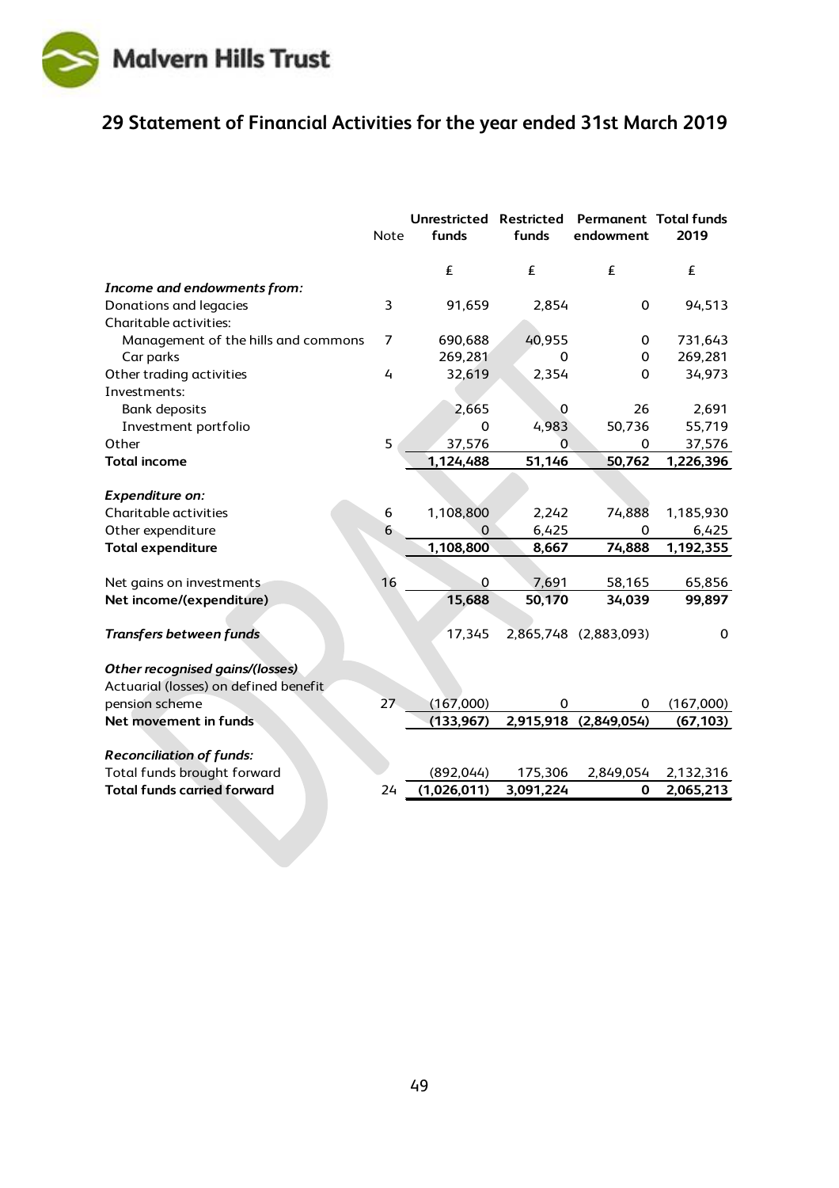# 29 Statement of Financial Activities for the year ended 31st March 2019

| | Note | Unrestricted funds | Restricted funds | Permanent endowment | Total funds 2019 |
|---|---|---|---|---|---|
| | | £ | £ | £ | £ |
| ***Income and endowments from:*** | | | | | |
| Donations and legacies | 3 | 91,659 | 2,854 | 0 | 94,513 |
| Charitable activities: | | | | | |
| Management of the hills and commons | 7 | 690,688 | 40,955 | 0 | 731,643 |
| Car parks | | 269,281 | 0 | 0 | 269,281 |
| Other trading activities | 4 | 32,619 | 2,354 | 0 | 34,973 |
| Investments: | | | | | |
| Bank deposits | | 2,665 | 0 | 26 | 2,691 |
| Investment portfolio | | 0 | 4,983 | 50,736 | 55,719 |
| Other | 5 | 37,576 | 0 | 0 | 37,576 |
| **Total income** | | **1,124,488** | **51,146** | **50,762** | **1,226,396** |
| ***Expenditure on:*** | | | | | |
| Charitable activities | 6 | 1,108,800 | 2,242 | 74,888 | 1,185,930 |
| Other expenditure | 6 | 0 | 6,425 | 0 | 6,425 |
| **Total expenditure** | | **1,108,800** | **8,667** | **74,888** | **1,192,355** |
| Net gains on investments | 16 | 0 | 7,691 | 58,165 | 65,856 |
| **Net income/(expenditure)** | | **15,688** | **50,170** | **34,039** | **99,897** |
| ***Transfers between funds*** | | 17,345 | 2,865,748 | (2,883,093) | 0 |
| ***Other recognised gains/(losses)*** | | | | | |
| Actuarial (losses) on defined benefit pension scheme | 27 | (167,000) | 0 | 0 | (167,000) |
| **Net movement in funds** | | **(133,967)** | **2,915,918** | **(2,849,054)** | **(67,103)** |
| ***Reconciliation of funds:*** | | | | | |
| Total funds brought forward | | (892,044) | 175,306 | 2,849,054 | 2,132,316 |
| **Total funds carried forward** | 24 | **(1,026,011)** | **3,091,224** | **0** | **2,065,213** |